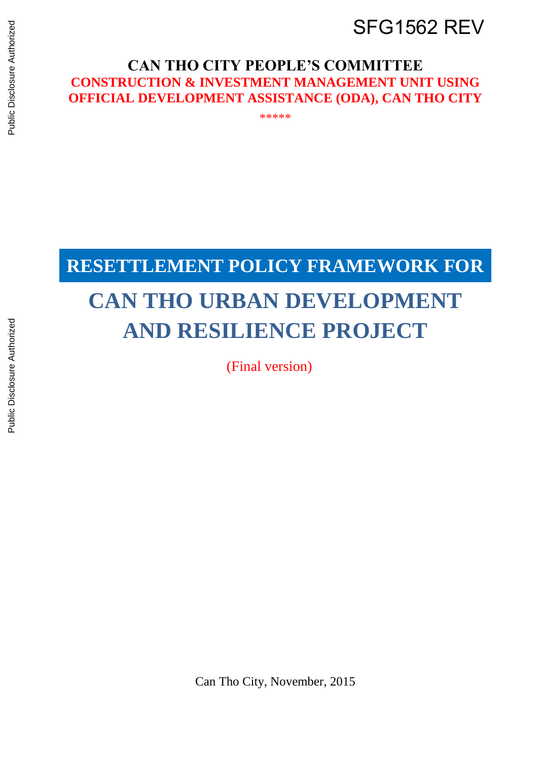SFG1562 REV

**CAN THO CITY PEOPLE'S COMMITTEE**

**CONSTRUCTION & INVESTMENT MANAGEMENT UNIT USING OFFICIAL DEVELOPMENT ASSISTANCE (ODA), CAN THO CITY**

*****

# RESETTLEMENT POLICY FRAMEWORK FOR

# CAN THO URBAN DEVELOPMENT AND RESILIENCE PROJECT

(Final version)

Can Tho City, November, 2015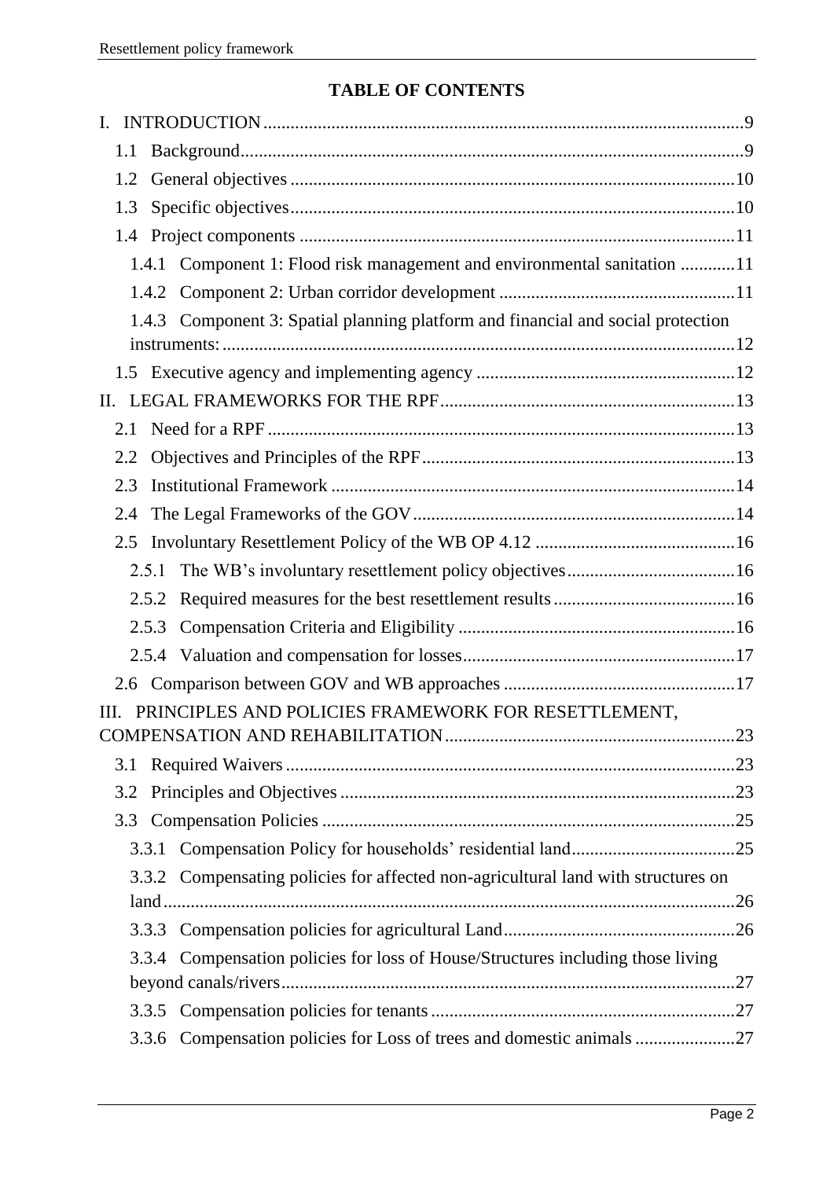# TABLE OF CONTENTS

I. INTRODUCTION ..... 9

1.1 Background ..... 9

1.2 General objectives ..... 10

1.3 Specific objectives ..... 10

1.4 Project components ..... 11

1.4.1 Component 1: Flood risk management and environmental sanitation ..... 11

1.4.2 Component 2: Urban corridor development ..... 11

1.4.3 Component 3: Spatial planning platform and financial and social protection instruments: ..... 12

1.5 Executive agency and implementing agency ..... 12

II. LEGAL FRAMEWORKS FOR THE RPF ..... 13

2.1 Need for a RPF ..... 13

2.2 Objectives and Principles of the RPF ..... 13

2.3 Institutional Framework ..... 14

2.4 The Legal Frameworks of the GOV ..... 14

2.5 Involuntary Resettlement Policy of the WB OP 4.12 ..... 16

2.5.1 The WB's involuntary resettlement policy objectives ..... 16

2.5.2 Required measures for the best resettlement results ..... 16

2.5.3 Compensation Criteria and Eligibility ..... 16

2.5.4 Valuation and compensation for losses ..... 17

2.6 Comparison between GOV and WB approaches ..... 17

III. PRINCIPLES AND POLICIES FRAMEWORK FOR RESETTLEMENT, COMPENSATION AND REHABILITATION ..... 23

3.1 Required Waivers ..... 23

3.2 Principles and Objectives ..... 23

3.3 Compensation Policies ..... 25

3.3.1 Compensation Policy for households' residential land ..... 25

3.3.2 Compensating policies for affected non-agricultural land with structures on land ..... 26

3.3.3 Compensation policies for agricultural Land ..... 26

3.3.4 Compensation policies for loss of House/Structures including those living beyond canals/rivers ..... 27

3.3.5 Compensation policies for tenants ..... 27

3.3.6 Compensation policies for Loss of trees and domestic animals ..... 27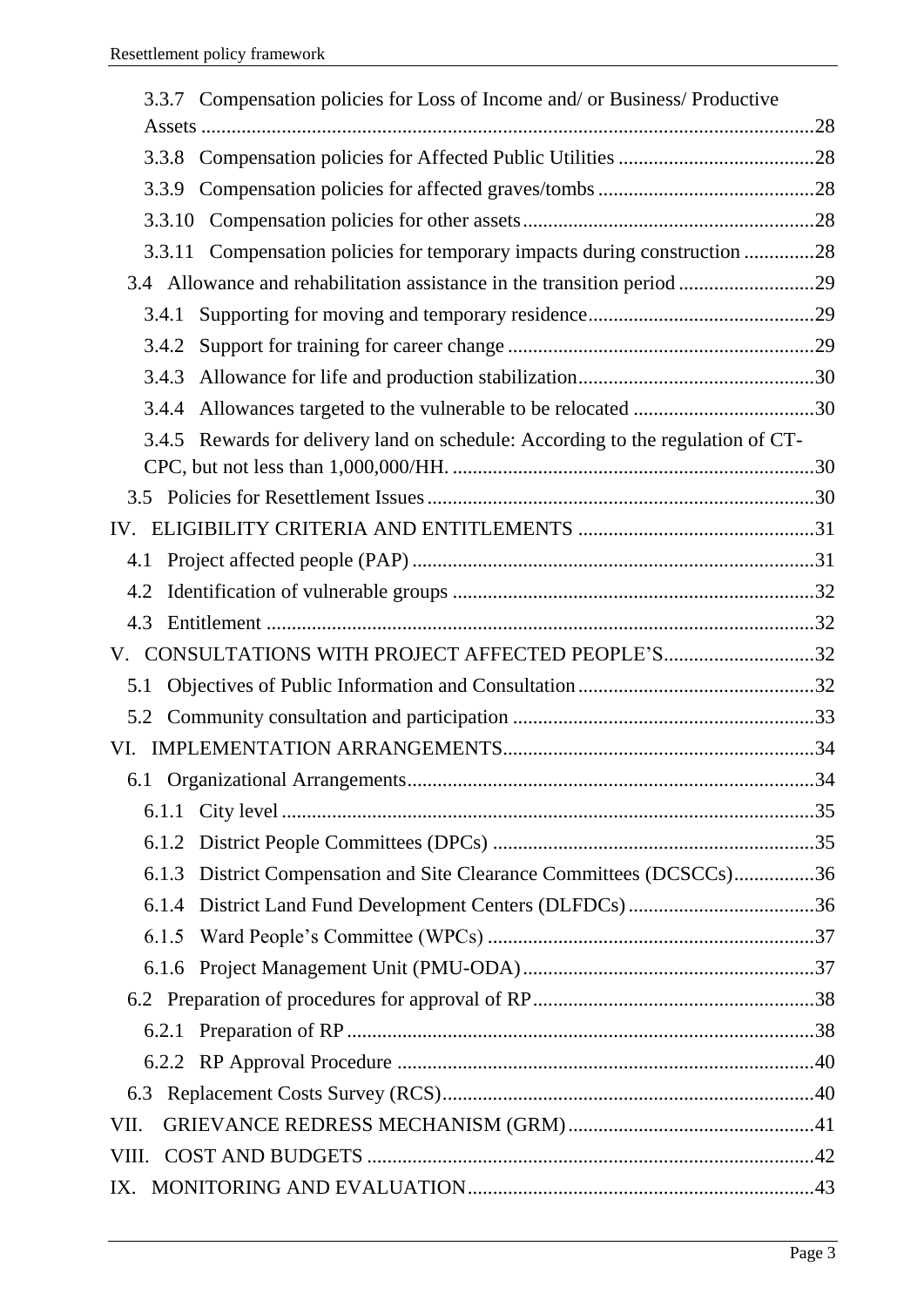3.3.7 Compensation policies for Loss of Income and/ or Business/ Productive Assets .......... 28

3.3.8 Compensation policies for Affected Public Utilities .......... 28

3.3.9 Compensation policies for affected graves/tombs .......... 28

3.3.10 Compensation policies for other assets .......... 28

3.3.11 Compensation policies for temporary impacts during construction .......... 28

3.4 Allowance and rehabilitation assistance in the transition period .......... 29

3.4.1 Supporting for moving and temporary residence .......... 29

3.4.2 Support for training for career change .......... 29

3.4.3 Allowance for life and production stabilization .......... 30

3.4.4 Allowances targeted to the vulnerable to be relocated .......... 30

3.4.5 Rewards for delivery land on schedule: According to the regulation of CT-CPC, but not less than 1,000,000/HH. .......... 30

3.5 Policies for Resettlement Issues .......... 30

IV. ELIGIBILITY CRITERIA AND ENTITLEMENTS .......... 31

4.1 Project affected people (PAP) .......... 31

4.2 Identification of vulnerable groups .......... 32

4.3 Entitlement .......... 32

V. CONSULTATIONS WITH PROJECT AFFECTED PEOPLE'S .......... 32

5.1 Objectives of Public Information and Consultation .......... 32

5.2 Community consultation and participation .......... 33

VI. IMPLEMENTATION ARRANGEMENTS .......... 34

6.1 Organizational Arrangements .......... 34

6.1.1 City level .......... 35

6.1.2 District People Committees (DPCs) .......... 35

6.1.3 District Compensation and Site Clearance Committees (DCSCCs) .......... 36

6.1.4 District Land Fund Development Centers (DLFDCs) .......... 36

6.1.5 Ward People's Committee (WPCs) .......... 37

6.1.6 Project Management Unit (PMU-ODA) .......... 37

6.2 Preparation of procedures for approval of RP .......... 38

6.2.1 Preparation of RP .......... 38

6.2.2 RP Approval Procedure .......... 40

6.3 Replacement Costs Survey (RCS) .......... 40

VII. GRIEVANCE REDRESS MECHANISM (GRM) .......... 41

VIII. COST AND BUDGETS .......... 42

IX. MONITORING AND EVALUATION .......... 43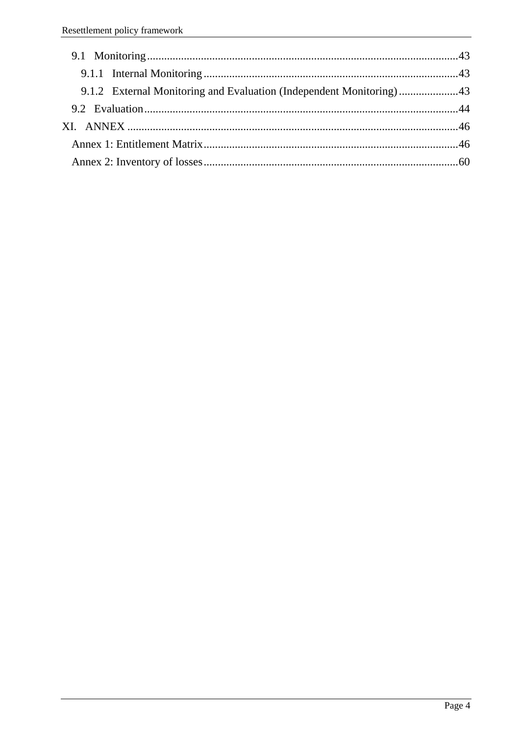9.1 Monitoring........................................................................................................43

9.1.1 Internal Monitoring...................................................................................43

9.1.2 External Monitoring and Evaluation (Independent Monitoring)....................43

9.2 Evaluation........................................................................................................44

XI. ANNEX..............................................................................................................46

Annex 1: Entitlement Matrix....................................................................................46

Annex 2: Inventory of losses....................................................................................60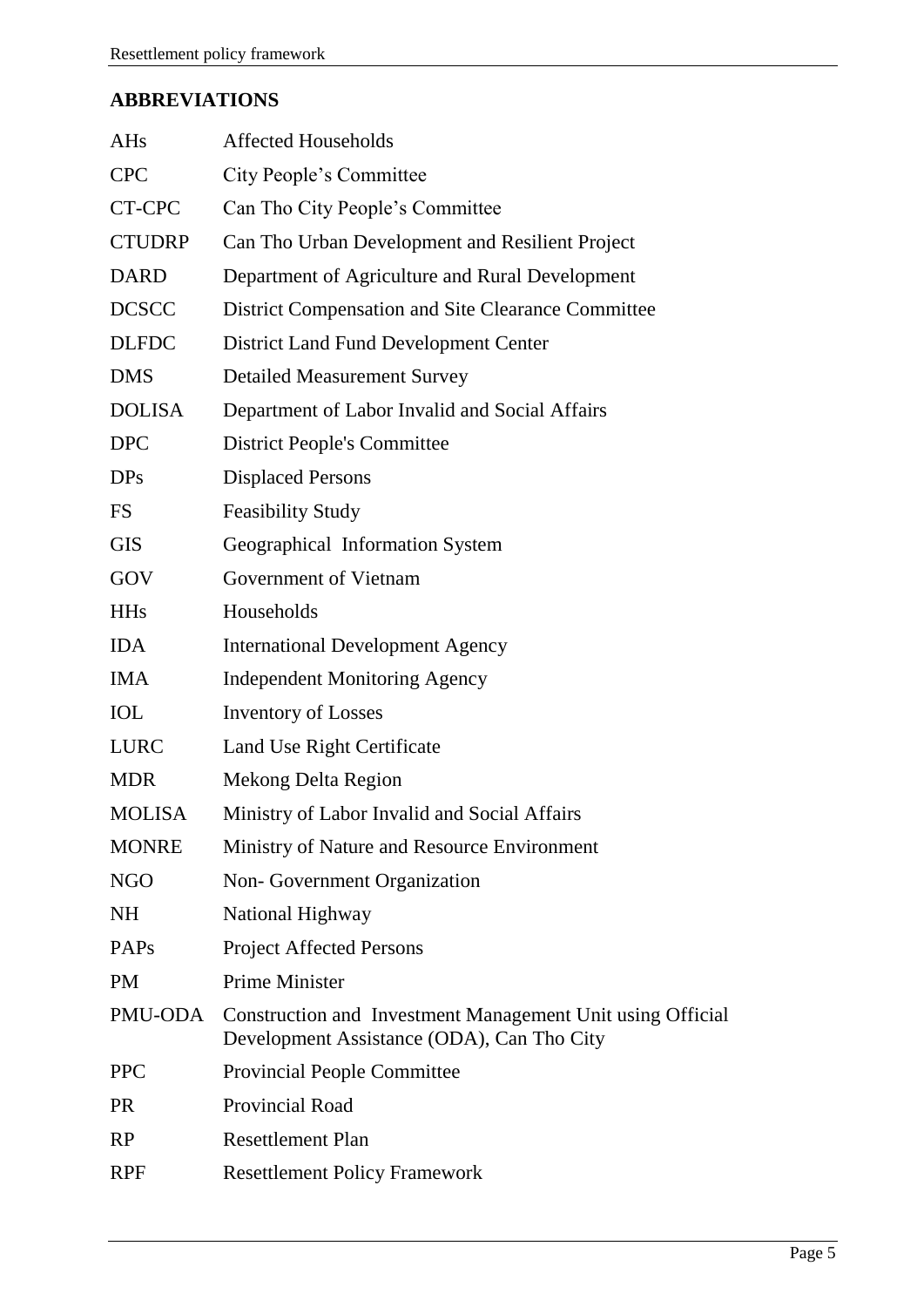## ABBREVIATIONS

| | |
|---|---|
| AHs | Affected Households |
| CPC | City People's Committee |
| CT-CPC | Can Tho City People's Committee |
| CTUDRP | Can Tho Urban Development and Resilient Project |
| DARD | Department of Agriculture and Rural Development |
| DCSCC | District Compensation and Site Clearance Committee |
| DLFDC | District Land Fund Development Center |
| DMS | Detailed Measurement Survey |
| DOLISA | Department of Labor Invalid and Social Affairs |
| DPC | District People's Committee |
| DPs | Displaced Persons |
| FS | Feasibility Study |
| GIS | Geographical Information System |
| GOV | Government of Vietnam |
| HHs | Households |
| IDA | International Development Agency |
| IMA | Independent Monitoring Agency |
| IOL | Inventory of Losses |
| LURC | Land Use Right Certificate |
| MDR | Mekong Delta Region |
| MOLISA | Ministry of Labor Invalid and Social Affairs |
| MONRE | Ministry of Nature and Resource Environment |
| NGO | Non- Government Organization |
| NH | National Highway |
| PAPs | Project Affected Persons |
| PM | Prime Minister |
| PMU-ODA | Construction and Investment Management Unit using Official Development Assistance (ODA), Can Tho City |
| PPC | Provincial People Committee |
| PR | Provincial Road |
| RP | Resettlement Plan |
| RPF | Resettlement Policy Framework |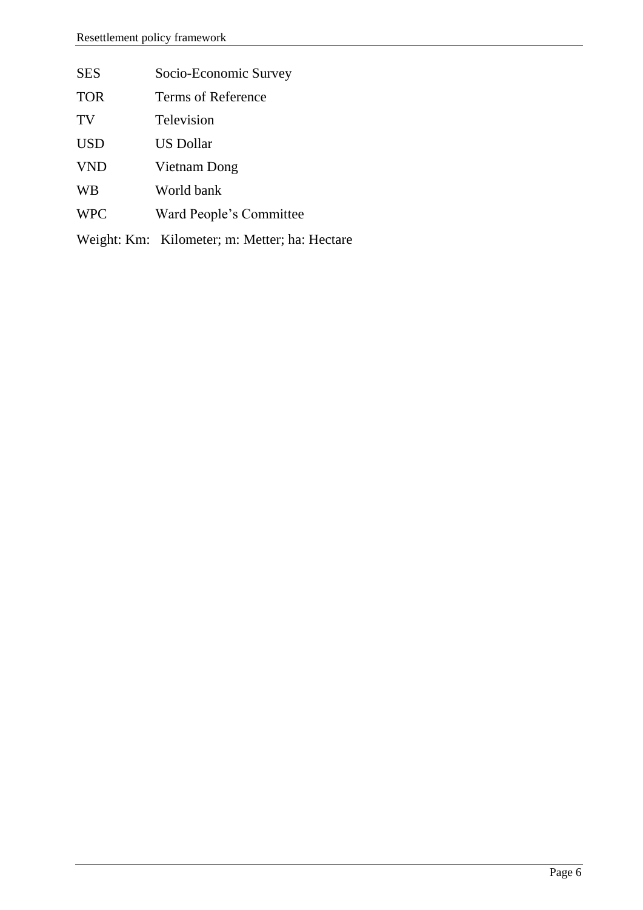| | |
|---|---|
| SES | Socio-Economic Survey |
| TOR | Terms of Reference |
| TV | Television |
| USD | US Dollar |
| VND | Vietnam Dong |
| WB | World bank |
| WPC | Ward People's Committee |

Weight: Km: Kilometer; m: Metter; ha: Hectare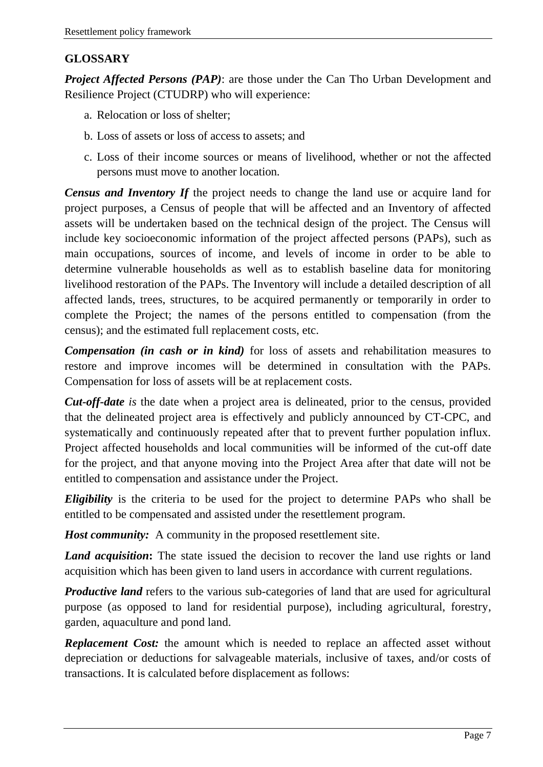## GLOSSARY

***Project Affected Persons (PAP)***: are those under the Can Tho Urban Development and Resilience Project (CTUDRP) who will experience:

a. Relocation or loss of shelter;

b. Loss of assets or loss of access to assets; and

c. Loss of their income sources or means of livelihood, whether or not the affected persons must move to another location.

***Census and Inventory If*** the project needs to change the land use or acquire land for project purposes, a Census of people that will be affected and an Inventory of affected assets will be undertaken based on the technical design of the project. The Census will include key socioeconomic information of the project affected persons (PAPs), such as main occupations, sources of income, and levels of income in order to be able to determine vulnerable households as well as to establish baseline data for monitoring livelihood restoration of the PAPs. The Inventory will include a detailed description of all affected lands, trees, structures, to be acquired permanently or temporarily in order to complete the Project; the names of the persons entitled to compensation (from the census); and the estimated full replacement costs, etc.

***Compensation (in cash or in kind)*** for loss of assets and rehabilitation measures to restore and improve incomes will be determined in consultation with the PAPs. Compensation for loss of assets will be at replacement costs.

***Cut-off-date*** *is* the date when a project area is delineated, prior to the census, provided that the delineated project area is effectively and publicly announced by CT-CPC, and systematically and continuously repeated after that to prevent further population influx. Project affected households and local communities will be informed of the cut-off date for the project, and that anyone moving into the Project Area after that date will not be entitled to compensation and assistance under the Project.

***Eligibility*** is the criteria to be used for the project to determine PAPs who shall be entitled to be compensated and assisted under the resettlement program.

***Host community:*** A community in the proposed resettlement site.

***Land acquisition*****:** The state issued the decision to recover the land use rights or land acquisition which has been given to land users in accordance with current regulations.

***Productive land*** refers to the various sub-categories of land that are used for agricultural purpose (as opposed to land for residential purpose), including agricultural, forestry, garden, aquaculture and pond land.

***Replacement Cost:*** the amount which is needed to replace an affected asset without depreciation or deductions for salvageable materials, inclusive of taxes, and/or costs of transactions. It is calculated before displacement as follows: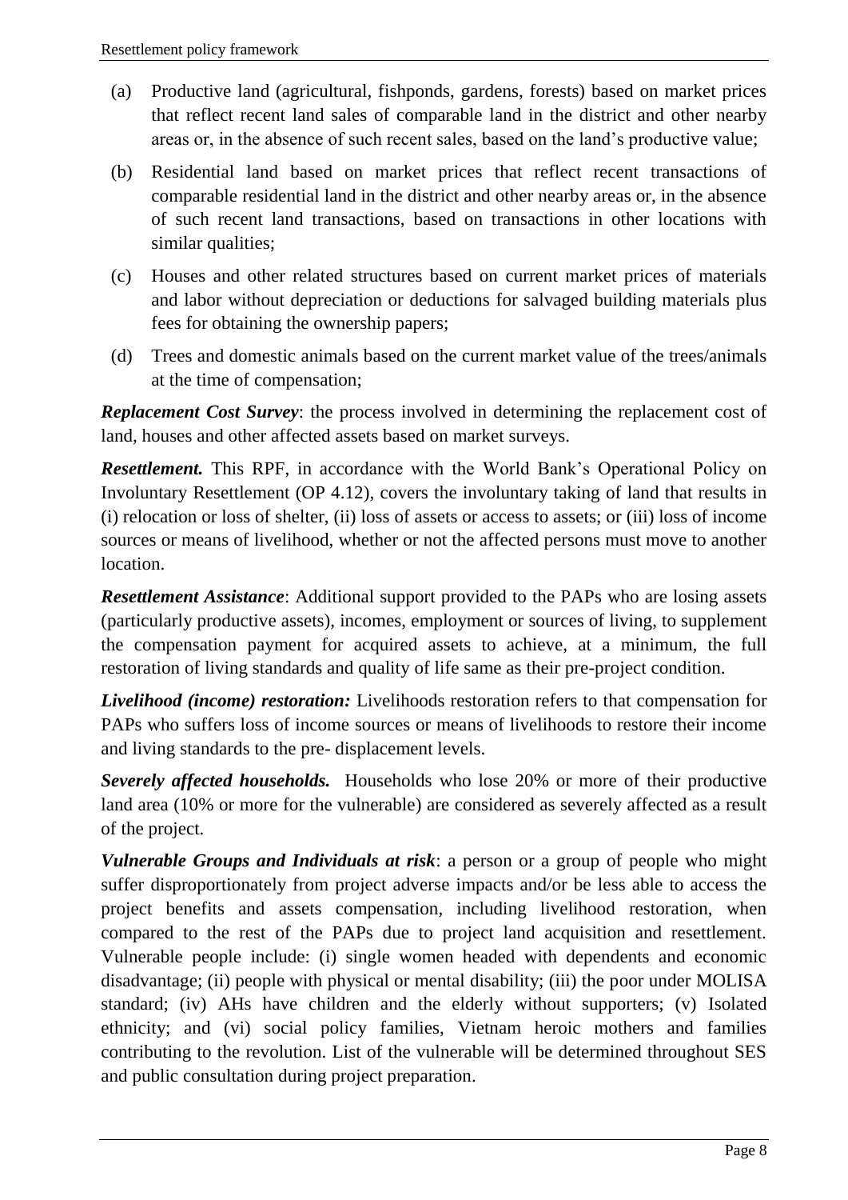(a) Productive land (agricultural, fishponds, gardens, forests) based on market prices that reflect recent land sales of comparable land in the district and other nearby areas or, in the absence of such recent sales, based on the land's productive value;

(b) Residential land based on market prices that reflect recent transactions of comparable residential land in the district and other nearby areas or, in the absence of such recent land transactions, based on transactions in other locations with similar qualities;

(c) Houses and other related structures based on current market prices of materials and labor without depreciation or deductions for salvaged building materials plus fees for obtaining the ownership papers;

(d) Trees and domestic animals based on the current market value of the trees/animals at the time of compensation;

***Replacement Cost Survey***: the process involved in determining the replacement cost of land, houses and other affected assets based on market surveys.

***Resettlement.*** This RPF, in accordance with the World Bank's Operational Policy on Involuntary Resettlement (OP 4.12), covers the involuntary taking of land that results in (i) relocation or loss of shelter, (ii) loss of assets or access to assets; or (iii) loss of income sources or means of livelihood, whether or not the affected persons must move to another location.

***Resettlement Assistance***: Additional support provided to the PAPs who are losing assets (particularly productive assets), incomes, employment or sources of living, to supplement the compensation payment for acquired assets to achieve, at a minimum, the full restoration of living standards and quality of life same as their pre-project condition.

***Livelihood (income) restoration:*** Livelihoods restoration refers to that compensation for PAPs who suffers loss of income sources or means of livelihoods to restore their income and living standards to the pre- displacement levels.

***Severely affected households.*** Households who lose 20% or more of their productive land area (10% or more for the vulnerable) are considered as severely affected as a result of the project.

***Vulnerable Groups and Individuals at risk***: a person or a group of people who might suffer disproportionately from project adverse impacts and/or be less able to access the project benefits and assets compensation, including livelihood restoration, when compared to the rest of the PAPs due to project land acquisition and resettlement. Vulnerable people include: (i) single women headed with dependents and economic disadvantage; (ii) people with physical or mental disability; (iii) the poor under MOLISA standard; (iv) AHs have children and the elderly without supporters; (v) Isolated ethnicity; and (vi) social policy families, Vietnam heroic mothers and families contributing to the revolution. List of the vulnerable will be determined throughout SES and public consultation during project preparation.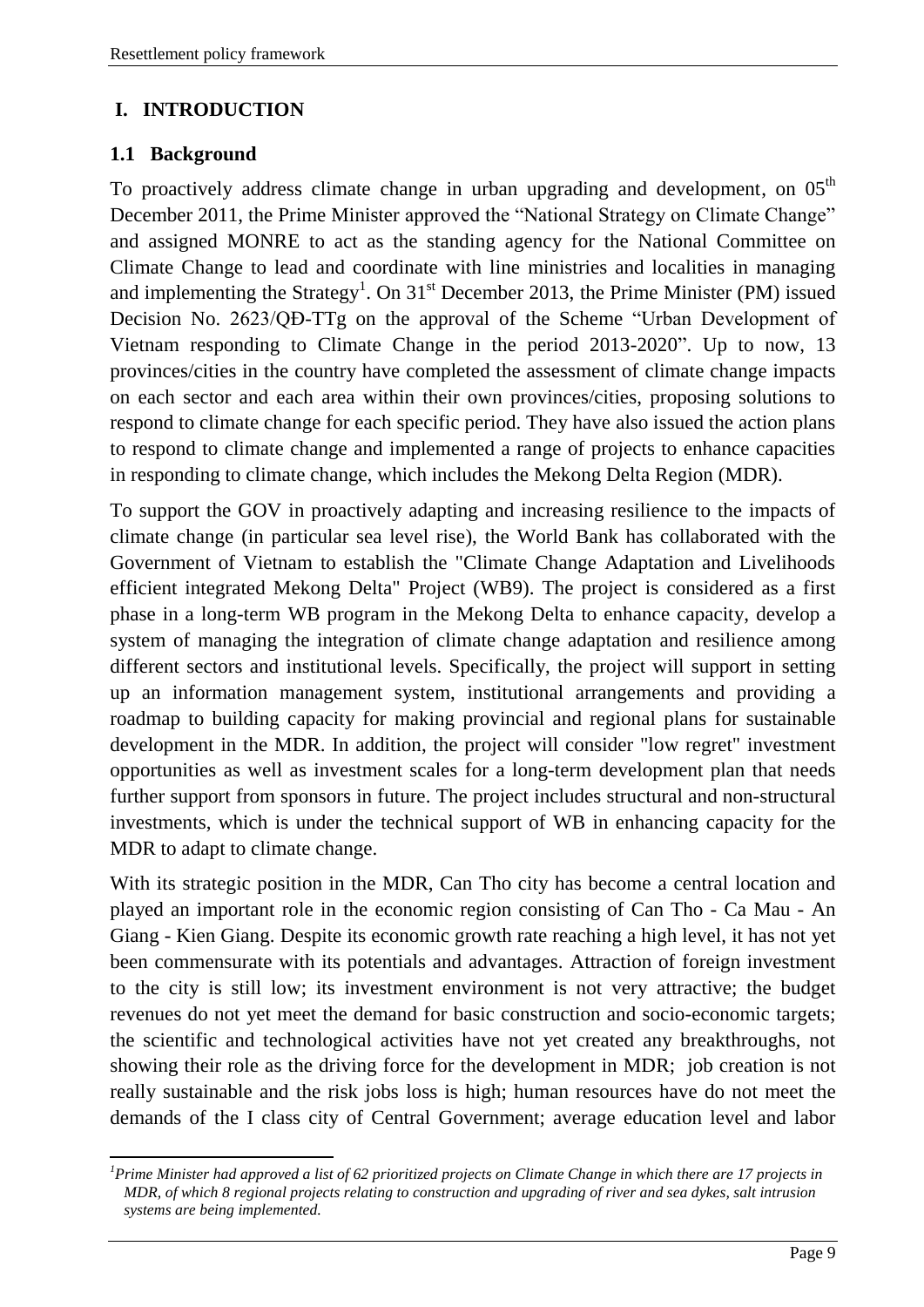# I. INTRODUCTION

## 1.1 Background

To proactively address climate change in urban upgrading and development, on 05th December 2011, the Prime Minister approved the "National Strategy on Climate Change" and assigned MONRE to act as the standing agency for the National Committee on Climate Change to lead and coordinate with line ministries and localities in managing and implementing the Strategy[1]. On 31st December 2013, the Prime Minister (PM) issued Decision No. 2623/QĐ-TTg on the approval of the Scheme "Urban Development of Vietnam responding to Climate Change in the period 2013-2020". Up to now, 13 provinces/cities in the country have completed the assessment of climate change impacts on each sector and each area within their own provinces/cities, proposing solutions to respond to climate change for each specific period. They have also issued the action plans to respond to climate change and implemented a range of projects to enhance capacities in responding to climate change, which includes the Mekong Delta Region (MDR).

To support the GOV in proactively adapting and increasing resilience to the impacts of climate change (in particular sea level rise), the World Bank has collaborated with the Government of Vietnam to establish the "Climate Change Adaptation and Livelihoods efficient integrated Mekong Delta" Project (WB9). The project is considered as a first phase in a long-term WB program in the Mekong Delta to enhance capacity, develop a system of managing the integration of climate change adaptation and resilience among different sectors and institutional levels. Specifically, the project will support in setting up an information management system, institutional arrangements and providing a roadmap to building capacity for making provincial and regional plans for sustainable development in the MDR. In addition, the project will consider "low regret" investment opportunities as well as investment scales for a long-term development plan that needs further support from sponsors in future. The project includes structural and non-structural investments, which is under the technical support of WB in enhancing capacity for the MDR to adapt to climate change.

With its strategic position in the MDR, Can Tho city has become a central location and played an important role in the economic region consisting of Can Tho - Ca Mau - An Giang - Kien Giang. Despite its economic growth rate reaching a high level, it has not yet been commensurate with its potentials and advantages. Attraction of foreign investment to the city is still low; its investment environment is not very attractive; the budget revenues do not yet meet the demand for basic construction and socio-economic targets; the scientific and technological activities have not yet created any breakthroughs, not showing their role as the driving force for the development in MDR; job creation is not really sustainable and the risk jobs loss is high; human resources have do not meet the demands of the I class city of Central Government; average education level and labor

---

*[1]Prime Minister had approved a list of 62 prioritized projects on Climate Change in which there are 17 projects in MDR, of which 8 regional projects relating to construction and upgrading of river and sea dykes, salt intrusion systems are being implemented.*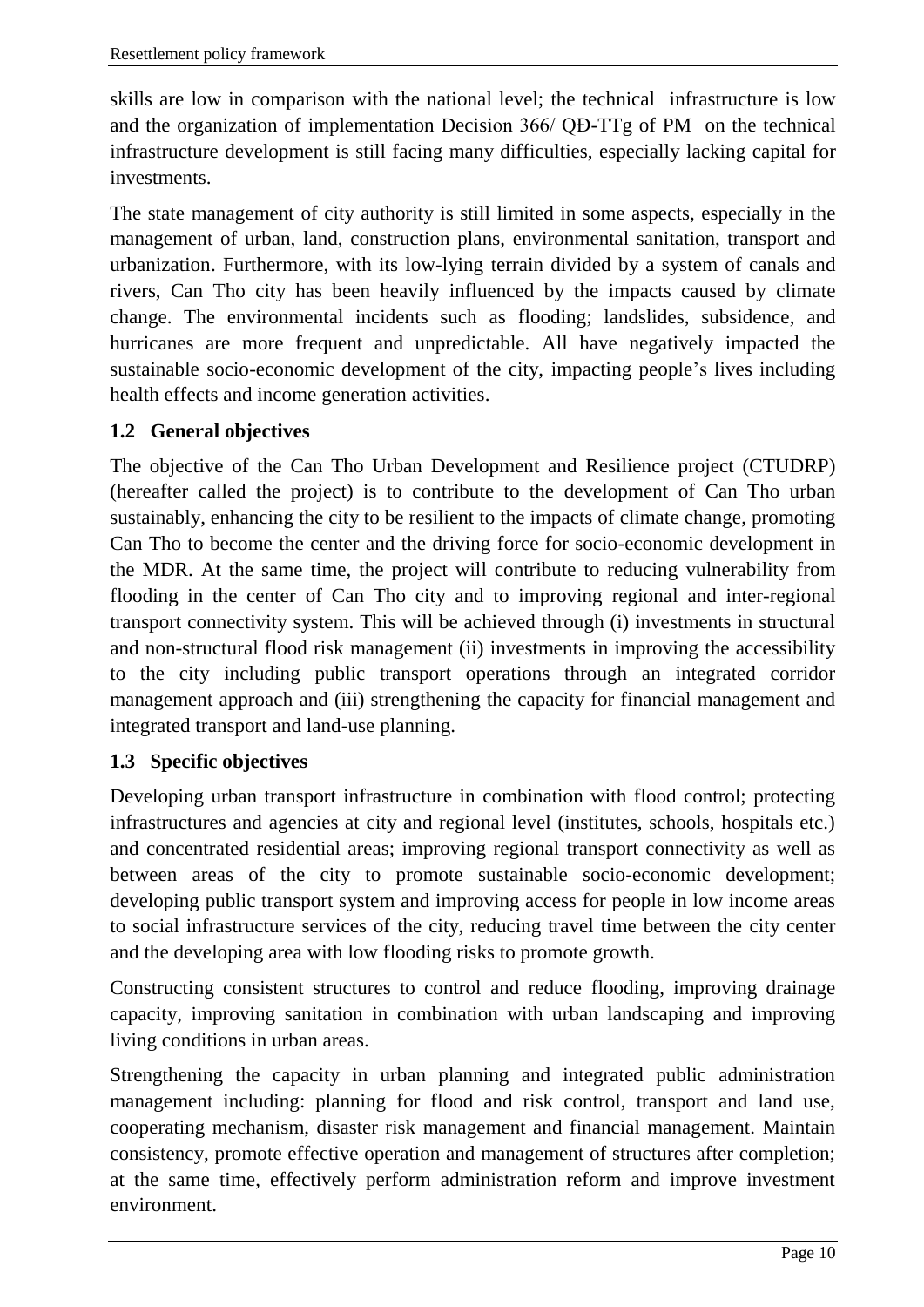skills are low in comparison with the national level; the technical infrastructure is low and the organization of implementation Decision 366/ QĐ-TTg of PM on the technical infrastructure development is still facing many difficulties, especially lacking capital for investments.

The state management of city authority is still limited in some aspects, especially in the management of urban, land, construction plans, environmental sanitation, transport and urbanization. Furthermore, with its low-lying terrain divided by a system of canals and rivers, Can Tho city has been heavily influenced by the impacts caused by climate change. The environmental incidents such as flooding; landslides, subsidence, and hurricanes are more frequent and unpredictable. All have negatively impacted the sustainable socio-economic development of the city, impacting people's lives including health effects and income generation activities.

## 1.2 General objectives

The objective of the Can Tho Urban Development and Resilience project (CTUDRP) (hereafter called the project) is to contribute to the development of Can Tho urban sustainably, enhancing the city to be resilient to the impacts of climate change, promoting Can Tho to become the center and the driving force for socio-economic development in the MDR. At the same time, the project will contribute to reducing vulnerability from flooding in the center of Can Tho city and to improving regional and inter-regional transport connectivity system. This will be achieved through (i) investments in structural and non-structural flood risk management (ii) investments in improving the accessibility to the city including public transport operations through an integrated corridor management approach and (iii) strengthening the capacity for financial management and integrated transport and land-use planning.

## 1.3 Specific objectives

Developing urban transport infrastructure in combination with flood control; protecting infrastructures and agencies at city and regional level (institutes, schools, hospitals etc.) and concentrated residential areas; improving regional transport connectivity as well as between areas of the city to promote sustainable socio-economic development; developing public transport system and improving access for people in low income areas to social infrastructure services of the city, reducing travel time between the city center and the developing area with low flooding risks to promote growth.

Constructing consistent structures to control and reduce flooding, improving drainage capacity, improving sanitation in combination with urban landscaping and improving living conditions in urban areas.

Strengthening the capacity in urban planning and integrated public administration management including: planning for flood and risk control, transport and land use, cooperating mechanism, disaster risk management and financial management. Maintain consistency, promote effective operation and management of structures after completion; at the same time, effectively perform administration reform and improve investment environment.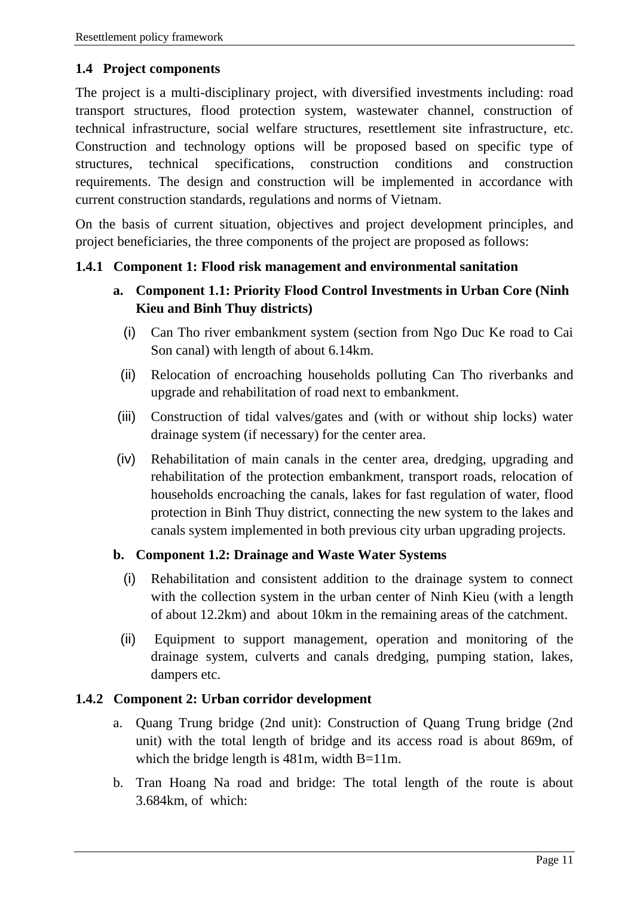## 1.4 Project components

The project is a multi-disciplinary project, with diversified investments including: road transport structures, flood protection system, wastewater channel, construction of technical infrastructure, social welfare structures, resettlement site infrastructure, etc. Construction and technology options will be proposed based on specific type of structures, technical specifications, construction conditions and construction requirements. The design and construction will be implemented in accordance with current construction standards, regulations and norms of Vietnam.

On the basis of current situation, objectives and project development principles, and project beneficiaries, the three components of the project are proposed as follows:

### 1.4.1 Component 1: Flood risk management and environmental sanitation

**a. Component 1.1: Priority Flood Control Investments in Urban Core (Ninh Kieu and Binh Thuy districts)**

(i) Can Tho river embankment system (section from Ngo Duc Ke road to Cai Son canal) with length of about 6.14km.

(ii) Relocation of encroaching households polluting Can Tho riverbanks and upgrade and rehabilitation of road next to embankment.

(iii) Construction of tidal valves/gates and (with or without ship locks) water drainage system (if necessary) for the center area.

(iv) Rehabilitation of main canals in the center area, dredging, upgrading and rehabilitation of the protection embankment, transport roads, relocation of households encroaching the canals, lakes for fast regulation of water, flood protection in Binh Thuy district, connecting the new system to the lakes and canals system implemented in both previous city urban upgrading projects.

**b. Component 1.2: Drainage and Waste Water Systems**

(i) Rehabilitation and consistent addition to the drainage system to connect with the collection system in the urban center of Ninh Kieu (with a length of about 12.2km) and about 10km in the remaining areas of the catchment.

(ii) Equipment to support management, operation and monitoring of the drainage system, culverts and canals dredging, pumping station, lakes, dampers etc.

### 1.4.2 Component 2: Urban corridor development

a. Quang Trung bridge (2nd unit): Construction of Quang Trung bridge (2nd unit) with the total length of bridge and its access road is about 869m, of which the bridge length is 481m, width B=11m.

b. Tran Hoang Na road and bridge: The total length of the route is about 3.684km, of which: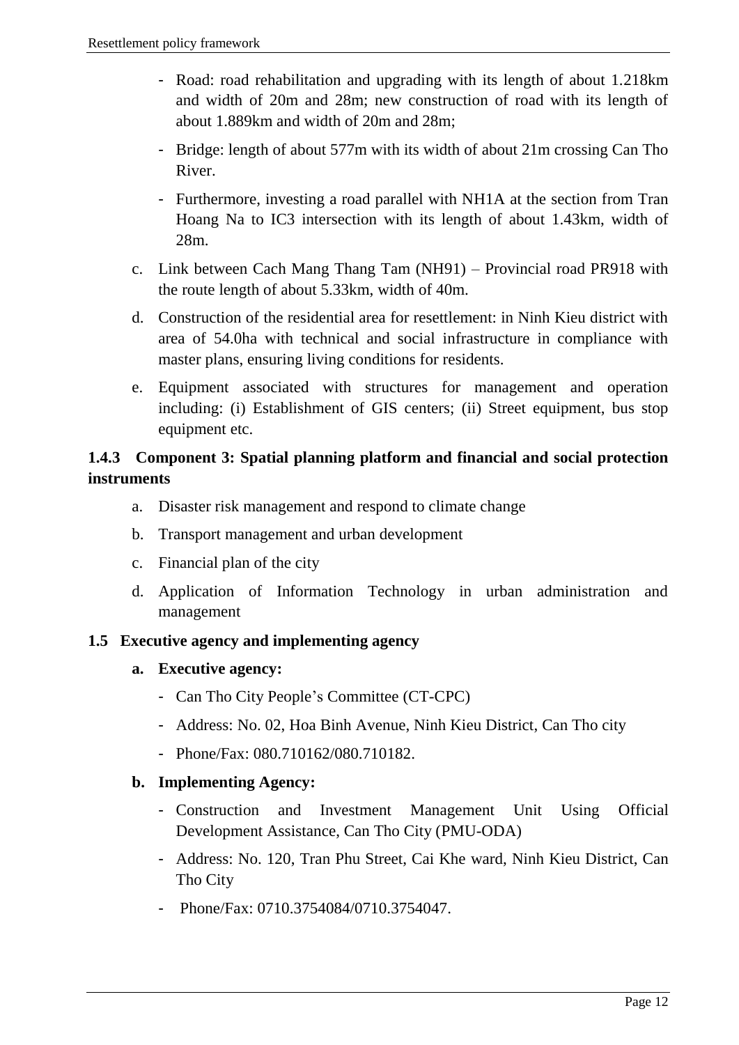- Road: road rehabilitation and upgrading with its length of about 1.218km and width of 20m and 28m; new construction of road with its length of about 1.889km and width of 20m and 28m;
- Bridge: length of about 577m with its width of about 21m crossing Can Tho River.
- Furthermore, investing a road parallel with NH1A at the section from Tran Hoang Na to IC3 intersection with its length of about 1.43km, width of 28m.

c. Link between Cach Mang Thang Tam (NH91) – Provincial road PR918 with the route length of about 5.33km, width of 40m.

d. Construction of the residential area for resettlement: in Ninh Kieu district with area of 54.0ha with technical and social infrastructure in compliance with master plans, ensuring living conditions for residents.

e. Equipment associated with structures for management and operation including: (i) Establishment of GIS centers; (ii) Street equipment, bus stop equipment etc.

### 1.4.3 Component 3: Spatial planning platform and financial and social protection instruments

a. Disaster risk management and respond to climate change

b. Transport management and urban development

c. Financial plan of the city

d. Application of Information Technology in urban administration and management

## 1.5 Executive agency and implementing agency

**a. Executive agency:**

- Can Tho City People's Committee (CT-CPC)
- Address: No. 02, Hoa Binh Avenue, Ninh Kieu District, Can Tho city
- Phone/Fax: 080.710162/080.710182.

**b. Implementing Agency:**

- Construction and Investment Management Unit Using Official Development Assistance, Can Tho City (PMU-ODA)
- Address: No. 120, Tran Phu Street, Cai Khe ward, Ninh Kieu District, Can Tho City
- Phone/Fax: 0710.3754084/0710.3754047.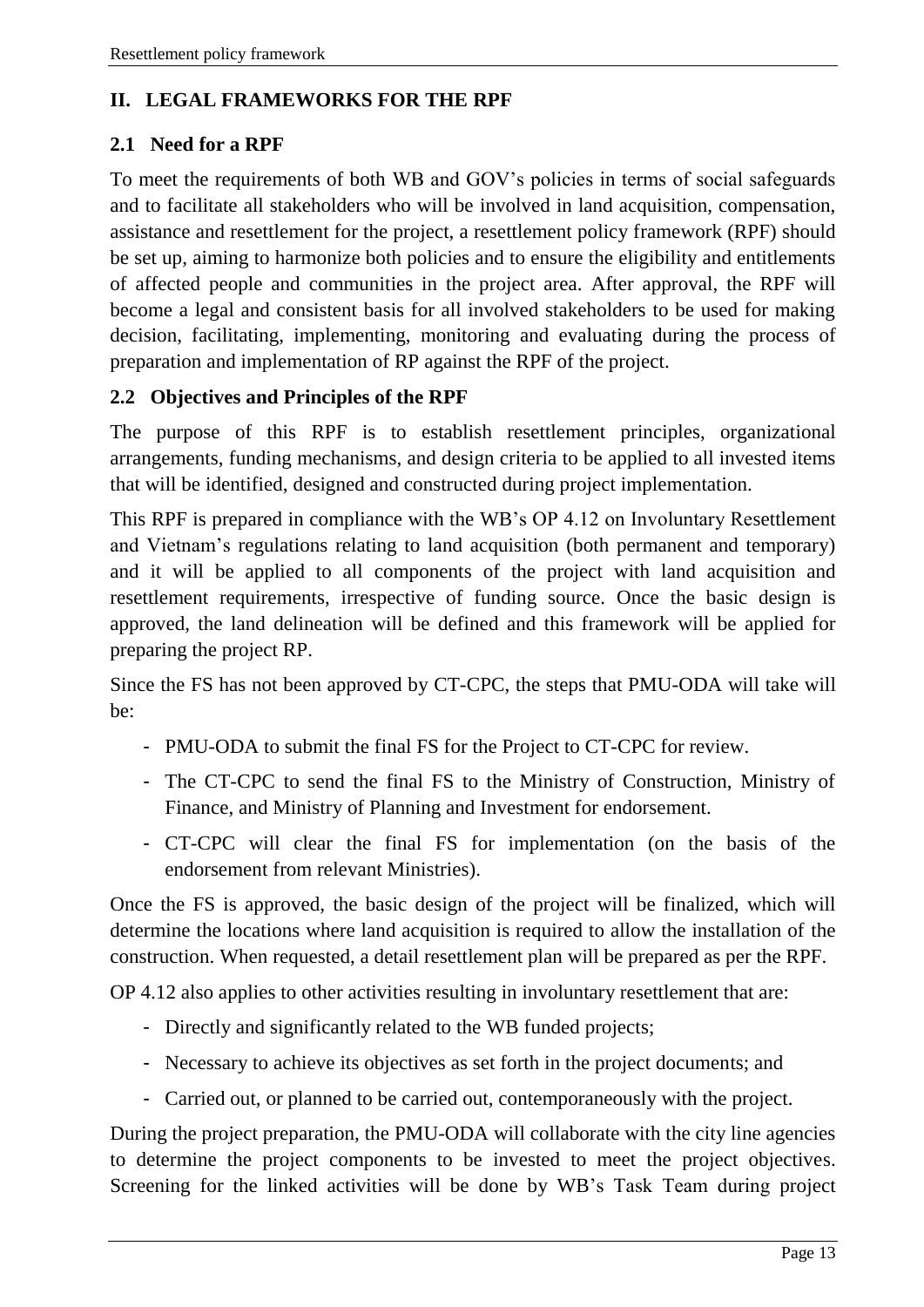## II. LEGAL FRAMEWORKS FOR THE RPF

### 2.1 Need for a RPF

To meet the requirements of both WB and GOV's policies in terms of social safeguards and to facilitate all stakeholders who will be involved in land acquisition, compensation, assistance and resettlement for the project, a resettlement policy framework (RPF) should be set up, aiming to harmonize both policies and to ensure the eligibility and entitlements of affected people and communities in the project area. After approval, the RPF will become a legal and consistent basis for all involved stakeholders to be used for making decision, facilitating, implementing, monitoring and evaluating during the process of preparation and implementation of RP against the RPF of the project.

### 2.2 Objectives and Principles of the RPF

The purpose of this RPF is to establish resettlement principles, organizational arrangements, funding mechanisms, and design criteria to be applied to all invested items that will be identified, designed and constructed during project implementation.

This RPF is prepared in compliance with the WB's OP 4.12 on Involuntary Resettlement and Vietnam's regulations relating to land acquisition (both permanent and temporary) and it will be applied to all components of the project with land acquisition and resettlement requirements, irrespective of funding source. Once the basic design is approved, the land delineation will be defined and this framework will be applied for preparing the project RP.

Since the FS has not been approved by CT-CPC, the steps that PMU-ODA will take will be:

- PMU-ODA to submit the final FS for the Project to CT-CPC for review.
- The CT-CPC to send the final FS to the Ministry of Construction, Ministry of Finance, and Ministry of Planning and Investment for endorsement.
- CT-CPC will clear the final FS for implementation (on the basis of the endorsement from relevant Ministries).

Once the FS is approved, the basic design of the project will be finalized, which will determine the locations where land acquisition is required to allow the installation of the construction. When requested, a detail resettlement plan will be prepared as per the RPF.

OP 4.12 also applies to other activities resulting in involuntary resettlement that are:

- Directly and significantly related to the WB funded projects;
- Necessary to achieve its objectives as set forth in the project documents; and
- Carried out, or planned to be carried out, contemporaneously with the project.

During the project preparation, the PMU-ODA will collaborate with the city line agencies to determine the project components to be invested to meet the project objectives. Screening for the linked activities will be done by WB's Task Team during project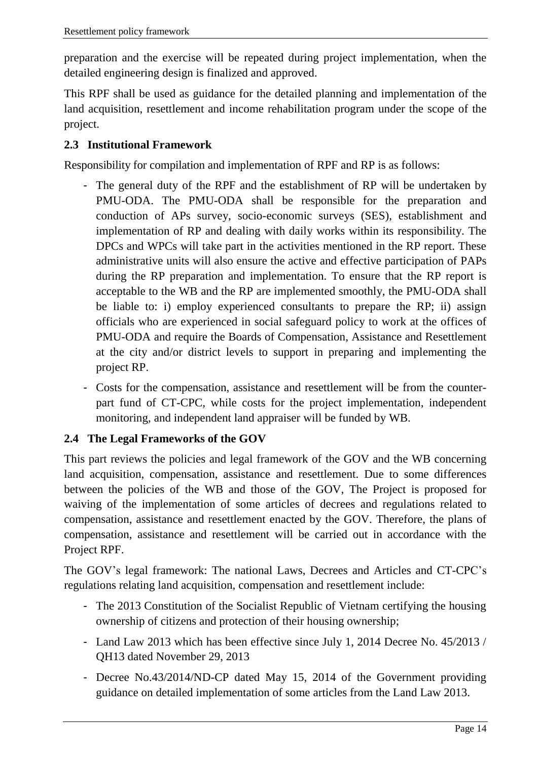preparation and the exercise will be repeated during project implementation, when the detailed engineering design is finalized and approved.

This RPF shall be used as guidance for the detailed planning and implementation of the land acquisition, resettlement and income rehabilitation program under the scope of the project.

### 2.3 Institutional Framework

Responsibility for compilation and implementation of RPF and RP is as follows:

- The general duty of the RPF and the establishment of RP will be undertaken by PMU-ODA. The PMU-ODA shall be responsible for the preparation and conduction of APs survey, socio-economic surveys (SES), establishment and implementation of RP and dealing with daily works within its responsibility. The DPCs and WPCs will take part in the activities mentioned in the RP report. These administrative units will also ensure the active and effective participation of PAPs during the RP preparation and implementation. To ensure that the RP report is acceptable to the WB and the RP are implemented smoothly, the PMU-ODA shall be liable to: i) employ experienced consultants to prepare the RP; ii) assign officials who are experienced in social safeguard policy to work at the offices of PMU-ODA and require the Boards of Compensation, Assistance and Resettlement at the city and/or district levels to support in preparing and implementing the project RP.
- Costs for the compensation, assistance and resettlement will be from the counter-part fund of CT-CPC, while costs for the project implementation, independent monitoring, and independent land appraiser will be funded by WB.

### 2.4 The Legal Frameworks of the GOV

This part reviews the policies and legal framework of the GOV and the WB concerning land acquisition, compensation, assistance and resettlement. Due to some differences between the policies of the WB and those of the GOV, The Project is proposed for waiving of the implementation of some articles of decrees and regulations related to compensation, assistance and resettlement enacted by the GOV. Therefore, the plans of compensation, assistance and resettlement will be carried out in accordance with the Project RPF.

The GOV's legal framework: The national Laws, Decrees and Articles and CT-CPC's regulations relating land acquisition, compensation and resettlement include:

- The 2013 Constitution of the Socialist Republic of Vietnam certifying the housing ownership of citizens and protection of their housing ownership;
- Land Law 2013 which has been effective since July 1, 2014 Decree No. 45/2013 / QH13 dated November 29, 2013
- Decree No.43/2014/ND-CP dated May 15, 2014 of the Government providing guidance on detailed implementation of some articles from the Land Law 2013.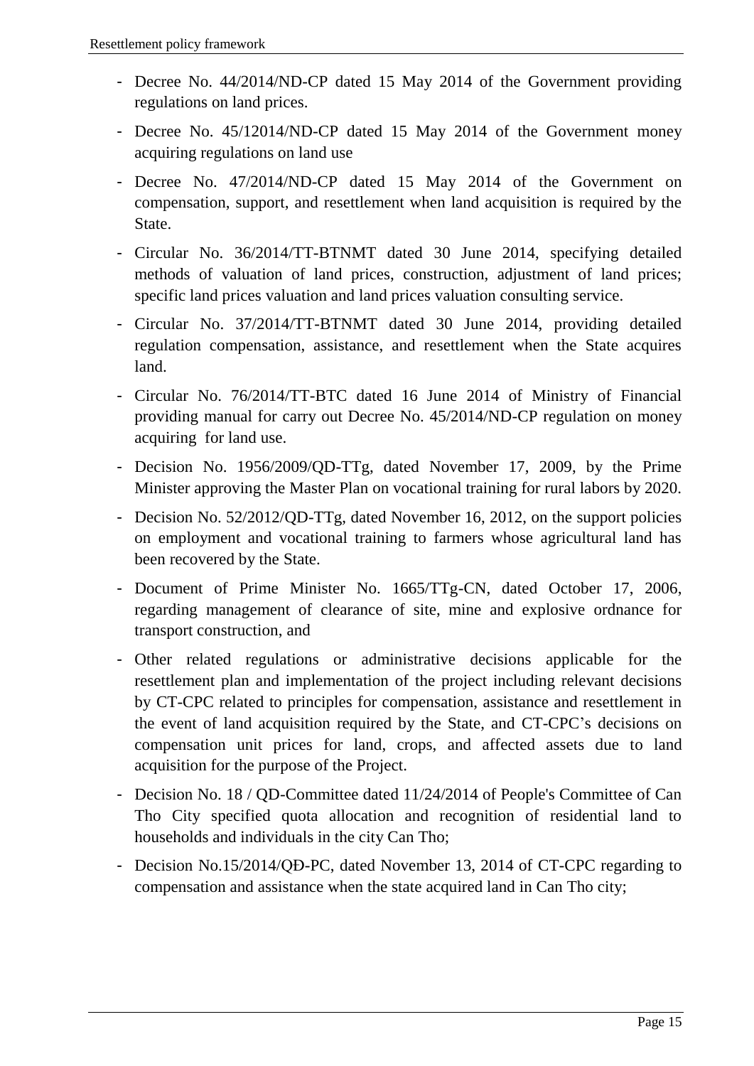- Decree No. 44/2014/ND-CP dated 15 May 2014 of the Government providing regulations on land prices.
- Decree No. 45/12014/ND-CP dated 15 May 2014 of the Government money acquiring regulations on land use
- Decree No. 47/2014/ND-CP dated 15 May 2014 of the Government on compensation, support, and resettlement when land acquisition is required by the State.
- Circular No. 36/2014/TT-BTNMT dated 30 June 2014, specifying detailed methods of valuation of land prices, construction, adjustment of land prices; specific land prices valuation and land prices valuation consulting service.
- Circular No. 37/2014/TT-BTNMT dated 30 June 2014, providing detailed regulation compensation, assistance, and resettlement when the State acquires land.
- Circular No. 76/2014/TT-BTC dated 16 June 2014 of Ministry of Financial providing manual for carry out Decree No. 45/2014/ND-CP regulation on money acquiring for land use.
- Decision No. 1956/2009/QD-TTg, dated November 17, 2009, by the Prime Minister approving the Master Plan on vocational training for rural labors by 2020.
- Decision No. 52/2012/QD-TTg, dated November 16, 2012, on the support policies on employment and vocational training to farmers whose agricultural land has been recovered by the State.
- Document of Prime Minister No. 1665/TTg-CN, dated October 17, 2006, regarding management of clearance of site, mine and explosive ordnance for transport construction, and
- Other related regulations or administrative decisions applicable for the resettlement plan and implementation of the project including relevant decisions by CT-CPC related to principles for compensation, assistance and resettlement in the event of land acquisition required by the State, and CT-CPC's decisions on compensation unit prices for land, crops, and affected assets due to land acquisition for the purpose of the Project.
- Decision No. 18 / QD-Committee dated 11/24/2014 of People's Committee of Can Tho City specified quota allocation and recognition of residential land to households and individuals in the city Can Tho;
- Decision No.15/2014/QĐ-PC, dated November 13, 2014 of CT-CPC regarding to compensation and assistance when the state acquired land in Can Tho city;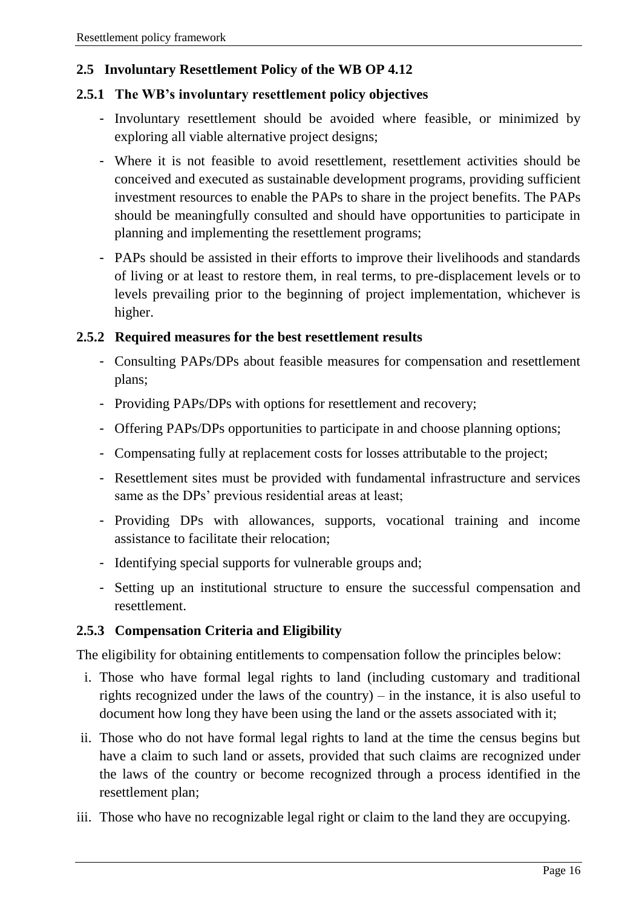## 2.5 Involuntary Resettlement Policy of the WB OP 4.12

### 2.5.1 The WB's involuntary resettlement policy objectives

- Involuntary resettlement should be avoided where feasible, or minimized by exploring all viable alternative project designs;
- Where it is not feasible to avoid resettlement, resettlement activities should be conceived and executed as sustainable development programs, providing sufficient investment resources to enable the PAPs to share in the project benefits. The PAPs should be meaningfully consulted and should have opportunities to participate in planning and implementing the resettlement programs;
- PAPs should be assisted in their efforts to improve their livelihoods and standards of living or at least to restore them, in real terms, to pre-displacement levels or to levels prevailing prior to the beginning of project implementation, whichever is higher.

### 2.5.2 Required measures for the best resettlement results

- Consulting PAPs/DPs about feasible measures for compensation and resettlement plans;
- Providing PAPs/DPs with options for resettlement and recovery;
- Offering PAPs/DPs opportunities to participate in and choose planning options;
- Compensating fully at replacement costs for losses attributable to the project;
- Resettlement sites must be provided with fundamental infrastructure and services same as the DPs' previous residential areas at least;
- Providing DPs with allowances, supports, vocational training and income assistance to facilitate their relocation;
- Identifying special supports for vulnerable groups and;
- Setting up an institutional structure to ensure the successful compensation and resettlement.

### 2.5.3 Compensation Criteria and Eligibility

The eligibility for obtaining entitlements to compensation follow the principles below:

i. Those who have formal legal rights to land (including customary and traditional rights recognized under the laws of the country) – in the instance, it is also useful to document how long they have been using the land or the assets associated with it;

ii. Those who do not have formal legal rights to land at the time the census begins but have a claim to such land or assets, provided that such claims are recognized under the laws of the country or become recognized through a process identified in the resettlement plan;

iii. Those who have no recognizable legal right or claim to the land they are occupying.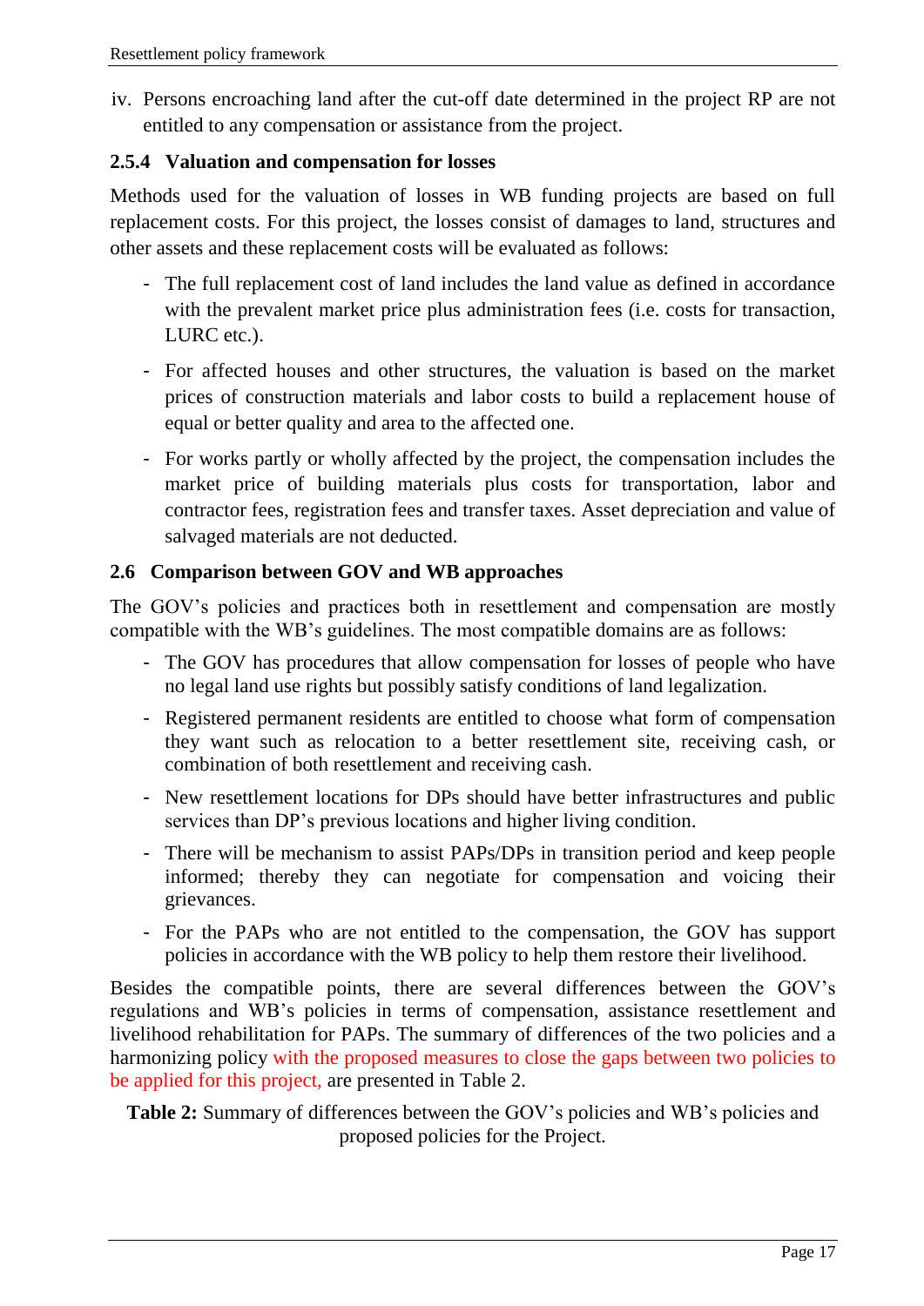iv. Persons encroaching land after the cut-off date determined in the project RP are not entitled to any compensation or assistance from the project.

### 2.5.4 Valuation and compensation for losses

Methods used for the valuation of losses in WB funding projects are based on full replacement costs. For this project, the losses consist of damages to land, structures and other assets and these replacement costs will be evaluated as follows:

- The full replacement cost of land includes the land value as defined in accordance with the prevalent market price plus administration fees (i.e. costs for transaction, LURC etc.).
- For affected houses and other structures, the valuation is based on the market prices of construction materials and labor costs to build a replacement house of equal or better quality and area to the affected one.
- For works partly or wholly affected by the project, the compensation includes the market price of building materials plus costs for transportation, labor and contractor fees, registration fees and transfer taxes. Asset depreciation and value of salvaged materials are not deducted.

## 2.6 Comparison between GOV and WB approaches

The GOV's policies and practices both in resettlement and compensation are mostly compatible with the WB's guidelines. The most compatible domains are as follows:

- The GOV has procedures that allow compensation for losses of people who have no legal land use rights but possibly satisfy conditions of land legalization.
- Registered permanent residents are entitled to choose what form of compensation they want such as relocation to a better resettlement site, receiving cash, or combination of both resettlement and receiving cash.
- New resettlement locations for DPs should have better infrastructures and public services than DP's previous locations and higher living condition.
- There will be mechanism to assist PAPs/DPs in transition period and keep people informed; thereby they can negotiate for compensation and voicing their grievances.
- For the PAPs who are not entitled to the compensation, the GOV has support policies in accordance with the WB policy to help them restore their livelihood.

Besides the compatible points, there are several differences between the GOV's regulations and WB's policies in terms of compensation, assistance resettlement and livelihood rehabilitation for PAPs. The summary of differences of the two policies and a harmonizing policy with the proposed measures to close the gaps between two policies to be applied for this project, are presented in Table 2.

**Table 2:** Summary of differences between the GOV's policies and WB's policies and proposed policies for the Project.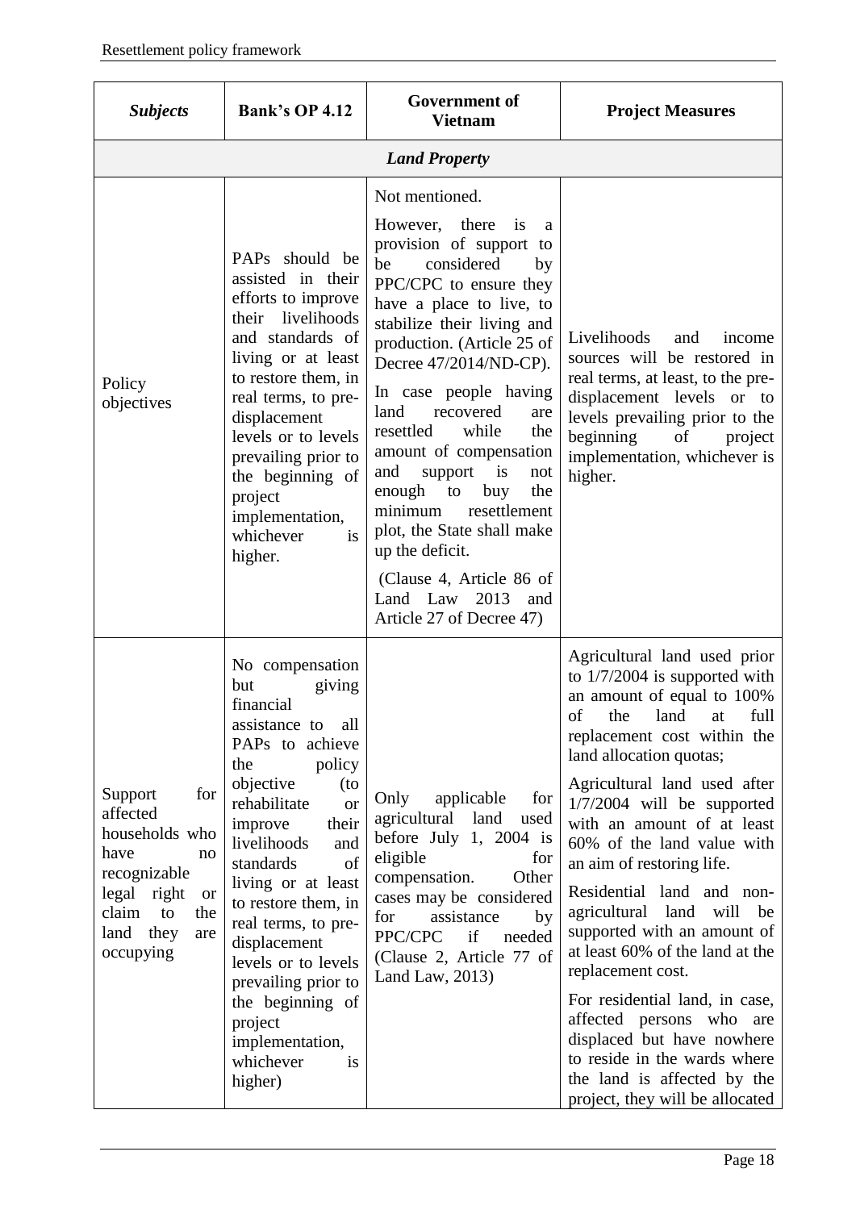| *Subjects* | **Bank's OP 4.12** | **Government of Vietnam** | **Project Measures** |
|---|---|---|---|
| | | ***Land Property*** | |
| Policy objectives | PAPs should be assisted in their efforts to improve their livelihoods and standards of living or at least to restore them, in real terms, to pre-displacement levels or to levels prevailing prior to the beginning of project implementation, whichever is higher. | Not mentioned.<br><br>However, there is a provision of support to be considered by PPC/CPC to ensure they have a place to live, to stabilize their living and production. (Article 25 of Decree 47/2014/ND-CP).<br><br>In case people having land recovered are resettled while the amount of compensation and support is not enough to buy the minimum resettlement plot, the State shall make up the deficit.<br><br>(Clause 4, Article 86 of Land Law 2013 and Article 27 of Decree 47) | Livelihoods and income sources will be restored in real terms, at least, to the pre-displacement levels or to levels prevailing prior to the beginning of project implementation, whichever is higher. |
| Support for affected households who have no recognizable legal right or claim to the land they are occupying | No compensation but giving financial assistance to all PAPs to achieve the policy objective (to rehabilitate or improve their livelihoods and standards of living or at least to restore them, in real terms, to pre-displacement levels or to levels prevailing prior to the beginning of project implementation, whichever is higher) | Only applicable for agricultural land used before July 1, 2004 is eligible for compensation. Other cases may be considered for assistance by PPC/CPC if needed (Clause 2, Article 77 of Land Law, 2013) | Agricultural land used prior to 1/7/2004 is supported with an amount of equal to 100% of the land at full replacement cost within the land allocation quotas;<br><br>Agricultural land used after 1/7/2004 will be supported with an amount of at least 60% of the land value with an aim of restoring life.<br><br>Residential land and non-agricultural land will be supported with an amount of at least 60% of the land at the replacement cost.<br><br>For residential land, in case, affected persons who are displaced but have nowhere to reside in the wards where the land is affected by the project, they will be allocated |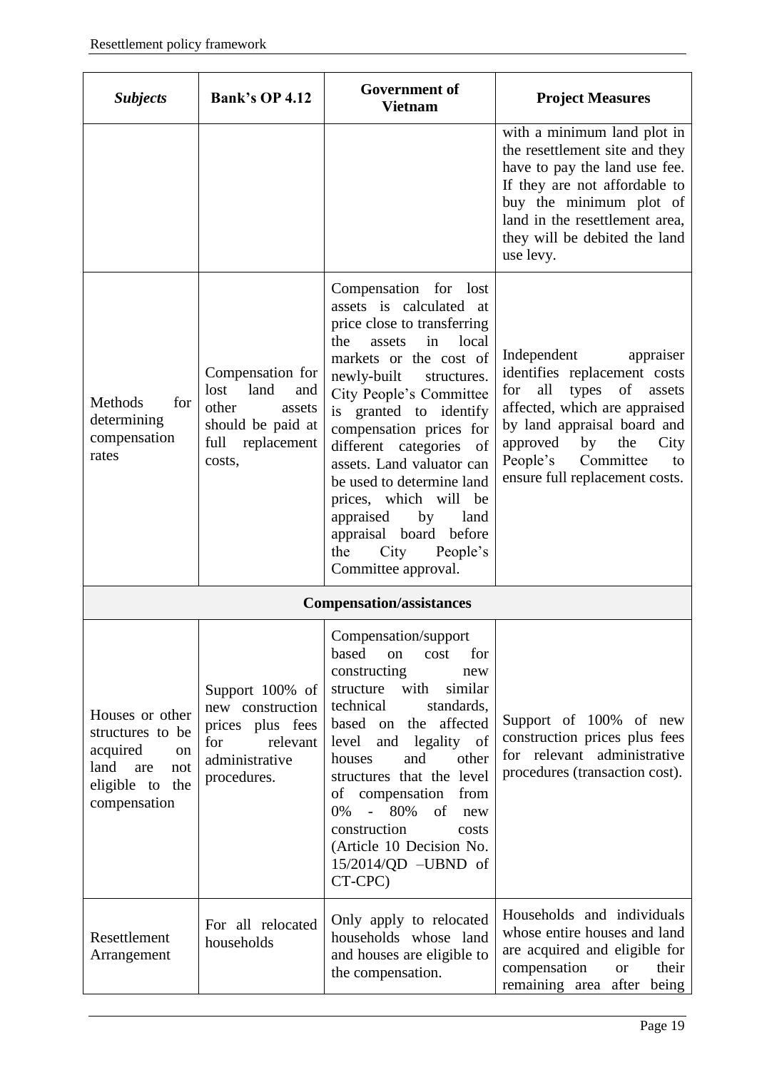| *Subjects* | **Bank's OP 4.12** | **Government of Vietnam** | **Project Measures** |
|---|---|---|---|
| | | | with a minimum land plot in the resettlement site and they have to pay the land use fee. If they are not affordable to buy the minimum plot of land in the resettlement area, they will be debited the land use levy. |
| Methods for determining compensation rates | Compensation for lost land and other assets should be paid at full replacement costs, | Compensation for lost assets is calculated at price close to transferring the assets in local markets or the cost of newly-built structures. City People's Committee is granted to identify compensation prices for different categories of assets. Land valuator can be used to determine land prices, which will be appraised by land appraisal board before the City People's Committee approval. | Independent appraiser identifies replacement costs for all types of assets affected, which are appraised by land appraisal board and approved by the City People's Committee to ensure full replacement costs. |
| **Compensation/assistances** | | | |
| Houses or other structures to be acquired on land are not eligible to the compensation | Support 100% of new construction prices plus fees for relevant administrative procedures. | Compensation/support based on cost for constructing new structure with similar technical standards, based on the affected level and legality of houses and other structures that the level of compensation from 0% - 80% of new construction costs (Article 10 Decision No. 15/2014/QD –UBND of CT-CPC) | Support of 100% of new construction prices plus fees for relevant administrative procedures (transaction cost). |
| Resettlement Arrangement | For all relocated households | Only apply to relocated households whose land and houses are eligible to the compensation. | Households and individuals whose entire houses and land are acquired and eligible for compensation or their remaining area after being |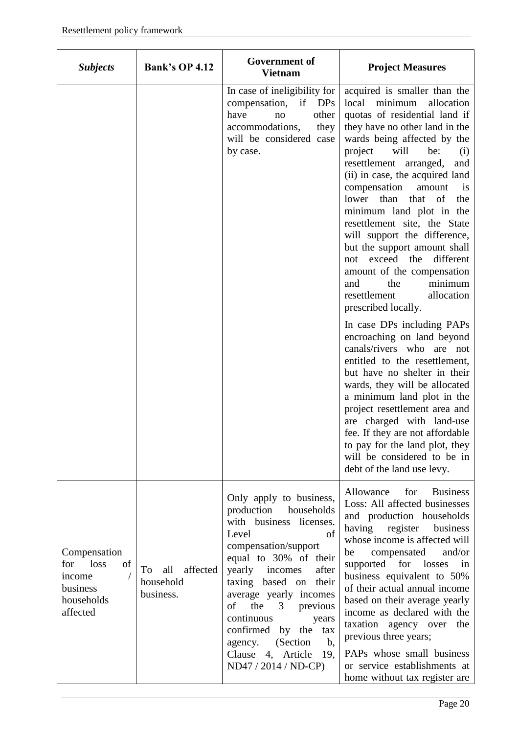| *Subjects* | Bank's OP 4.12 | Government of Vietnam | Project Measures |
|---|---|---|---|
| | | In case of ineligibility for compensation, if DPs have no other accommodations, they will be considered case by case. | acquired is smaller than the local minimum allocation quotas of residential land if they have no other land in the wards being affected by the project will be: (i) resettlement arranged, and (ii) in case, the acquired land compensation amount is lower than that of the minimum land plot in the resettlement site, the State will support the difference, but the support amount shall not exceed the different amount of the compensation and the minimum resettlement allocation prescribed locally.<br><br>In case DPs including PAPs encroaching on land beyond canals/rivers who are not entitled to the resettlement, but have no shelter in their wards, they will be allocated a minimum land plot in the project resettlement area and are charged with land-use fee. If they are not affordable to pay for the land plot, they will be considered to be in debt of the land use levy. |
| Compensation for loss of income / business households affected | To all affected household business. | Only apply to business, production households with business licenses. Level of compensation/support equal to 30% of their yearly incomes after taxing based on their average yearly incomes of the 3 previous continuous years confirmed by the tax agency. (Section b, Clause 4, Article 19, ND47 / 2014 / ND-CP) | Allowance for Business Loss: All affected businesses and production households having register business whose income is affected will be compensated and/or supported for losses in business equivalent to 50% of their actual annual income based on their average yearly income as declared with the taxation agency over the previous three years;<br><br>PAPs whose small business or service establishments at home without tax register are |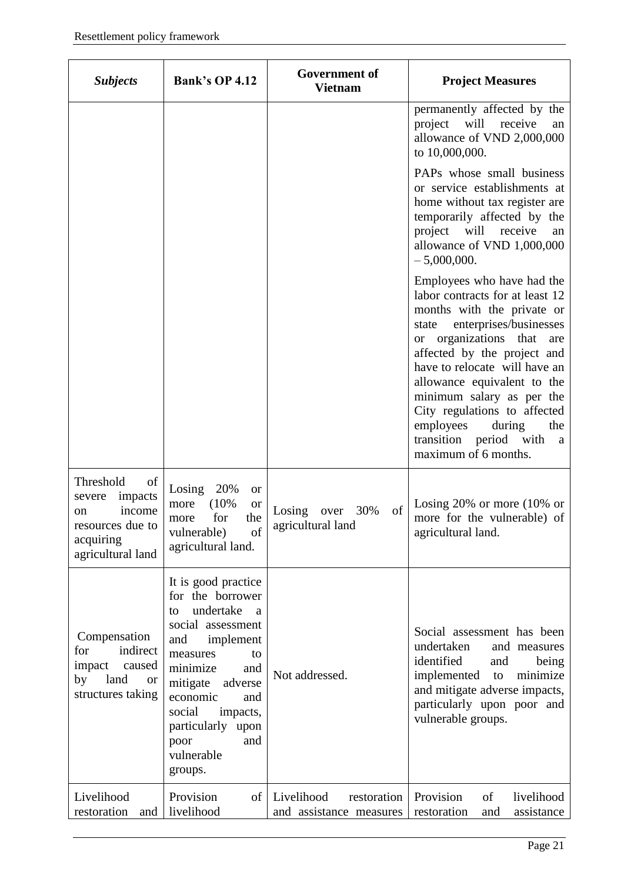| *Subjects* | Bank's OP 4.12 | Government of Vietnam | Project Measures |
|---|---|---|---|
| | | | permanently affected by the project will receive an allowance of VND 2,000,000 to 10,000,000.<br><br>PAPs whose small business or service establishments at home without tax register are temporarily affected by the project will receive an allowance of VND 1,000,000 – 5,000,000.<br><br>Employees who have had the labor contracts for at least 12 months with the private or state enterprises/businesses or organizations that are affected by the project and have to relocate will have an allowance equivalent to the minimum salary as per the City regulations to affected employees during the transition period with a maximum of 6 months. |
| Threshold of severe impacts on income resources due to acquiring agricultural land | Losing 20% or more (10% or more for the vulnerable) of agricultural land. | Losing over 30% of agricultural land | Losing 20% or more (10% or more for the vulnerable) of agricultural land. |
| Compensation for indirect impact caused by land or structures taking | It is good practice for the borrower to undertake a social assessment and implement measures to minimize and mitigate adverse economic and social impacts, particularly upon poor and vulnerable groups. | Not addressed. | Social assessment has been undertaken and measures identified and being implemented to minimize and mitigate adverse impacts, particularly upon poor and vulnerable groups. |
| Livelihood restoration and | Provision of livelihood | Livelihood restoration and assistance measures | Provision of livelihood restoration and assistance |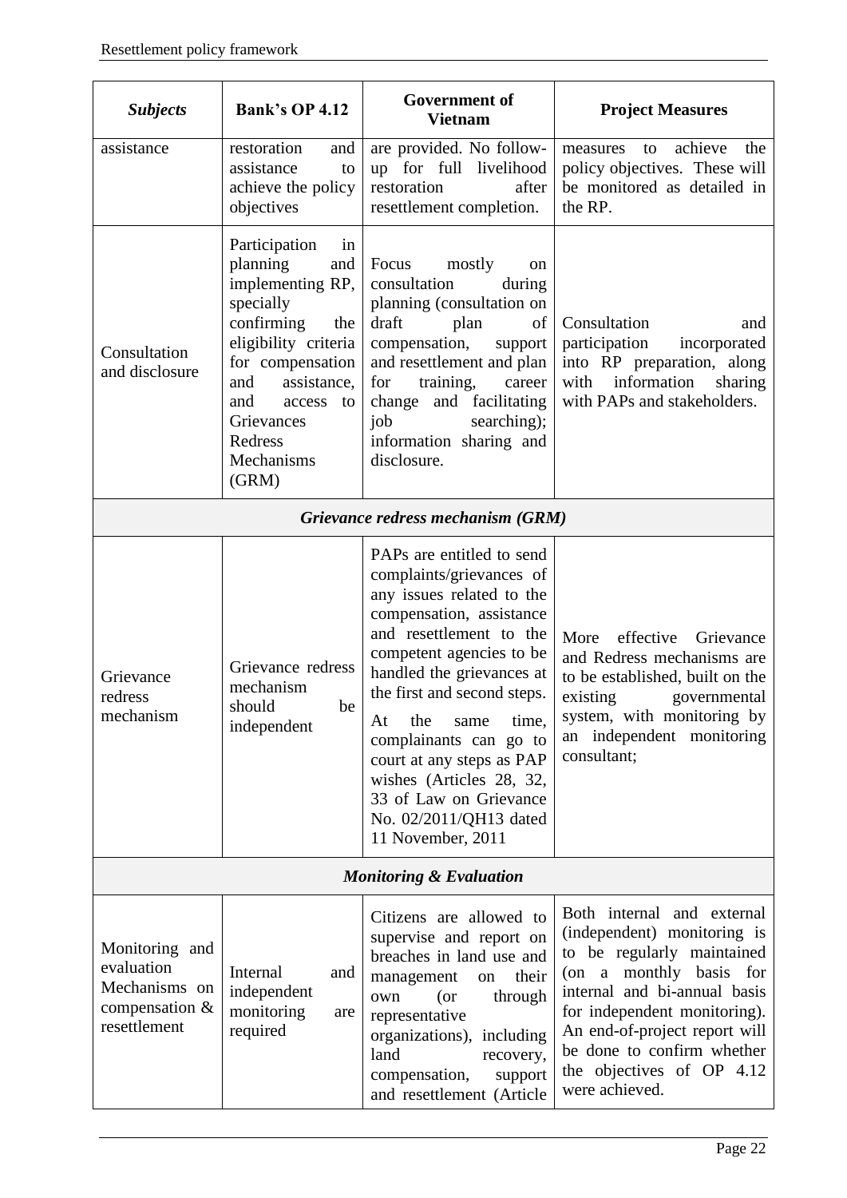| *Subjects* | **Bank's OP 4.12** | **Government of Vietnam** | **Project Measures** |
|---|---|---|---|
| assistance | restoration and assistance to achieve the policy objectives | are provided. No follow-up for full livelihood restoration after resettlement completion. | measures to achieve the policy objectives. These will be monitored as detailed in the RP. |
| Consultation and disclosure | Participation in planning and implementing RP, specially confirming the eligibility criteria for compensation and assistance, and access to Grievances Redress Mechanisms (GRM) | Focus mostly on consultation during planning (consultation on draft plan of compensation, support and resettlement and plan for training, career change and facilitating job searching); information sharing and disclosure. | Consultation and participation incorporated into RP preparation, along with information sharing with PAPs and stakeholders. |
| ***Grievance redress mechanism (GRM)*** | | | |
| Grievance redress mechanism | Grievance redress mechanism should be independent | PAPs are entitled to send complaints/grievances of any issues related to the compensation, assistance and resettlement to the competent agencies to be handled the grievances at the first and second steps. At the same time, complainants can go to court at any steps as PAP wishes (Articles 28, 32, 33 of Law on Grievance No. 02/2011/QH13 dated 11 November, 2011 | More effective Grievance and Redress mechanisms are to be established, built on the existing governmental system, with monitoring by an independent monitoring consultant; |
| ***Monitoring & Evaluation*** | | | |
| Monitoring and evaluation Mechanisms on compensation & resettlement | Internal and independent monitoring are required | Citizens are allowed to supervise and report on breaches in land use and management on their own (or through representative organizations), including land recovery, compensation, support and resettlement (Article | Both internal and external (independent) monitoring is to be regularly maintained (on a monthly basis for internal and bi-annual basis for independent monitoring). An end-of-project report will be done to confirm whether the objectives of OP 4.12 were achieved. |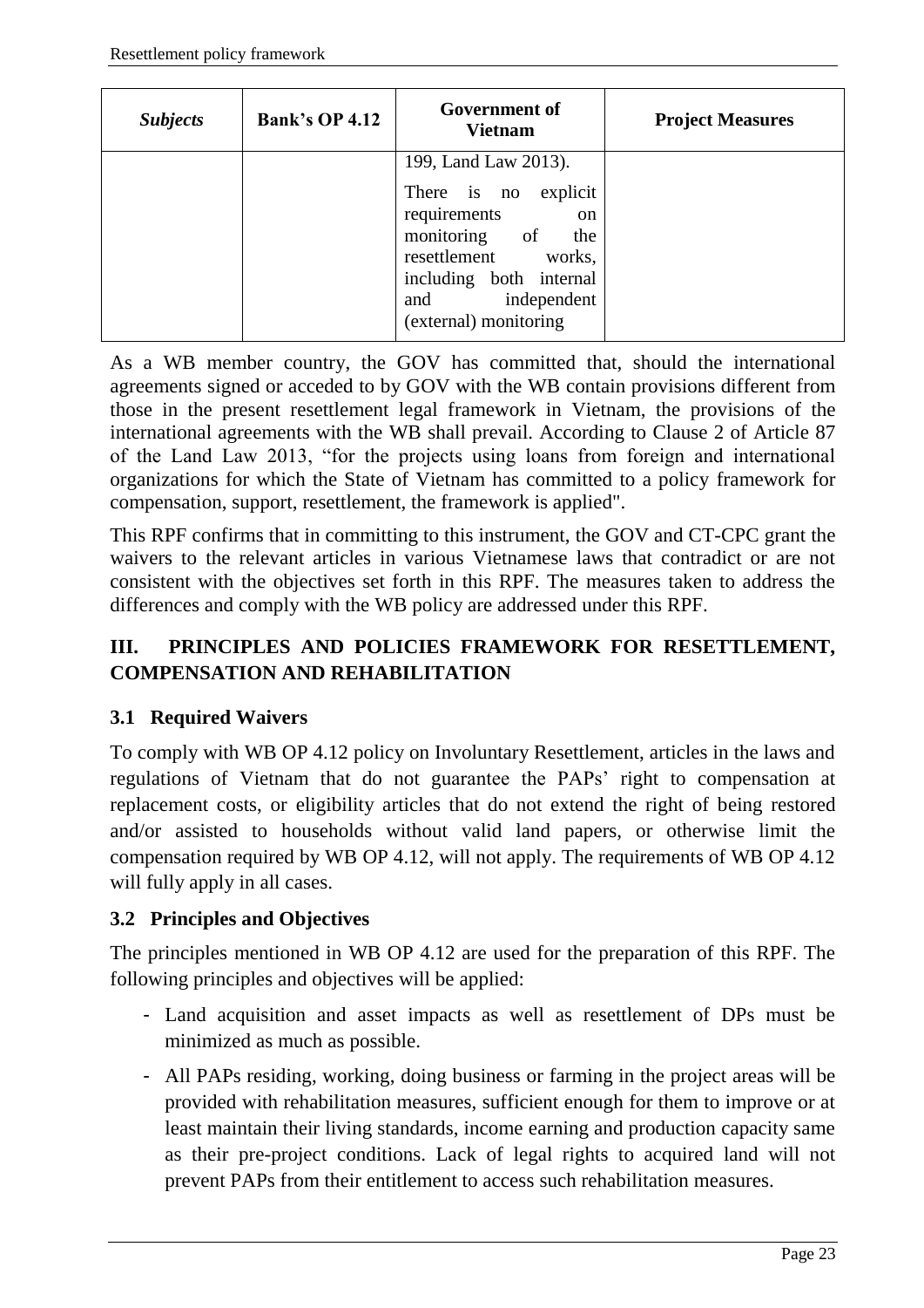| *Subjects* | Bank's OP 4.12 | Government of Vietnam | Project Measures |
|---|---|---|---|
| | | 199, Land Law 2013).<br><br>There is no explicit requirements on monitoring of the resettlement works, including both internal and independent (external) monitoring | |

As a WB member country, the GOV has committed that, should the international agreements signed or acceded to by GOV with the WB contain provisions different from those in the present resettlement legal framework in Vietnam, the provisions of the international agreements with the WB shall prevail. According to Clause 2 of Article 87 of the Land Law 2013, "for the projects using loans from foreign and international organizations for which the State of Vietnam has committed to a policy framework for compensation, support, resettlement, the framework is applied".

This RPF confirms that in committing to this instrument, the GOV and CT-CPC grant the waivers to the relevant articles in various Vietnamese laws that contradict or are not consistent with the objectives set forth in this RPF. The measures taken to address the differences and comply with the WB policy are addressed under this RPF.

## III. PRINCIPLES AND POLICIES FRAMEWORK FOR RESETTLEMENT, COMPENSATION AND REHABILITATION

### 3.1 Required Waivers

To comply with WB OP 4.12 policy on Involuntary Resettlement, articles in the laws and regulations of Vietnam that do not guarantee the PAPs' right to compensation at replacement costs, or eligibility articles that do not extend the right of being restored and/or assisted to households without valid land papers, or otherwise limit the compensation required by WB OP 4.12, will not apply. The requirements of WB OP 4.12 will fully apply in all cases.

### 3.2 Principles and Objectives

The principles mentioned in WB OP 4.12 are used for the preparation of this RPF. The following principles and objectives will be applied:

- Land acquisition and asset impacts as well as resettlement of DPs must be minimized as much as possible.
- All PAPs residing, working, doing business or farming in the project areas will be provided with rehabilitation measures, sufficient enough for them to improve or at least maintain their living standards, income earning and production capacity same as their pre-project conditions. Lack of legal rights to acquired land will not prevent PAPs from their entitlement to access such rehabilitation measures.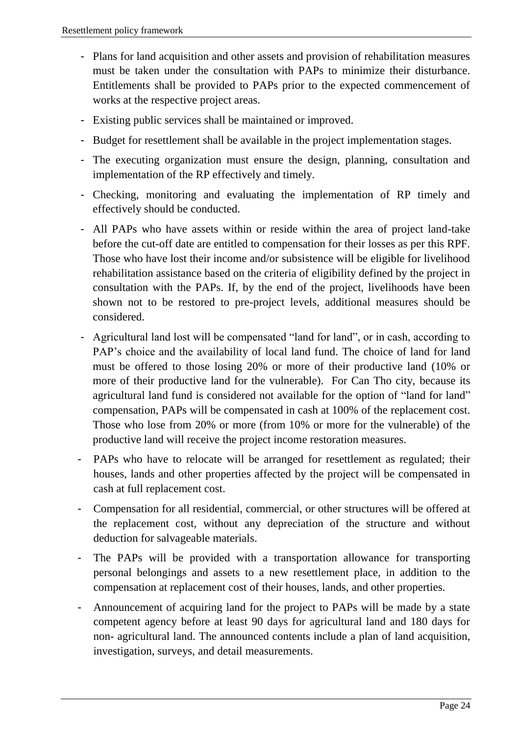- Plans for land acquisition and other assets and provision of rehabilitation measures must be taken under the consultation with PAPs to minimize their disturbance. Entitlements shall be provided to PAPs prior to the expected commencement of works at the respective project areas.
- Existing public services shall be maintained or improved.
- Budget for resettlement shall be available in the project implementation stages.
- The executing organization must ensure the design, planning, consultation and implementation of the RP effectively and timely.
- Checking, monitoring and evaluating the implementation of RP timely and effectively should be conducted.
- All PAPs who have assets within or reside within the area of project land-take before the cut-off date are entitled to compensation for their losses as per this RPF. Those who have lost their income and/or subsistence will be eligible for livelihood rehabilitation assistance based on the criteria of eligibility defined by the project in consultation with the PAPs. If, by the end of the project, livelihoods have been shown not to be restored to pre-project levels, additional measures should be considered.
- Agricultural land lost will be compensated "land for land", or in cash, according to PAP's choice and the availability of local land fund. The choice of land for land must be offered to those losing 20% or more of their productive land (10% or more of their productive land for the vulnerable). For Can Tho city, because its agricultural land fund is considered not available for the option of "land for land" compensation, PAPs will be compensated in cash at 100% of the replacement cost. Those who lose from 20% or more (from 10% or more for the vulnerable) of the productive land will receive the project income restoration measures.
- PAPs who have to relocate will be arranged for resettlement as regulated; their houses, lands and other properties affected by the project will be compensated in cash at full replacement cost.
- Compensation for all residential, commercial, or other structures will be offered at the replacement cost, without any depreciation of the structure and without deduction for salvageable materials.
- The PAPs will be provided with a transportation allowance for transporting personal belongings and assets to a new resettlement place, in addition to the compensation at replacement cost of their houses, lands, and other properties.
- Announcement of acquiring land for the project to PAPs will be made by a state competent agency before at least 90 days for agricultural land and 180 days for non- agricultural land. The announced contents include a plan of land acquisition, investigation, surveys, and detail measurements.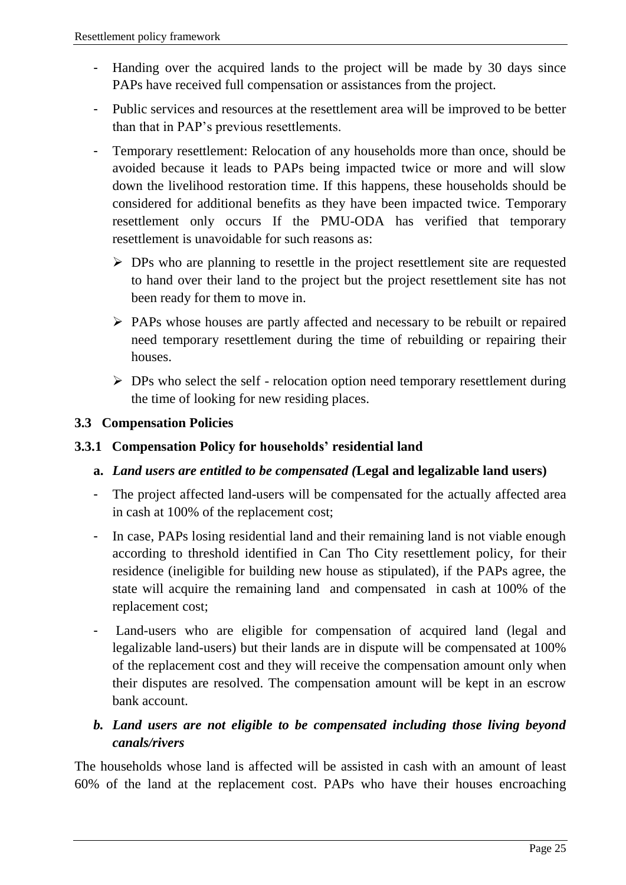- Handing over the acquired lands to the project will be made by 30 days since PAPs have received full compensation or assistances from the project.
- Public services and resources at the resettlement area will be improved to be better than that in PAP's previous resettlements.
- Temporary resettlement: Relocation of any households more than once, should be avoided because it leads to PAPs being impacted twice or more and will slow down the livelihood restoration time. If this happens, these households should be considered for additional benefits as they have been impacted twice. Temporary resettlement only occurs If the PMU-ODA has verified that temporary resettlement is unavoidable for such reasons as:
  - DPs who are planning to resettle in the project resettlement site are requested to hand over their land to the project but the project resettlement site has not been ready for them to move in.
  - PAPs whose houses are partly affected and necessary to be rebuilt or repaired need temporary resettlement during the time of rebuilding or repairing their houses.
  - DPs who select the self - relocation option need temporary resettlement during the time of looking for new residing places.

### 3.3 Compensation Policies

#### 3.3.1 Compensation Policy for households' residential land

**a.** ***Land users are entitled to be compensated (*****Legal and legalizable land users)**

- The project affected land-users will be compensated for the actually affected area in cash at 100% of the replacement cost;
- In case, PAPs losing residential land and their remaining land is not viable enough according to threshold identified in Can Tho City resettlement policy, for their residence (ineligible for building new house as stipulated), if the PAPs agree, the state will acquire the remaining land and compensated in cash at 100% of the replacement cost;
- Land-users who are eligible for compensation of acquired land (legal and legalizable land-users) but their lands are in dispute will be compensated at 100% of the replacement cost and they will receive the compensation amount only when their disputes are resolved. The compensation amount will be kept in an escrow bank account.

***b. Land users are not eligible to be compensated including those living beyond canals/rivers***

The households whose land is affected will be assisted in cash with an amount of least 60% of the land at the replacement cost. PAPs who have their houses encroaching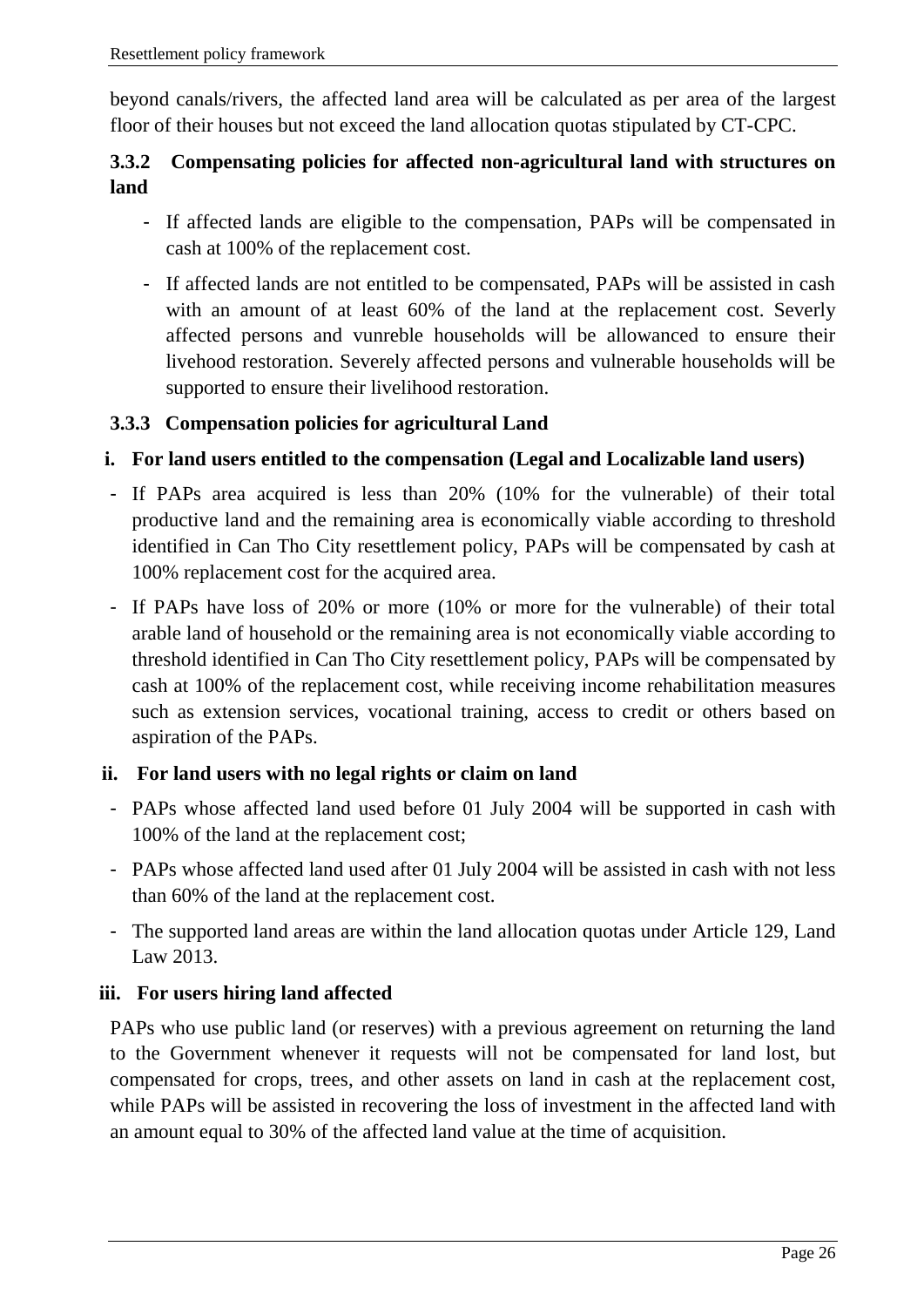beyond canals/rivers, the affected land area will be calculated as per area of the largest floor of their houses but not exceed the land allocation quotas stipulated by CT-CPC.

### 3.3.2 Compensating policies for affected non-agricultural land with structures on land

- If affected lands are eligible to the compensation, PAPs will be compensated in cash at 100% of the replacement cost.
- If affected lands are not entitled to be compensated, PAPs will be assisted in cash with an amount of at least 60% of the land at the replacement cost. Severly affected persons and vunreble households will be allowanced to ensure their livehood restoration. Severely affected persons and vulnerable households will be supported to ensure their livelihood restoration.

### 3.3.3 Compensation policies for agricultural Land

**i. For land users entitled to the compensation (Legal and Localizable land users)**

- If PAPs area acquired is less than 20% (10% for the vulnerable) of their total productive land and the remaining area is economically viable according to threshold identified in Can Tho City resettlement policy, PAPs will be compensated by cash at 100% replacement cost for the acquired area.
- If PAPs have loss of 20% or more (10% or more for the vulnerable) of their total arable land of household or the remaining area is not economically viable according to threshold identified in Can Tho City resettlement policy, PAPs will be compensated by cash at 100% of the replacement cost, while receiving income rehabilitation measures such as extension services, vocational training, access to credit or others based on aspiration of the PAPs.

**ii. For land users with no legal rights or claim on land**

- PAPs whose affected land used before 01 July 2004 will be supported in cash with 100% of the land at the replacement cost;
- PAPs whose affected land used after 01 July 2004 will be assisted in cash with not less than 60% of the land at the replacement cost.
- The supported land areas are within the land allocation quotas under Article 129, Land Law 2013.

**iii. For users hiring land affected**

PAPs who use public land (or reserves) with a previous agreement on returning the land to the Government whenever it requests will not be compensated for land lost, but compensated for crops, trees, and other assets on land in cash at the replacement cost, while PAPs will be assisted in recovering the loss of investment in the affected land with an amount equal to 30% of the affected land value at the time of acquisition.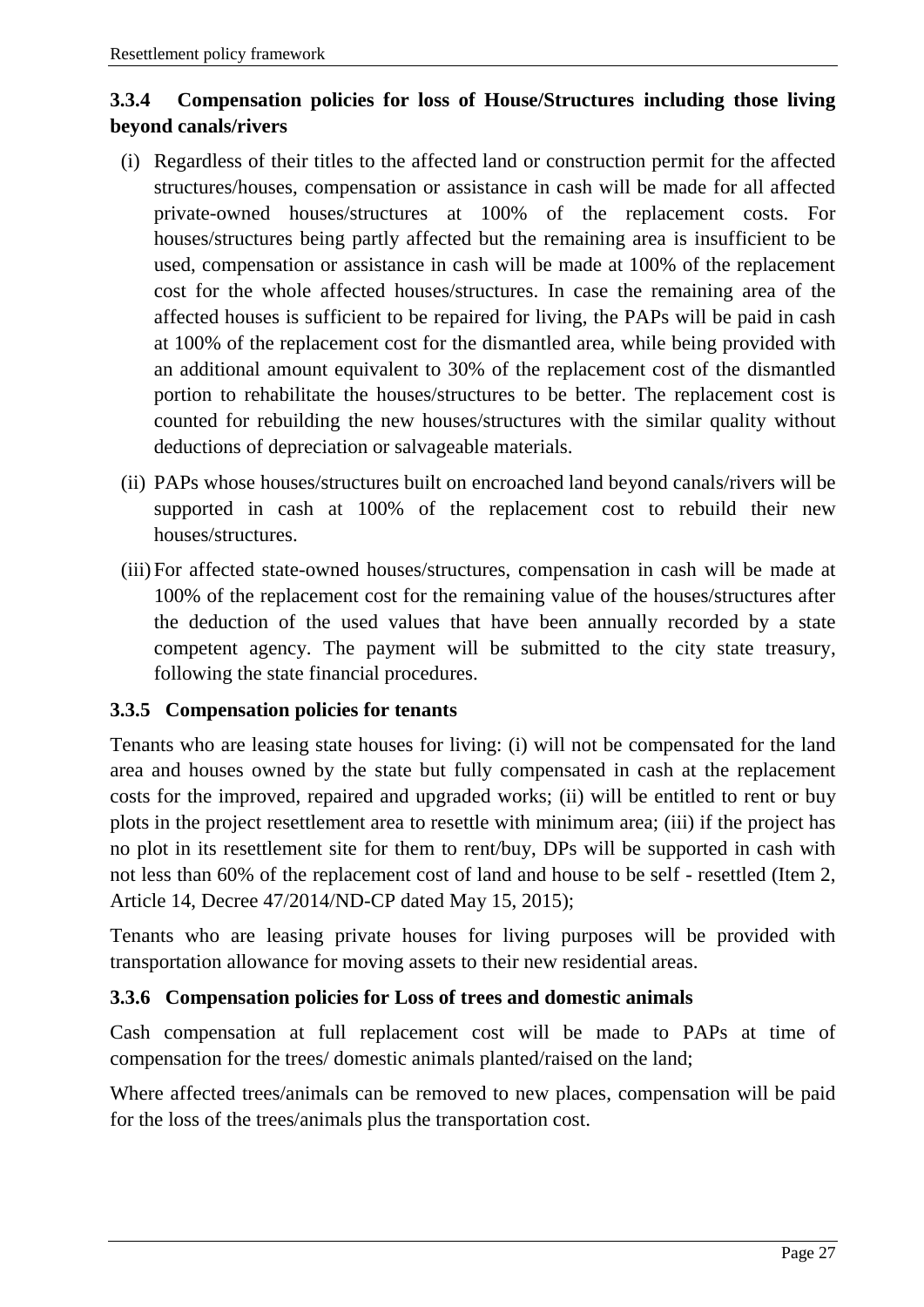### 3.3.4 Compensation policies for loss of House/Structures including those living beyond canals/rivers

(i) Regardless of their titles to the affected land or construction permit for the affected structures/houses, compensation or assistance in cash will be made for all affected private-owned houses/structures at 100% of the replacement costs. For houses/structures being partly affected but the remaining area is insufficient to be used, compensation or assistance in cash will be made at 100% of the replacement cost for the whole affected houses/structures. In case the remaining area of the affected houses is sufficient to be repaired for living, the PAPs will be paid in cash at 100% of the replacement cost for the dismantled area, while being provided with an additional amount equivalent to 30% of the replacement cost of the dismantled portion to rehabilitate the houses/structures to be better. The replacement cost is counted for rebuilding the new houses/structures with the similar quality without deductions of depreciation or salvageable materials.

(ii) PAPs whose houses/structures built on encroached land beyond canals/rivers will be supported in cash at 100% of the replacement cost to rebuild their new houses/structures.

(iii) For affected state-owned houses/structures, compensation in cash will be made at 100% of the replacement cost for the remaining value of the houses/structures after the deduction of the used values that have been annually recorded by a state competent agency. The payment will be submitted to the city state treasury, following the state financial procedures.

### 3.3.5 Compensation policies for tenants

Tenants who are leasing state houses for living: (i) will not be compensated for the land area and houses owned by the state but fully compensated in cash at the replacement costs for the improved, repaired and upgraded works; (ii) will be entitled to rent or buy plots in the project resettlement area to resettle with minimum area; (iii) if the project has no plot in its resettlement site for them to rent/buy, DPs will be supported in cash with not less than 60% of the replacement cost of land and house to be self - resettled (Item 2, Article 14, Decree 47/2014/ND-CP dated May 15, 2015);

Tenants who are leasing private houses for living purposes will be provided with transportation allowance for moving assets to their new residential areas.

### 3.3.6 Compensation policies for Loss of trees and domestic animals

Cash compensation at full replacement cost will be made to PAPs at time of compensation for the trees/ domestic animals planted/raised on the land;

Where affected trees/animals can be removed to new places, compensation will be paid for the loss of the trees/animals plus the transportation cost.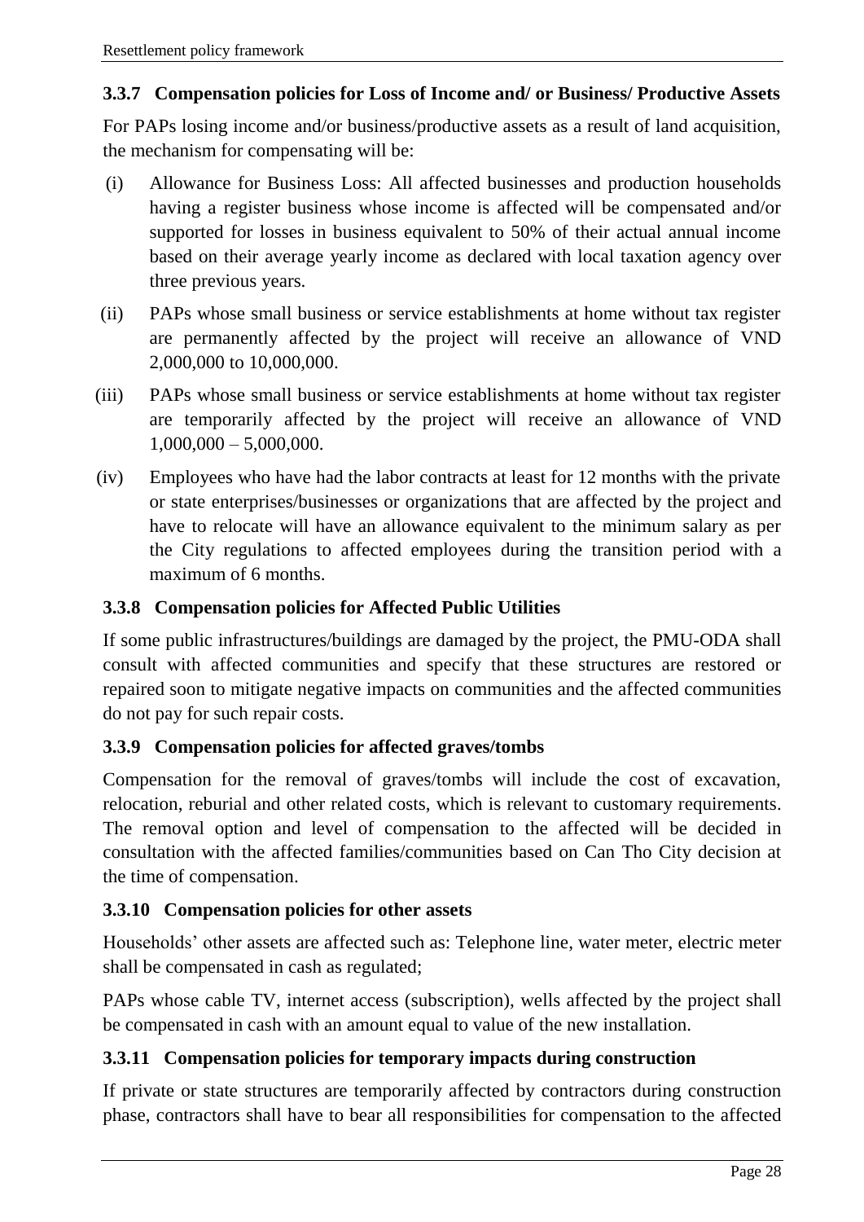### 3.3.7 Compensation policies for Loss of Income and/ or Business/ Productive Assets

For PAPs losing income and/or business/productive assets as a result of land acquisition, the mechanism for compensating will be:

(i) Allowance for Business Loss: All affected businesses and production households having a register business whose income is affected will be compensated and/or supported for losses in business equivalent to 50% of their actual annual income based on their average yearly income as declared with local taxation agency over three previous years.

(ii) PAPs whose small business or service establishments at home without tax register are permanently affected by the project will receive an allowance of VND 2,000,000 to 10,000,000.

(iii) PAPs whose small business or service establishments at home without tax register are temporarily affected by the project will receive an allowance of VND 1,000,000 – 5,000,000.

(iv) Employees who have had the labor contracts at least for 12 months with the private or state enterprises/businesses or organizations that are affected by the project and have to relocate will have an allowance equivalent to the minimum salary as per the City regulations to affected employees during the transition period with a maximum of 6 months.

### 3.3.8 Compensation policies for Affected Public Utilities

If some public infrastructures/buildings are damaged by the project, the PMU-ODA shall consult with affected communities and specify that these structures are restored or repaired soon to mitigate negative impacts on communities and the affected communities do not pay for such repair costs.

### 3.3.9 Compensation policies for affected graves/tombs

Compensation for the removal of graves/tombs will include the cost of excavation, relocation, reburial and other related costs, which is relevant to customary requirements. The removal option and level of compensation to the affected will be decided in consultation with the affected families/communities based on Can Tho City decision at the time of compensation.

### 3.3.10 Compensation policies for other assets

Households' other assets are affected such as: Telephone line, water meter, electric meter shall be compensated in cash as regulated;

PAPs whose cable TV, internet access (subscription), wells affected by the project shall be compensated in cash with an amount equal to value of the new installation.

### 3.3.11 Compensation policies for temporary impacts during construction

If private or state structures are temporarily affected by contractors during construction phase, contractors shall have to bear all responsibilities for compensation to the affected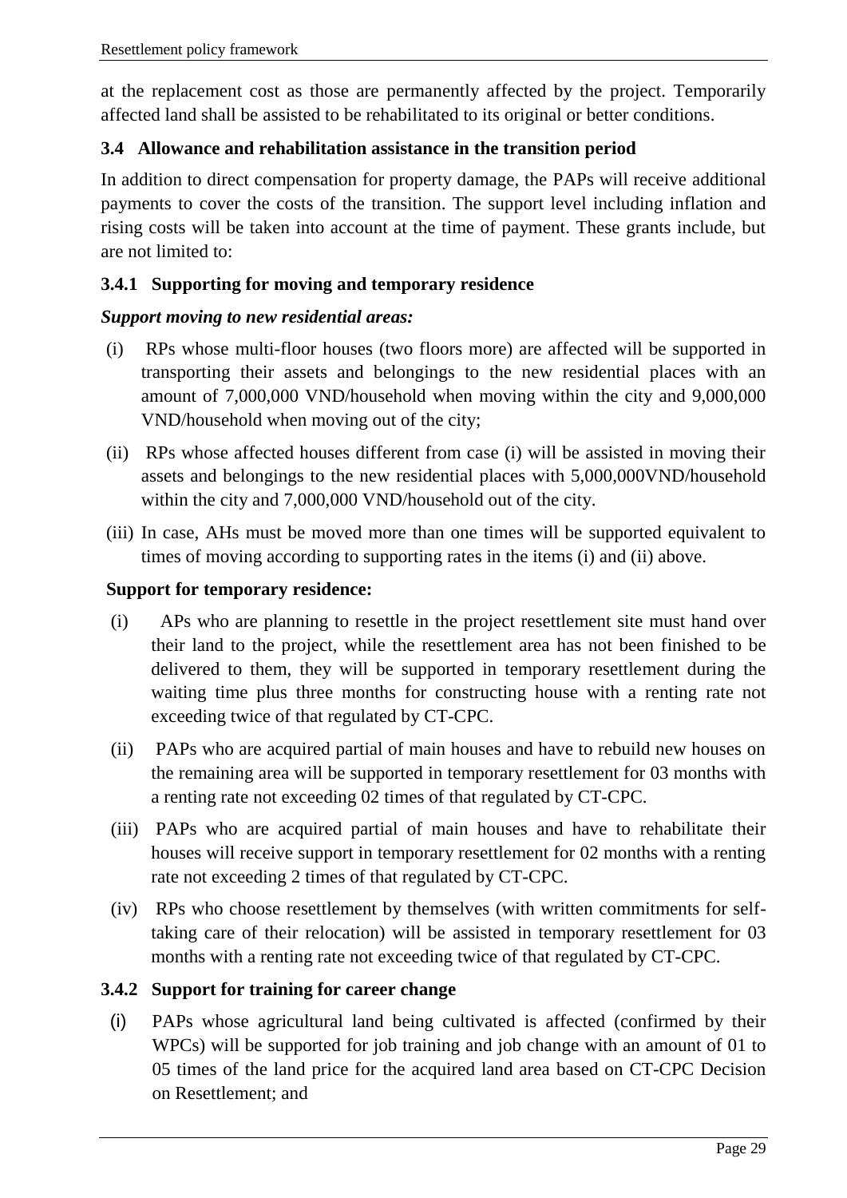at the replacement cost as those are permanently affected by the project. Temporarily affected land shall be assisted to be rehabilitated to its original or better conditions.

### 3.4 Allowance and rehabilitation assistance in the transition period

In addition to direct compensation for property damage, the PAPs will receive additional payments to cover the costs of the transition. The support level including inflation and rising costs will be taken into account at the time of payment. These grants include, but are not limited to:

#### 3.4.1 Supporting for moving and temporary residence

***Support moving to new residential areas:***

(i) RPs whose multi-floor houses (two floors more) are affected will be supported in transporting their assets and belongings to the new residential places with an amount of 7,000,000 VND/household when moving within the city and 9,000,000 VND/household when moving out of the city;

(ii) RPs whose affected houses different from case (i) will be assisted in moving their assets and belongings to the new residential places with 5,000,000VND/household within the city and 7,000,000 VND/household out of the city.

(iii) In case, AHs must be moved more than one times will be supported equivalent to times of moving according to supporting rates in the items (i) and (ii) above.

**Support for temporary residence:**

(i) APs who are planning to resettle in the project resettlement site must hand over their land to the project, while the resettlement area has not been finished to be delivered to them, they will be supported in temporary resettlement during the waiting time plus three months for constructing house with a renting rate not exceeding twice of that regulated by CT-CPC.

(ii) PAPs who are acquired partial of main houses and have to rebuild new houses on the remaining area will be supported in temporary resettlement for 03 months with a renting rate not exceeding 02 times of that regulated by CT-CPC.

(iii) PAPs who are acquired partial of main houses and have to rehabilitate their houses will receive support in temporary resettlement for 02 months with a renting rate not exceeding 2 times of that regulated by CT-CPC.

(iv) RPs who choose resettlement by themselves (with written commitments for self-taking care of their relocation) will be assisted in temporary resettlement for 03 months with a renting rate not exceeding twice of that regulated by CT-CPC.

#### 3.4.2 Support for training for career change

(i) PAPs whose agricultural land being cultivated is affected (confirmed by their WPCs) will be supported for job training and job change with an amount of 01 to 05 times of the land price for the acquired land area based on CT-CPC Decision on Resettlement; and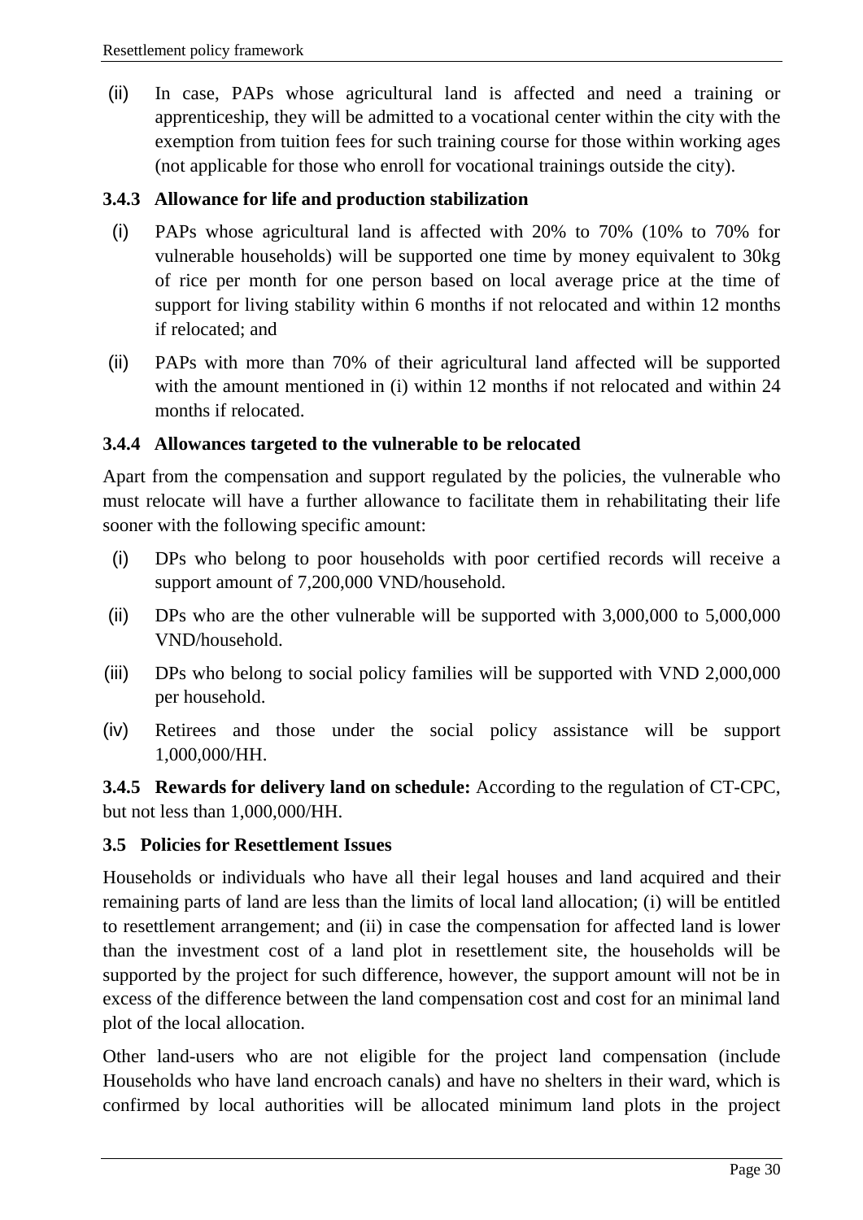(ii) In case, PAPs whose agricultural land is affected and need a training or apprenticeship, they will be admitted to a vocational center within the city with the exemption from tuition fees for such training course for those within working ages (not applicable for those who enroll for vocational trainings outside the city).

### 3.4.3 Allowance for life and production stabilization

(i) PAPs whose agricultural land is affected with 20% to 70% (10% to 70% for vulnerable households) will be supported one time by money equivalent to 30kg of rice per month for one person based on local average price at the time of support for living stability within 6 months if not relocated and within 12 months if relocated; and

(ii) PAPs with more than 70% of their agricultural land affected will be supported with the amount mentioned in (i) within 12 months if not relocated and within 24 months if relocated.

### 3.4.4 Allowances targeted to the vulnerable to be relocated

Apart from the compensation and support regulated by the policies, the vulnerable who must relocate will have a further allowance to facilitate them in rehabilitating their life sooner with the following specific amount:

(i) DPs who belong to poor households with poor certified records will receive a support amount of 7,200,000 VND/household.

(ii) DPs who are the other vulnerable will be supported with 3,000,000 to 5,000,000 VND/household.

(iii) DPs who belong to social policy families will be supported with VND 2,000,000 per household.

(iv) Retirees and those under the social policy assistance will be support 1,000,000/HH.

**3.4.5 Rewards for delivery land on schedule:** According to the regulation of CT-CPC, but not less than 1,000,000/HH.

## 3.5 Policies for Resettlement Issues

Households or individuals who have all their legal houses and land acquired and their remaining parts of land are less than the limits of local land allocation; (i) will be entitled to resettlement arrangement; and (ii) in case the compensation for affected land is lower than the investment cost of a land plot in resettlement site, the households will be supported by the project for such difference, however, the support amount will not be in excess of the difference between the land compensation cost and cost for an minimal land plot of the local allocation.

Other land-users who are not eligible for the project land compensation (include Households who have land encroach canals) and have no shelters in their ward, which is confirmed by local authorities will be allocated minimum land plots in the project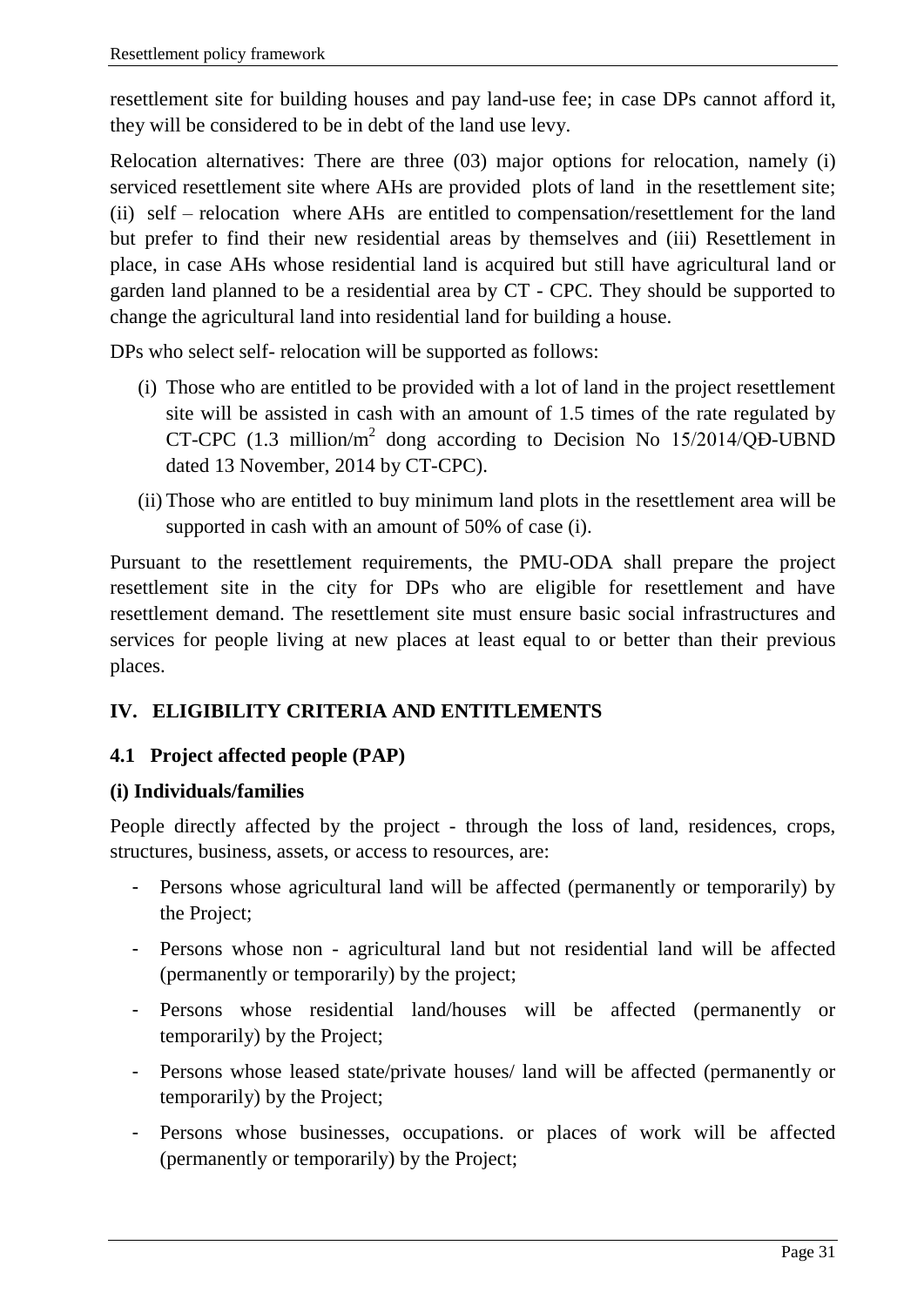resettlement site for building houses and pay land-use fee; in case DPs cannot afford it, they will be considered to be in debt of the land use levy.

Relocation alternatives: There are three (03) major options for relocation, namely (i) serviced resettlement site where AHs are provided plots of land in the resettlement site; (ii) self – relocation where AHs are entitled to compensation/resettlement for the land but prefer to find their new residential areas by themselves and (iii) Resettlement in place, in case AHs whose residential land is acquired but still have agricultural land or garden land planned to be a residential area by CT - CPC. They should be supported to change the agricultural land into residential land for building a house.

DPs who select self- relocation will be supported as follows:

(i) Those who are entitled to be provided with a lot of land in the project resettlement site will be assisted in cash with an amount of 1.5 times of the rate regulated by CT-CPC (1.3 million/m$^2$ dong according to Decision No 15/2014/QĐ-UBND dated 13 November, 2014 by CT-CPC).

(ii) Those who are entitled to buy minimum land plots in the resettlement area will be supported in cash with an amount of 50% of case (i).

Pursuant to the resettlement requirements, the PMU-ODA shall prepare the project resettlement site in the city for DPs who are eligible for resettlement and have resettlement demand. The resettlement site must ensure basic social infrastructures and services for people living at new places at least equal to or better than their previous places.

# IV. ELIGIBILITY CRITERIA AND ENTITLEMENTS

## 4.1 Project affected people (PAP)

**(i) Individuals/families**

People directly affected by the project - through the loss of land, residences, crops, structures, business, assets, or access to resources, are:

- Persons whose agricultural land will be affected (permanently or temporarily) by the Project;
- Persons whose non - agricultural land but not residential land will be affected (permanently or temporarily) by the project;
- Persons whose residential land/houses will be affected (permanently or temporarily) by the Project;
- Persons whose leased state/private houses/ land will be affected (permanently or temporarily) by the Project;
- Persons whose businesses, occupations. or places of work will be affected (permanently or temporarily) by the Project;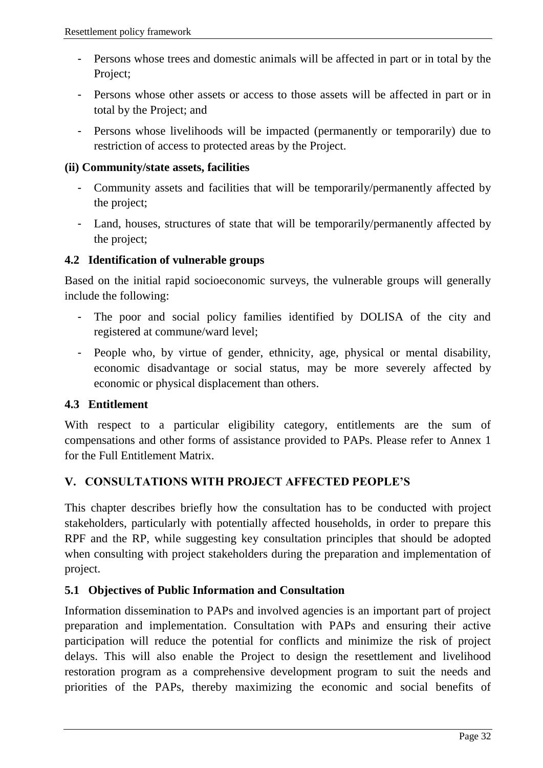- Persons whose trees and domestic animals will be affected in part or in total by the Project;
- Persons whose other assets or access to those assets will be affected in part or in total by the Project; and
- Persons whose livelihoods will be impacted (permanently or temporarily) due to restriction of access to protected areas by the Project.

**(ii) Community/state assets, facilities**

- Community assets and facilities that will be temporarily/permanently affected by the project;
- Land, houses, structures of state that will be temporarily/permanently affected by the project;

### 4.2 Identification of vulnerable groups

Based on the initial rapid socioeconomic surveys, the vulnerable groups will generally include the following:

- The poor and social policy families identified by DOLISA of the city and registered at commune/ward level;
- People who, by virtue of gender, ethnicity, age, physical or mental disability, economic disadvantage or social status, may be more severely affected by economic or physical displacement than others.

### 4.3 Entitlement

With respect to a particular eligibility category, entitlements are the sum of compensations and other forms of assistance provided to PAPs. Please refer to Annex 1 for the Full Entitlement Matrix.

## V. CONSULTATIONS WITH PROJECT AFFECTED PEOPLE'S

This chapter describes briefly how the consultation has to be conducted with project stakeholders, particularly with potentially affected households, in order to prepare this RPF and the RP, while suggesting key consultation principles that should be adopted when consulting with project stakeholders during the preparation and implementation of project.

### 5.1 Objectives of Public Information and Consultation

Information dissemination to PAPs and involved agencies is an important part of project preparation and implementation. Consultation with PAPs and ensuring their active participation will reduce the potential for conflicts and minimize the risk of project delays. This will also enable the Project to design the resettlement and livelihood restoration program as a comprehensive development program to suit the needs and priorities of the PAPs, thereby maximizing the economic and social benefits of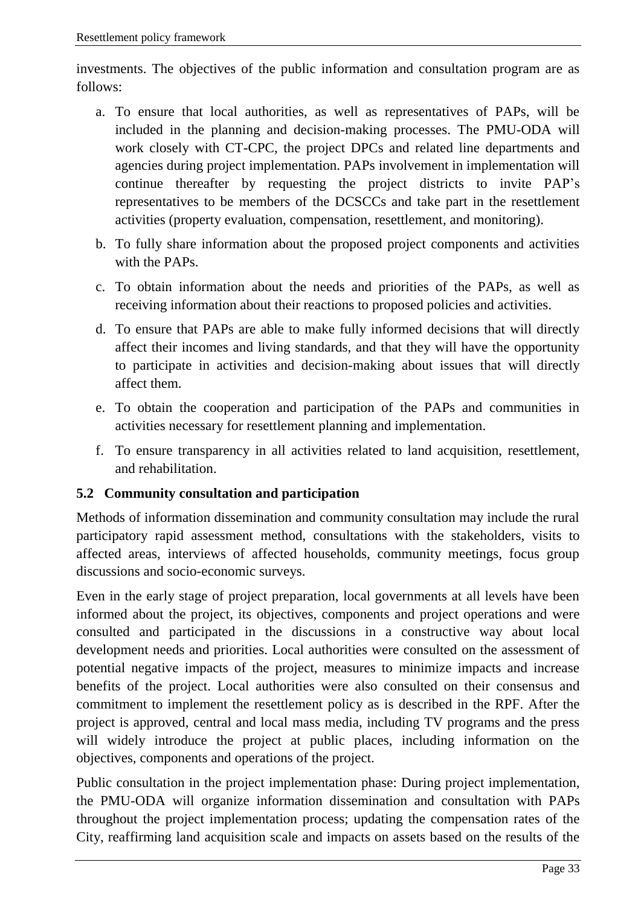investments. The objectives of the public information and consultation program are as follows:

a. To ensure that local authorities, as well as representatives of PAPs, will be included in the planning and decision-making processes. The PMU-ODA will work closely with CT-CPC, the project DPCs and related line departments and agencies during project implementation. PAPs involvement in implementation will continue thereafter by requesting the project districts to invite PAP's representatives to be members of the DCSCCs and take part in the resettlement activities (property evaluation, compensation, resettlement, and monitoring).

b. To fully share information about the proposed project components and activities with the PAPs.

c. To obtain information about the needs and priorities of the PAPs, as well as receiving information about their reactions to proposed policies and activities.

d. To ensure that PAPs are able to make fully informed decisions that will directly affect their incomes and living standards, and that they will have the opportunity to participate in activities and decision-making about issues that will directly affect them.

e. To obtain the cooperation and participation of the PAPs and communities in activities necessary for resettlement planning and implementation.

f. To ensure transparency in all activities related to land acquisition, resettlement, and rehabilitation.

## 5.2 Community consultation and participation

Methods of information dissemination and community consultation may include the rural participatory rapid assessment method, consultations with the stakeholders, visits to affected areas, interviews of affected households, community meetings, focus group discussions and socio-economic surveys.

Even in the early stage of project preparation, local governments at all levels have been informed about the project, its objectives, components and project operations and were consulted and participated in the discussions in a constructive way about local development needs and priorities. Local authorities were consulted on the assessment of potential negative impacts of the project, measures to minimize impacts and increase benefits of the project. Local authorities were also consulted on their consensus and commitment to implement the resettlement policy as is described in the RPF. After the project is approved, central and local mass media, including TV programs and the press will widely introduce the project at public places, including information on the objectives, components and operations of the project.

Public consultation in the project implementation phase: During project implementation, the PMU-ODA will organize information dissemination and consultation with PAPs throughout the project implementation process; updating the compensation rates of the City, reaffirming land acquisition scale and impacts on assets based on the results of the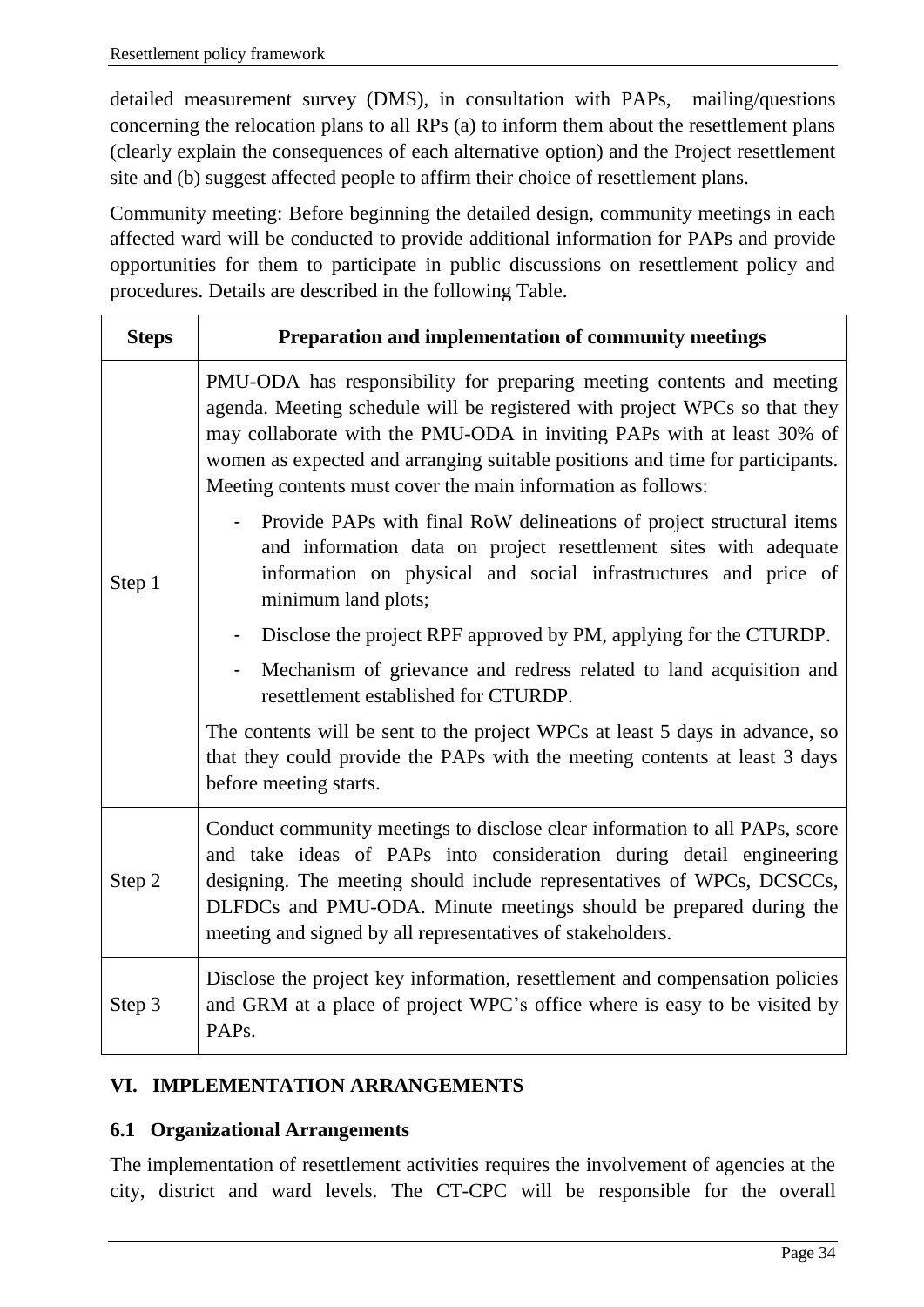detailed measurement survey (DMS), in consultation with PAPs, mailing/questions concerning the relocation plans to all RPs (a) to inform them about the resettlement plans (clearly explain the consequences of each alternative option) and the Project resettlement site and (b) suggest affected people to affirm their choice of resettlement plans.

Community meeting: Before beginning the detailed design, community meetings in each affected ward will be conducted to provide additional information for PAPs and provide opportunities for them to participate in public discussions on resettlement policy and procedures. Details are described in the following Table.

| Steps | Preparation and implementation of community meetings |
|---|---|
| Step 1 | PMU-ODA has responsibility for preparing meeting contents and meeting agenda. Meeting schedule will be registered with project WPCs so that they may collaborate with the PMU-ODA in inviting PAPs with at least 30% of women as expected and arranging suitable positions and time for participants. Meeting contents must cover the main information as follows:<br>- Provide PAPs with final RoW delineations of project structural items and information data on project resettlement sites with adequate information on physical and social infrastructures and price of minimum land plots;<br>- Disclose the project RPF approved by PM, applying for the CTURDP.<br>- Mechanism of grievance and redress related to land acquisition and resettlement established for CTURDP.<br>The contents will be sent to the project WPCs at least 5 days in advance, so that they could provide the PAPs with the meeting contents at least 3 days before meeting starts. |
| Step 2 | Conduct community meetings to disclose clear information to all PAPs, score and take ideas of PAPs into consideration during detail engineering designing. The meeting should include representatives of WPCs, DCSCCs, DLFDCs and PMU-ODA. Minute meetings should be prepared during the meeting and signed by all representatives of stakeholders. |
| Step 3 | Disclose the project key information, resettlement and compensation policies and GRM at a place of project WPC's office where is easy to be visited by PAPs. |

## VI. IMPLEMENTATION ARRANGEMENTS

### 6.1 Organizational Arrangements

The implementation of resettlement activities requires the involvement of agencies at the city, district and ward levels. The CT-CPC will be responsible for the overall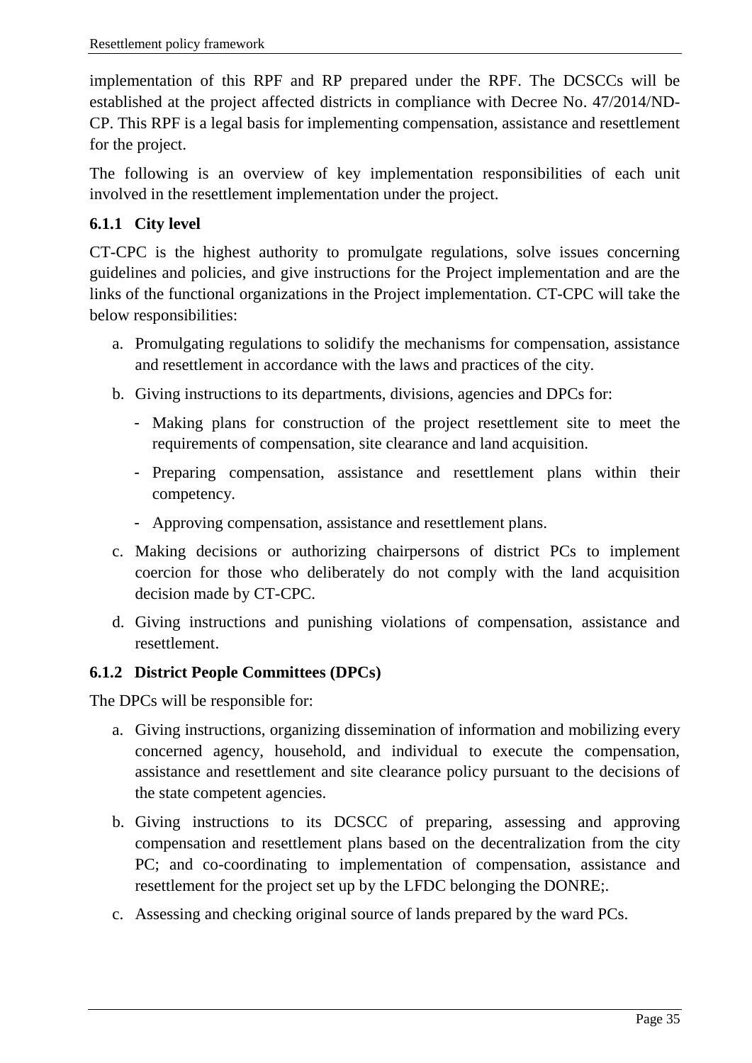implementation of this RPF and RP prepared under the RPF. The DCSCCs will be established at the project affected districts in compliance with Decree No. 47/2014/ND-CP. This RPF is a legal basis for implementing compensation, assistance and resettlement for the project.

The following is an overview of key implementation responsibilities of each unit involved in the resettlement implementation under the project.

### 6.1.1 City level

CT-CPC is the highest authority to promulgate regulations, solve issues concerning guidelines and policies, and give instructions for the Project implementation and are the links of the functional organizations in the Project implementation. CT-CPC will take the below responsibilities:

a. Promulgating regulations to solidify the mechanisms for compensation, assistance and resettlement in accordance with the laws and practices of the city.

b. Giving instructions to its departments, divisions, agencies and DPCs for:

   - Making plans for construction of the project resettlement site to meet the requirements of compensation, site clearance and land acquisition.
   - Preparing compensation, assistance and resettlement plans within their competency.
   - Approving compensation, assistance and resettlement plans.

c. Making decisions or authorizing chairpersons of district PCs to implement coercion for those who deliberately do not comply with the land acquisition decision made by CT-CPC.

d. Giving instructions and punishing violations of compensation, assistance and resettlement.

### 6.1.2 District People Committees (DPCs)

The DPCs will be responsible for:

a. Giving instructions, organizing dissemination of information and mobilizing every concerned agency, household, and individual to execute the compensation, assistance and resettlement and site clearance policy pursuant to the decisions of the state competent agencies.

b. Giving instructions to its DCSCC of preparing, assessing and approving compensation and resettlement plans based on the decentralization from the city PC; and co-coordinating to implementation of compensation, assistance and resettlement for the project set up by the LFDC belonging the DONRE;.

c. Assessing and checking original source of lands prepared by the ward PCs.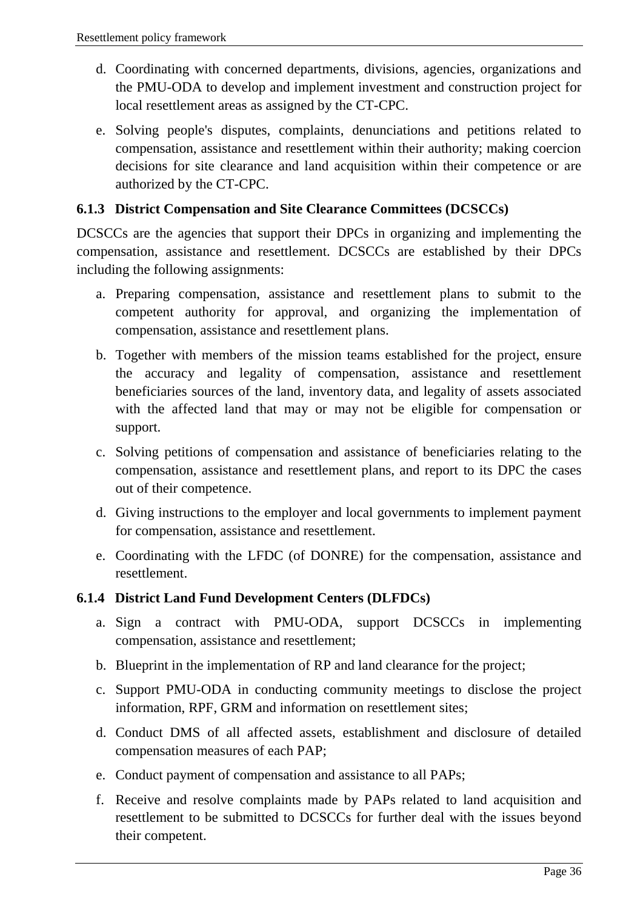d. Coordinating with concerned departments, divisions, agencies, organizations and the PMU-ODA to develop and implement investment and construction project for local resettlement areas as assigned by the CT-CPC.

e. Solving people's disputes, complaints, denunciations and petitions related to compensation, assistance and resettlement within their authority; making coercion decisions for site clearance and land acquisition within their competence or are authorized by the CT-CPC.

### 6.1.3 District Compensation and Site Clearance Committees (DCSCCs)

DCSCCs are the agencies that support their DPCs in organizing and implementing the compensation, assistance and resettlement. DCSCCs are established by their DPCs including the following assignments:

a. Preparing compensation, assistance and resettlement plans to submit to the competent authority for approval, and organizing the implementation of compensation, assistance and resettlement plans.

b. Together with members of the mission teams established for the project, ensure the accuracy and legality of compensation, assistance and resettlement beneficiaries sources of the land, inventory data, and legality of assets associated with the affected land that may or may not be eligible for compensation or support.

c. Solving petitions of compensation and assistance of beneficiaries relating to the compensation, assistance and resettlement plans, and report to its DPC the cases out of their competence.

d. Giving instructions to the employer and local governments to implement payment for compensation, assistance and resettlement.

e. Coordinating with the LFDC (of DONRE) for the compensation, assistance and resettlement.

### 6.1.4 District Land Fund Development Centers (DLFDCs)

a. Sign a contract with PMU-ODA, support DCSCCs in implementing compensation, assistance and resettlement;

b. Blueprint in the implementation of RP and land clearance for the project;

c. Support PMU-ODA in conducting community meetings to disclose the project information, RPF, GRM and information on resettlement sites;

d. Conduct DMS of all affected assets, establishment and disclosure of detailed compensation measures of each PAP;

e. Conduct payment of compensation and assistance to all PAPs;

f. Receive and resolve complaints made by PAPs related to land acquisition and resettlement to be submitted to DCSCCs for further deal with the issues beyond their competent.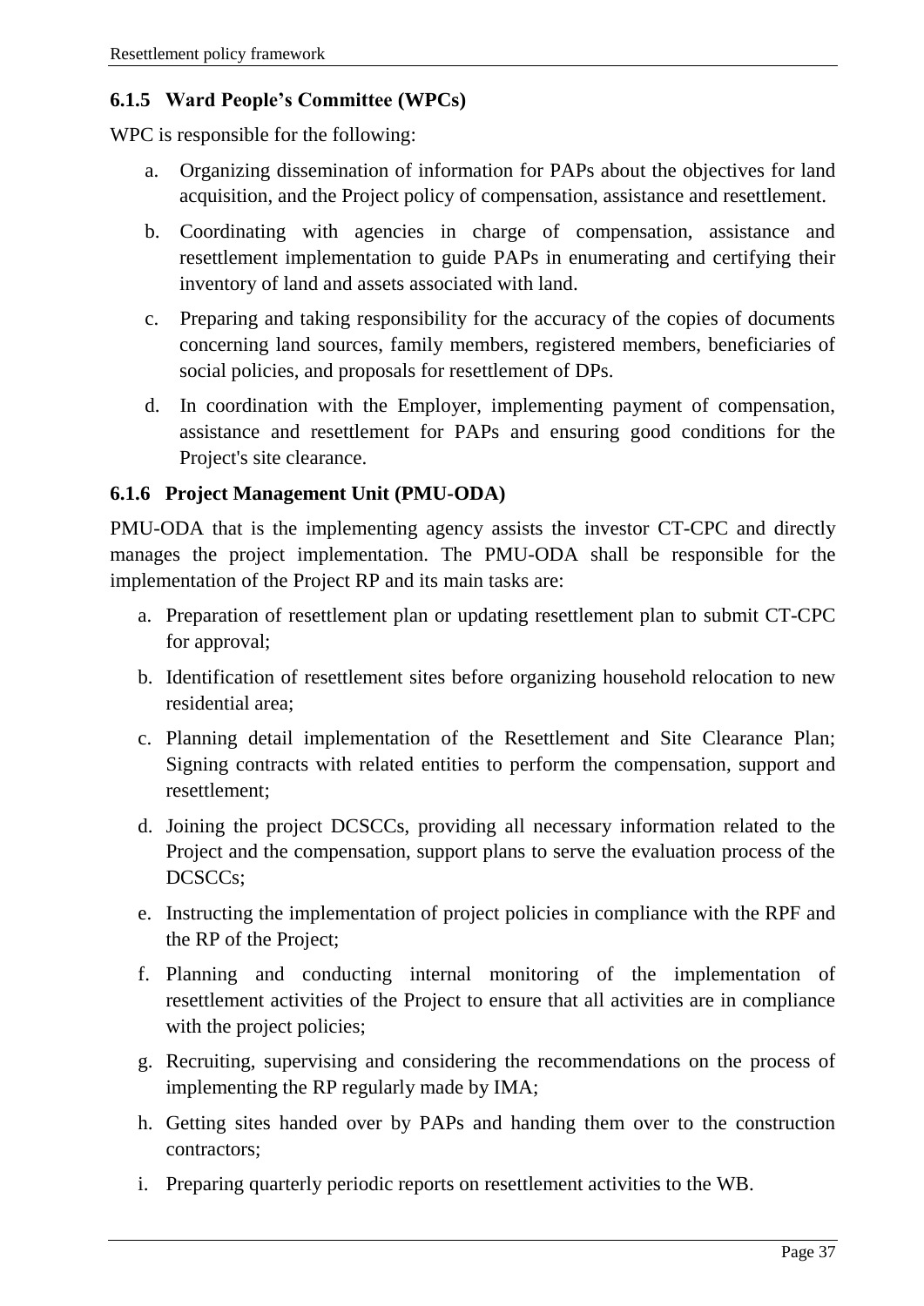### 6.1.5 Ward People's Committee (WPCs)

WPC is responsible for the following:

a. Organizing dissemination of information for PAPs about the objectives for land acquisition, and the Project policy of compensation, assistance and resettlement.

b. Coordinating with agencies in charge of compensation, assistance and resettlement implementation to guide PAPs in enumerating and certifying their inventory of land and assets associated with land.

c. Preparing and taking responsibility for the accuracy of the copies of documents concerning land sources, family members, registered members, beneficiaries of social policies, and proposals for resettlement of DPs.

d. In coordination with the Employer, implementing payment of compensation, assistance and resettlement for PAPs and ensuring good conditions for the Project's site clearance.

### 6.1.6 Project Management Unit (PMU-ODA)

PMU-ODA that is the implementing agency assists the investor CT-CPC and directly manages the project implementation. The PMU-ODA shall be responsible for the implementation of the Project RP and its main tasks are:

a. Preparation of resettlement plan or updating resettlement plan to submit CT-CPC for approval;

b. Identification of resettlement sites before organizing household relocation to new residential area;

c. Planning detail implementation of the Resettlement and Site Clearance Plan; Signing contracts with related entities to perform the compensation, support and resettlement;

d. Joining the project DCSCCs, providing all necessary information related to the Project and the compensation, support plans to serve the evaluation process of the DCSCCs;

e. Instructing the implementation of project policies in compliance with the RPF and the RP of the Project;

f. Planning and conducting internal monitoring of the implementation of resettlement activities of the Project to ensure that all activities are in compliance with the project policies;

g. Recruiting, supervising and considering the recommendations on the process of implementing the RP regularly made by IMA;

h. Getting sites handed over by PAPs and handing them over to the construction contractors;

i. Preparing quarterly periodic reports on resettlement activities to the WB.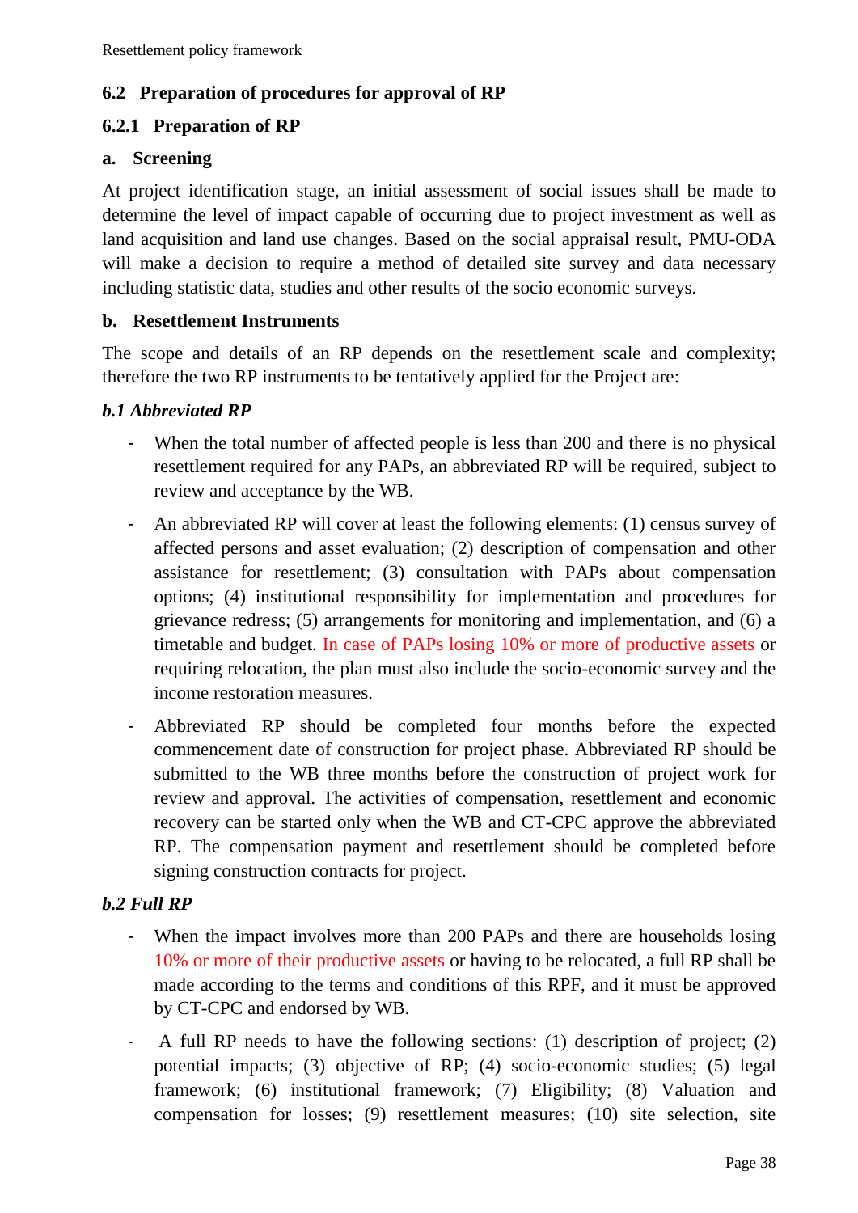### 6.2 Preparation of procedures for approval of RP

#### 6.2.1 Preparation of RP

**a. Screening**

At project identification stage, an initial assessment of social issues shall be made to determine the level of impact capable of occurring due to project investment as well as land acquisition and land use changes. Based on the social appraisal result, PMU-ODA will make a decision to require a method of detailed site survey and data necessary including statistic data, studies and other results of the socio economic surveys.

**b. Resettlement Instruments**

The scope and details of an RP depends on the resettlement scale and complexity; therefore the two RP instruments to be tentatively applied for the Project are:

***b.1 Abbreviated RP***

- When the total number of affected people is less than 200 and there is no physical resettlement required for any PAPs, an abbreviated RP will be required, subject to review and acceptance by the WB.
- An abbreviated RP will cover at least the following elements: (1) census survey of affected persons and asset evaluation; (2) description of compensation and other assistance for resettlement; (3) consultation with PAPs about compensation options; (4) institutional responsibility for implementation and procedures for grievance redress; (5) arrangements for monitoring and implementation, and (6) a timetable and budget. In case of PAPs losing 10% or more of productive assets or requiring relocation, the plan must also include the socio-economic survey and the income restoration measures.
- Abbreviated RP should be completed four months before the expected commencement date of construction for project phase. Abbreviated RP should be submitted to the WB three months before the construction of project work for review and approval. The activities of compensation, resettlement and economic recovery can be started only when the WB and CT-CPC approve the abbreviated RP. The compensation payment and resettlement should be completed before signing construction contracts for project.

***b.2 Full RP***

- When the impact involves more than 200 PAPs and there are households losing 10% or more of their productive assets or having to be relocated, a full RP shall be made according to the terms and conditions of this RPF, and it must be approved by CT-CPC and endorsed by WB.
- A full RP needs to have the following sections: (1) description of project; (2) potential impacts; (3) objective of RP; (4) socio-economic studies; (5) legal framework; (6) institutional framework; (7) Eligibility; (8) Valuation and compensation for losses; (9) resettlement measures; (10) site selection, site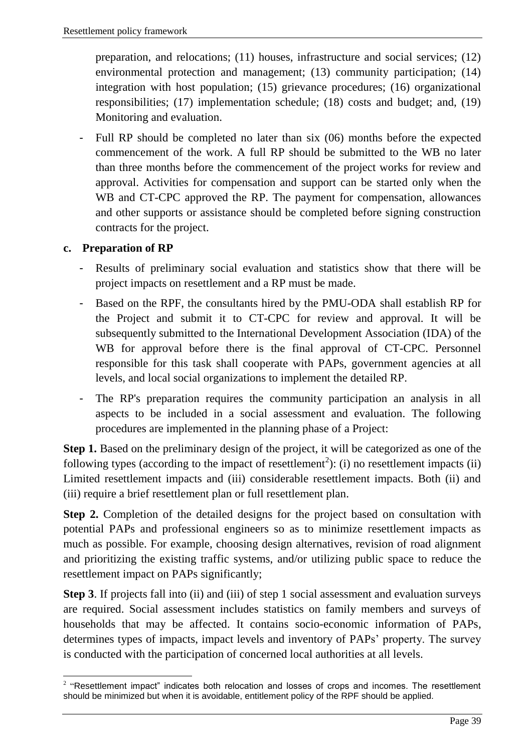preparation, and relocations; (11) houses, infrastructure and social services; (12) environmental protection and management; (13) community participation; (14) integration with host population; (15) grievance procedures; (16) organizational responsibilities; (17) implementation schedule; (18) costs and budget; and, (19) Monitoring and evaluation.

- Full RP should be completed no later than six (06) months before the expected commencement of the work. A full RP should be submitted to the WB no later than three months before the commencement of the project works for review and approval. Activities for compensation and support can be started only when the WB and CT-CPC approved the RP. The payment for compensation, allowances and other supports or assistance should be completed before signing construction contracts for the project.

**c. Preparation of RP**

- Results of preliminary social evaluation and statistics show that there will be project impacts on resettlement and a RP must be made.
- Based on the RPF, the consultants hired by the PMU-ODA shall establish RP for the Project and submit it to CT-CPC for review and approval. It will be subsequently submitted to the International Development Association (IDA) of the WB for approval before there is the final approval of CT-CPC. Personnel responsible for this task shall cooperate with PAPs, government agencies at all levels, and local social organizations to implement the detailed RP.
- The RP's preparation requires the community participation an analysis in all aspects to be included in a social assessment and evaluation. The following procedures are implemented in the planning phase of a Project:

**Step 1.** Based on the preliminary design of the project, it will be categorized as one of the following types (according to the impact of resettlement[2]): (i) no resettlement impacts (ii) Limited resettlement impacts and (iii) considerable resettlement impacts. Both (ii) and (iii) require a brief resettlement plan or full resettlement plan.

**Step 2.** Completion of the detailed designs for the project based on consultation with potential PAPs and professional engineers so as to minimize resettlement impacts as much as possible. For example, choosing design alternatives, revision of road alignment and prioritizing the existing traffic systems, and/or utilizing public space to reduce the resettlement impact on PAPs significantly;

**Step 3**. If projects fall into (ii) and (iii) of step 1 social assessment and evaluation surveys are required. Social assessment includes statistics on family members and surveys of households that may be affected. It contains socio-economic information of PAPs, determines types of impacts, impact levels and inventory of PAPs' property. The survey is conducted with the participation of concerned local authorities at all levels.

[2] "Resettlement impact" indicates both relocation and losses of crops and incomes. The resettlement should be minimized but when it is avoidable, entitlement policy of the RPF should be applied.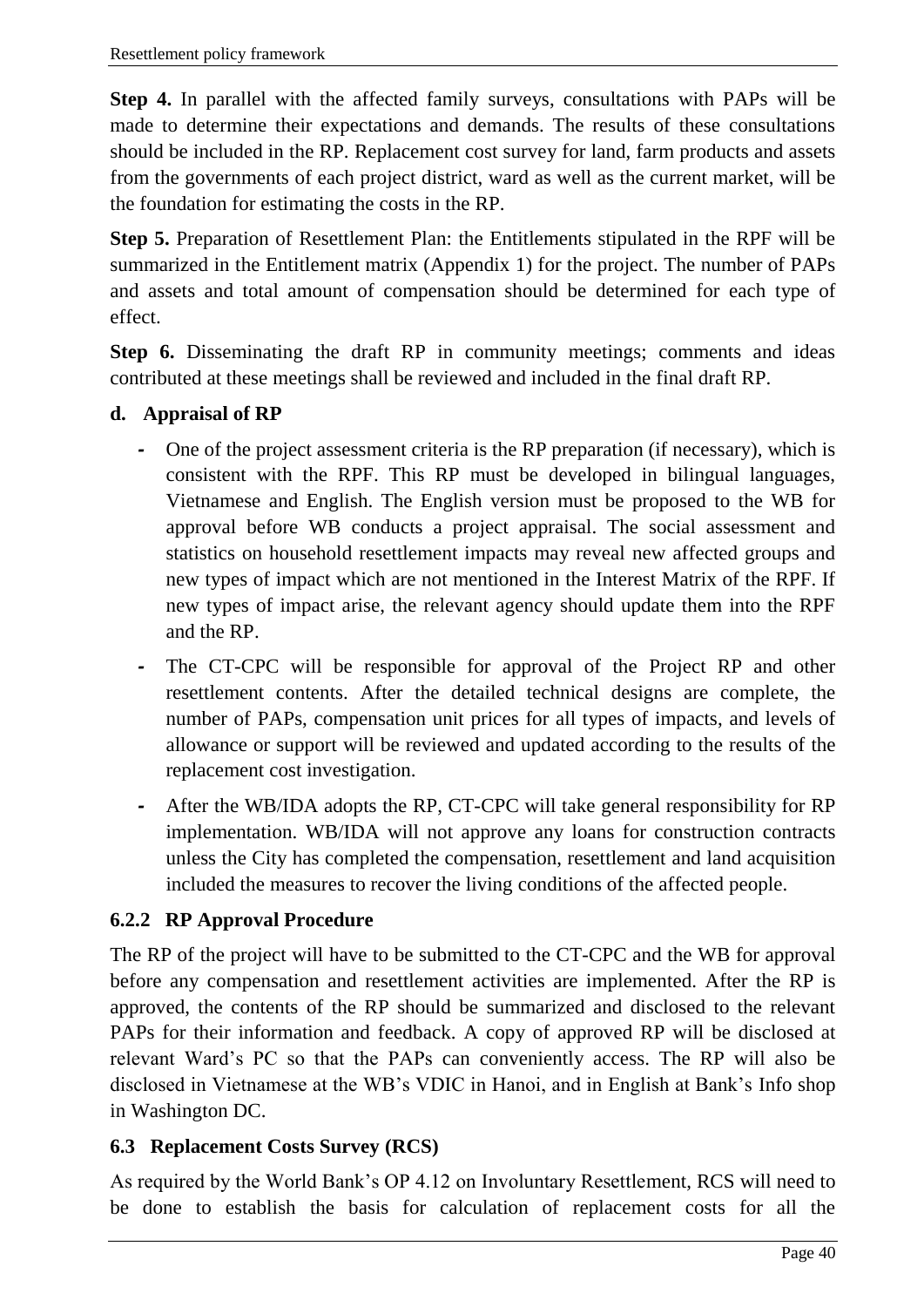**Step 4.** In parallel with the affected family surveys, consultations with PAPs will be made to determine their expectations and demands. The results of these consultations should be included in the RP. Replacement cost survey for land, farm products and assets from the governments of each project district, ward as well as the current market, will be the foundation for estimating the costs in the RP.

**Step 5.** Preparation of Resettlement Plan: the Entitlements stipulated in the RPF will be summarized in the Entitlement matrix (Appendix 1) for the project. The number of PAPs and assets and total amount of compensation should be determined for each type of effect.

**Step 6.** Disseminating the draft RP in community meetings; comments and ideas contributed at these meetings shall be reviewed and included in the final draft RP.

#### d. Appraisal of RP

- One of the project assessment criteria is the RP preparation (if necessary), which is consistent with the RPF. This RP must be developed in bilingual languages, Vietnamese and English. The English version must be proposed to the WB for approval before WB conducts a project appraisal. The social assessment and statistics on household resettlement impacts may reveal new affected groups and new types of impact which are not mentioned in the Interest Matrix of the RPF. If new types of impact arise, the relevant agency should update them into the RPF and the RP.
- The CT-CPC will be responsible for approval of the Project RP and other resettlement contents. After the detailed technical designs are complete, the number of PAPs, compensation unit prices for all types of impacts, and levels of allowance or support will be reviewed and updated according to the results of the replacement cost investigation.
- After the WB/IDA adopts the RP, CT-CPC will take general responsibility for RP implementation. WB/IDA will not approve any loans for construction contracts unless the City has completed the compensation, resettlement and land acquisition included the measures to recover the living conditions of the affected people.

### 6.2.2 RP Approval Procedure

The RP of the project will have to be submitted to the CT-CPC and the WB for approval before any compensation and resettlement activities are implemented. After the RP is approved, the contents of the RP should be summarized and disclosed to the relevant PAPs for their information and feedback. A copy of approved RP will be disclosed at relevant Ward's PC so that the PAPs can conveniently access. The RP will also be disclosed in Vietnamese at the WB's VDIC in Hanoi, and in English at Bank's Info shop in Washington DC.

## 6.3 Replacement Costs Survey (RCS)

As required by the World Bank's OP 4.12 on Involuntary Resettlement, RCS will need to be done to establish the basis for calculation of replacement costs for all the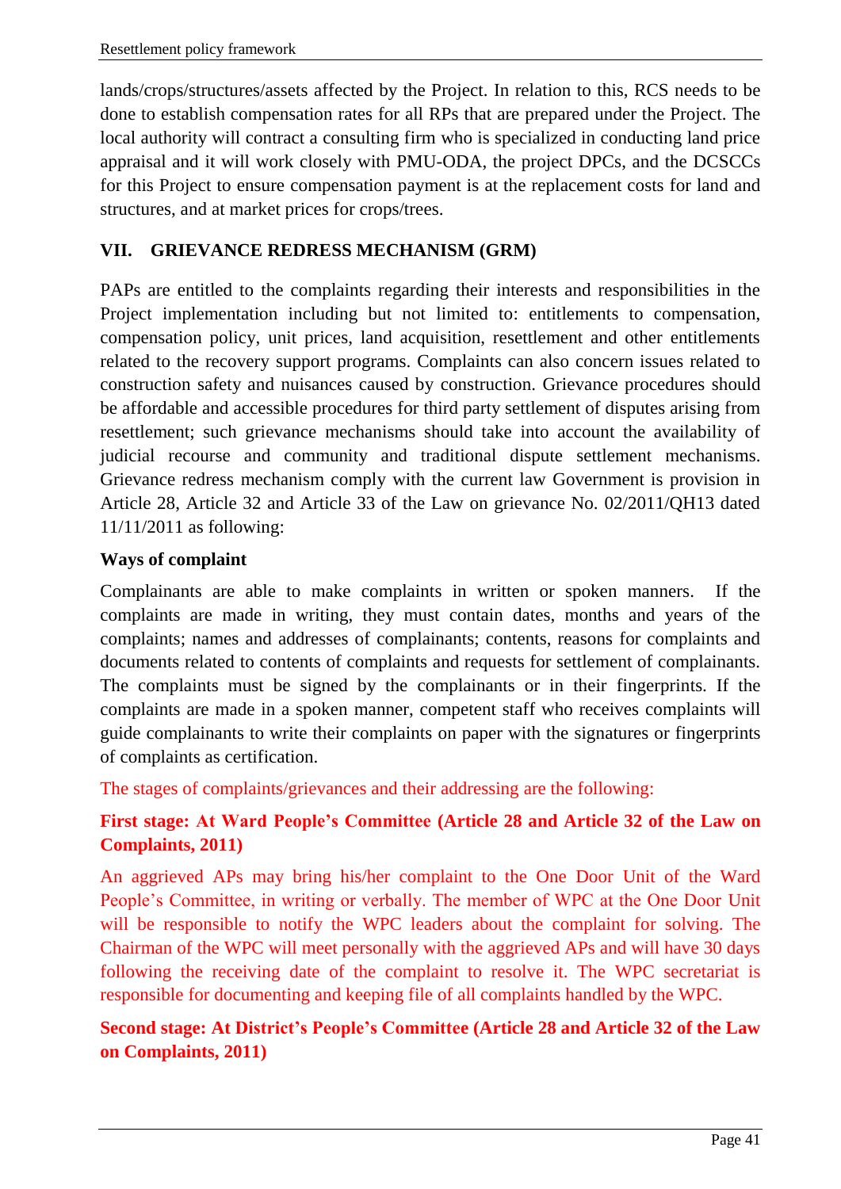lands/crops/structures/assets affected by the Project. In relation to this, RCS needs to be done to establish compensation rates for all RPs that are prepared under the Project. The local authority will contract a consulting firm who is specialized in conducting land price appraisal and it will work closely with PMU-ODA, the project DPCs, and the DCSCCs for this Project to ensure compensation payment is at the replacement costs for land and structures, and at market prices for crops/trees.

## VII. GRIEVANCE REDRESS MECHANISM (GRM)

PAPs are entitled to the complaints regarding their interests and responsibilities in the Project implementation including but not limited to: entitlements to compensation, compensation policy, unit prices, land acquisition, resettlement and other entitlements related to the recovery support programs. Complaints can also concern issues related to construction safety and nuisances caused by construction. Grievance procedures should be affordable and accessible procedures for third party settlement of disputes arising from resettlement; such grievance mechanisms should take into account the availability of judicial recourse and community and traditional dispute settlement mechanisms. Grievance redress mechanism comply with the current law Government is provision in Article 28, Article 32 and Article 33 of the Law on grievance No. 02/2011/QH13 dated 11/11/2011 as following:

### Ways of complaint

Complainants are able to make complaints in written or spoken manners. If the complaints are made in writing, they must contain dates, months and years of the complaints; names and addresses of complainants; contents, reasons for complaints and documents related to contents of complaints and requests for settlement of complainants. The complaints must be signed by the complainants or in their fingerprints. If the complaints are made in a spoken manner, competent staff who receives complaints will guide complainants to write their complaints on paper with the signatures or fingerprints of complaints as certification.

The stages of complaints/grievances and their addressing are the following:

### First stage: At Ward People's Committee (Article 28 and Article 32 of the Law on Complaints, 2011)

An aggrieved APs may bring his/her complaint to the One Door Unit of the Ward People's Committee, in writing or verbally. The member of WPC at the One Door Unit will be responsible to notify the WPC leaders about the complaint for solving. The Chairman of the WPC will meet personally with the aggrieved APs and will have 30 days following the receiving date of the complaint to resolve it. The WPC secretariat is responsible for documenting and keeping file of all complaints handled by the WPC.

### Second stage: At District's People's Committee (Article 28 and Article 32 of the Law on Complaints, 2011)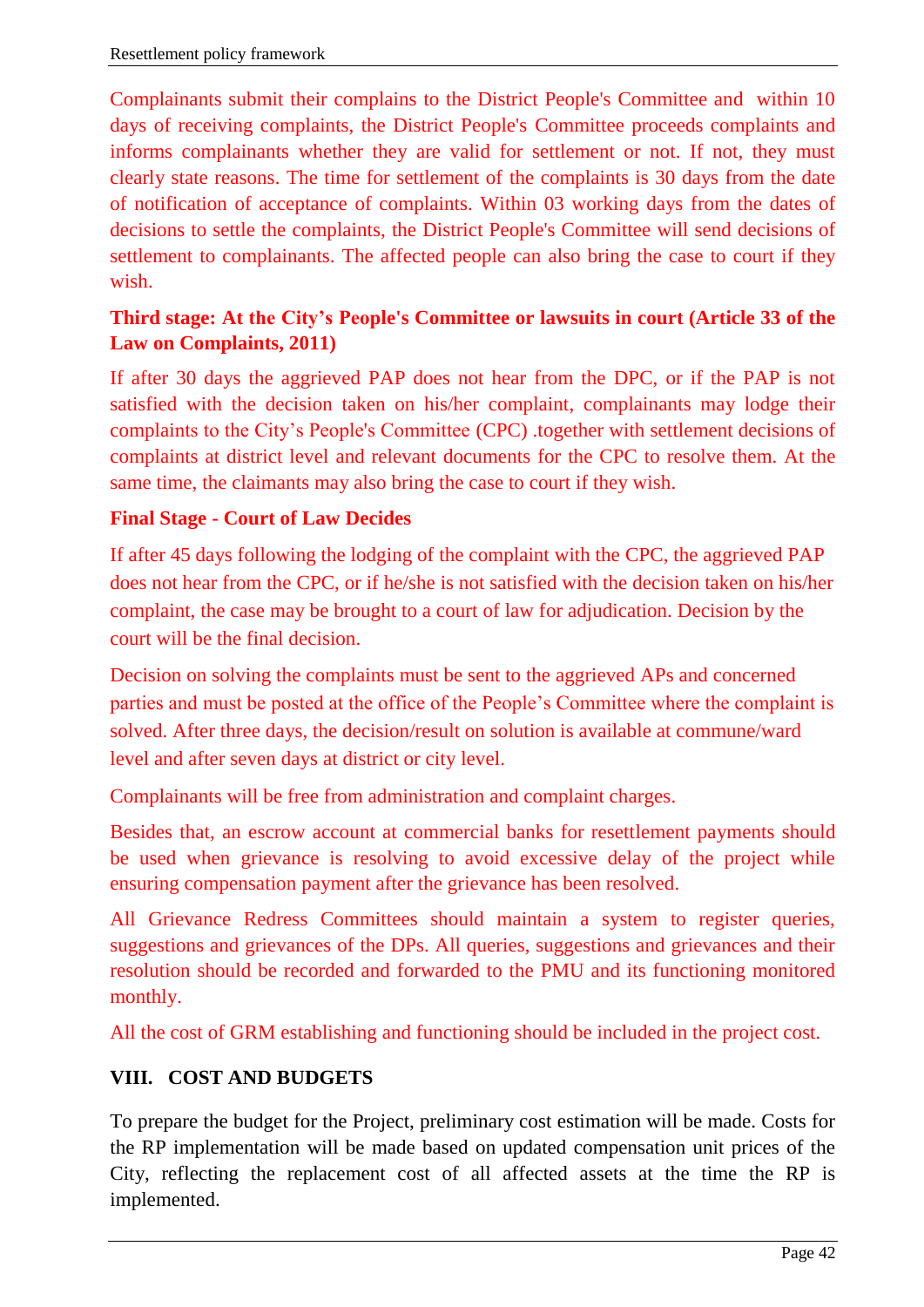Complainants submit their complains to the District People's Committee and within 10 days of receiving complaints, the District People's Committee proceeds complaints and informs complainants whether they are valid for settlement or not. If not, they must clearly state reasons. The time for settlement of the complaints is 30 days from the date of notification of acceptance of complaints. Within 03 working days from the dates of decisions to settle the complaints, the District People's Committee will send decisions of settlement to complainants. The affected people can also bring the case to court if they wish.

**Third stage: At the City's People's Committee or lawsuits in court (Article 33 of the Law on Complaints, 2011)**

If after 30 days the aggrieved PAP does not hear from the DPC, or if the PAP is not satisfied with the decision taken on his/her complaint, complainants may lodge their complaints to the City's People's Committee (CPC) .together with settlement decisions of complaints at district level and relevant documents for the CPC to resolve them. At the same time, the claimants may also bring the case to court if they wish.

**Final Stage - Court of Law Decides**

If after 45 days following the lodging of the complaint with the CPC, the aggrieved PAP does not hear from the CPC, or if he/she is not satisfied with the decision taken on his/her complaint, the case may be brought to a court of law for adjudication. Decision by the court will be the final decision.

Decision on solving the complaints must be sent to the aggrieved APs and concerned parties and must be posted at the office of the People's Committee where the complaint is solved. After three days, the decision/result on solution is available at commune/ward level and after seven days at district or city level.

Complainants will be free from administration and complaint charges.

Besides that, an escrow account at commercial banks for resettlement payments should be used when grievance is resolving to avoid excessive delay of the project while ensuring compensation payment after the grievance has been resolved.

All Grievance Redress Committees should maintain a system to register queries, suggestions and grievances of the DPs. All queries, suggestions and grievances and their resolution should be recorded and forwarded to the PMU and its functioning monitored monthly.

All the cost of GRM establishing and functioning should be included in the project cost.

## VIII. COST AND BUDGETS

To prepare the budget for the Project, preliminary cost estimation will be made. Costs for the RP implementation will be made based on updated compensation unit prices of the City, reflecting the replacement cost of all affected assets at the time the RP is implemented.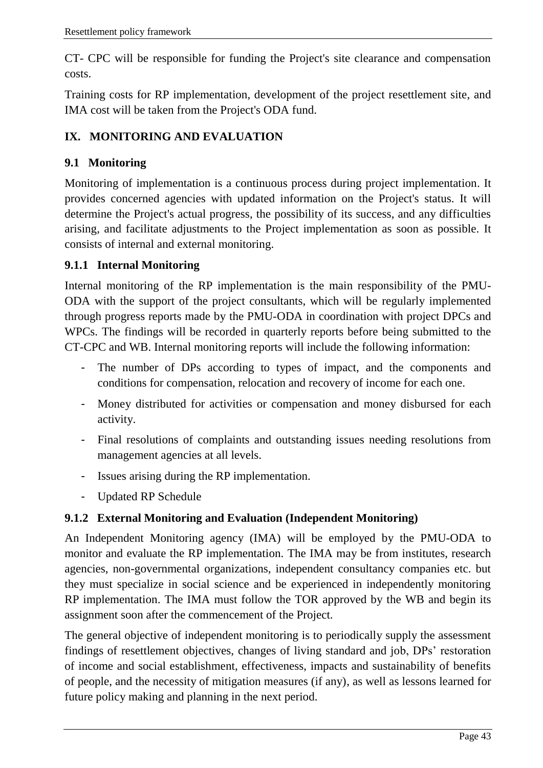CT- CPC will be responsible for funding the Project's site clearance and compensation costs.

Training costs for RP implementation, development of the project resettlement site, and IMA cost will be taken from the Project's ODA fund.

# IX. MONITORING AND EVALUATION

## 9.1 Monitoring

Monitoring of implementation is a continuous process during project implementation. It provides concerned agencies with updated information on the Project's status. It will determine the Project's actual progress, the possibility of its success, and any difficulties arising, and facilitate adjustments to the Project implementation as soon as possible. It consists of internal and external monitoring.

### 9.1.1 Internal Monitoring

Internal monitoring of the RP implementation is the main responsibility of the PMU-ODA with the support of the project consultants, which will be regularly implemented through progress reports made by the PMU-ODA in coordination with project DPCs and WPCs. The findings will be recorded in quarterly reports before being submitted to the CT-CPC and WB. Internal monitoring reports will include the following information:

- The number of DPs according to types of impact, and the components and conditions for compensation, relocation and recovery of income for each one.
- Money distributed for activities or compensation and money disbursed for each activity.
- Final resolutions of complaints and outstanding issues needing resolutions from management agencies at all levels.
- Issues arising during the RP implementation.
- Updated RP Schedule

### 9.1.2 External Monitoring and Evaluation (Independent Monitoring)

An Independent Monitoring agency (IMA) will be employed by the PMU-ODA to monitor and evaluate the RP implementation. The IMA may be from institutes, research agencies, non-governmental organizations, independent consultancy companies etc. but they must specialize in social science and be experienced in independently monitoring RP implementation. The IMA must follow the TOR approved by the WB and begin its assignment soon after the commencement of the Project.

The general objective of independent monitoring is to periodically supply the assessment findings of resettlement objectives, changes of living standard and job, DPs' restoration of income and social establishment, effectiveness, impacts and sustainability of benefits of people, and the necessity of mitigation measures (if any), as well as lessons learned for future policy making and planning in the next period.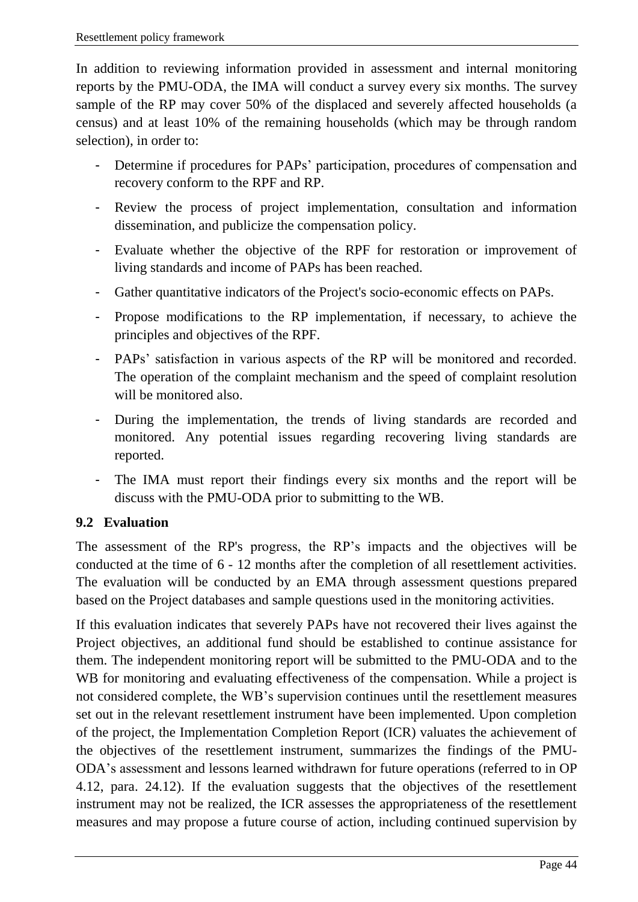In addition to reviewing information provided in assessment and internal monitoring reports by the PMU-ODA, the IMA will conduct a survey every six months. The survey sample of the RP may cover 50% of the displaced and severely affected households (a census) and at least 10% of the remaining households (which may be through random selection), in order to:

- Determine if procedures for PAPs' participation, procedures of compensation and recovery conform to the RPF and RP.
- Review the process of project implementation, consultation and information dissemination, and publicize the compensation policy.
- Evaluate whether the objective of the RPF for restoration or improvement of living standards and income of PAPs has been reached.
- Gather quantitative indicators of the Project's socio-economic effects on PAPs.
- Propose modifications to the RP implementation, if necessary, to achieve the principles and objectives of the RPF.
- PAPs' satisfaction in various aspects of the RP will be monitored and recorded. The operation of the complaint mechanism and the speed of complaint resolution will be monitored also.
- During the implementation, the trends of living standards are recorded and monitored. Any potential issues regarding recovering living standards are reported.
- The IMA must report their findings every six months and the report will be discuss with the PMU-ODA prior to submitting to the WB.

## 9.2 Evaluation

The assessment of the RP's progress, the RP's impacts and the objectives will be conducted at the time of 6 - 12 months after the completion of all resettlement activities. The evaluation will be conducted by an EMA through assessment questions prepared based on the Project databases and sample questions used in the monitoring activities.

If this evaluation indicates that severely PAPs have not recovered their lives against the Project objectives, an additional fund should be established to continue assistance for them. The independent monitoring report will be submitted to the PMU-ODA and to the WB for monitoring and evaluating effectiveness of the compensation. While a project is not considered complete, the WB's supervision continues until the resettlement measures set out in the relevant resettlement instrument have been implemented. Upon completion of the project, the Implementation Completion Report (ICR) valuates the achievement of the objectives of the resettlement instrument, summarizes the findings of the PMU-ODA's assessment and lessons learned withdrawn for future operations (referred to in OP 4.12, para. 24.12). If the evaluation suggests that the objectives of the resettlement instrument may not be realized, the ICR assesses the appropriateness of the resettlement measures and may propose a future course of action, including continued supervision by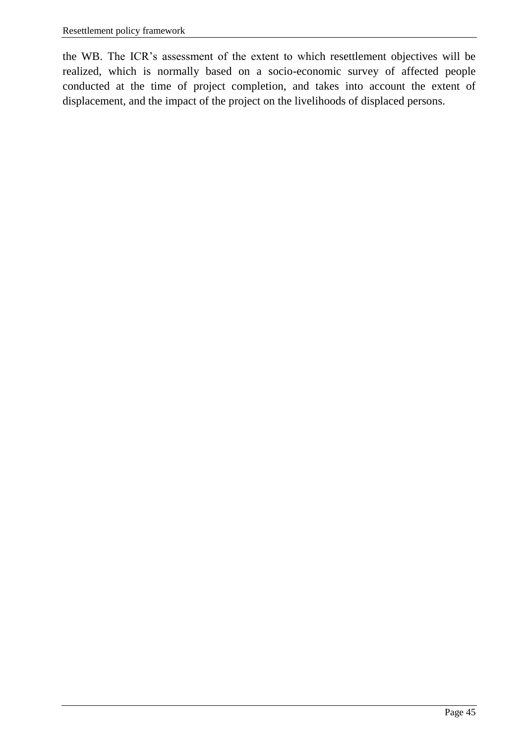the WB. The ICR’s assessment of the extent to which resettlement objectives will be realized, which is normally based on a socio-economic survey of affected people conducted at the time of project completion, and takes into account the extent of displacement, and the impact of the project on the livelihoods of displaced persons.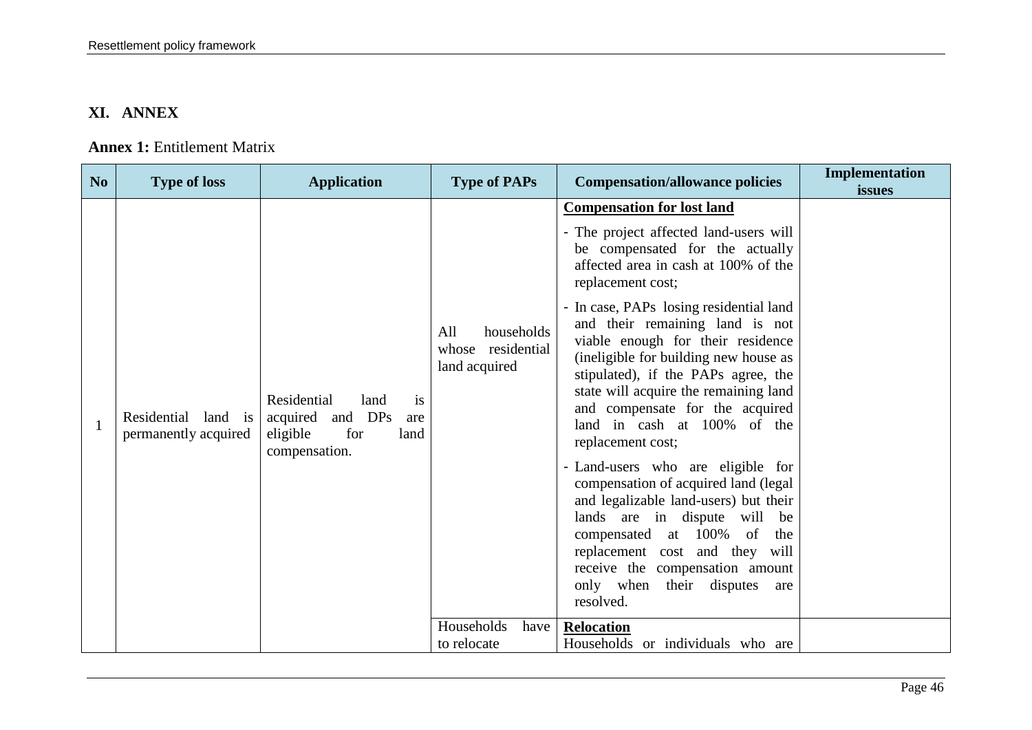# XI. ANNEX

**Annex 1:** Entitlement Matrix

| No | Type of loss | Application | Type of PAPs | Compensation/allowance policies | Implementation issues |
|---|---|---|---|---|---|
| 1 | Residential land is permanently acquired | Residential land is acquired and DPs are eligible for land compensation. | All households whose residential land acquired | **<u>Compensation for lost land</u>**<br>- The project affected land-users will be compensated for the actually affected area in cash at 100% of the replacement cost;<br>- In case, PAPs losing residential land and their remaining land is not viable enough for their residence (ineligible for building new house as stipulated), if the PAPs agree, the state will acquire the remaining land and compensate for the acquired land in cash at 100% of the replacement cost;<br>- Land-users who are eligible for compensation of acquired land (legal and legalizable land-users) but their lands are in dispute will be compensated at 100% of the replacement cost and they will receive the compensation amount only when their disputes are resolved. | |
| | | | Households have to relocate | **<u>Relocation</u>**<br>Households or individuals who are | |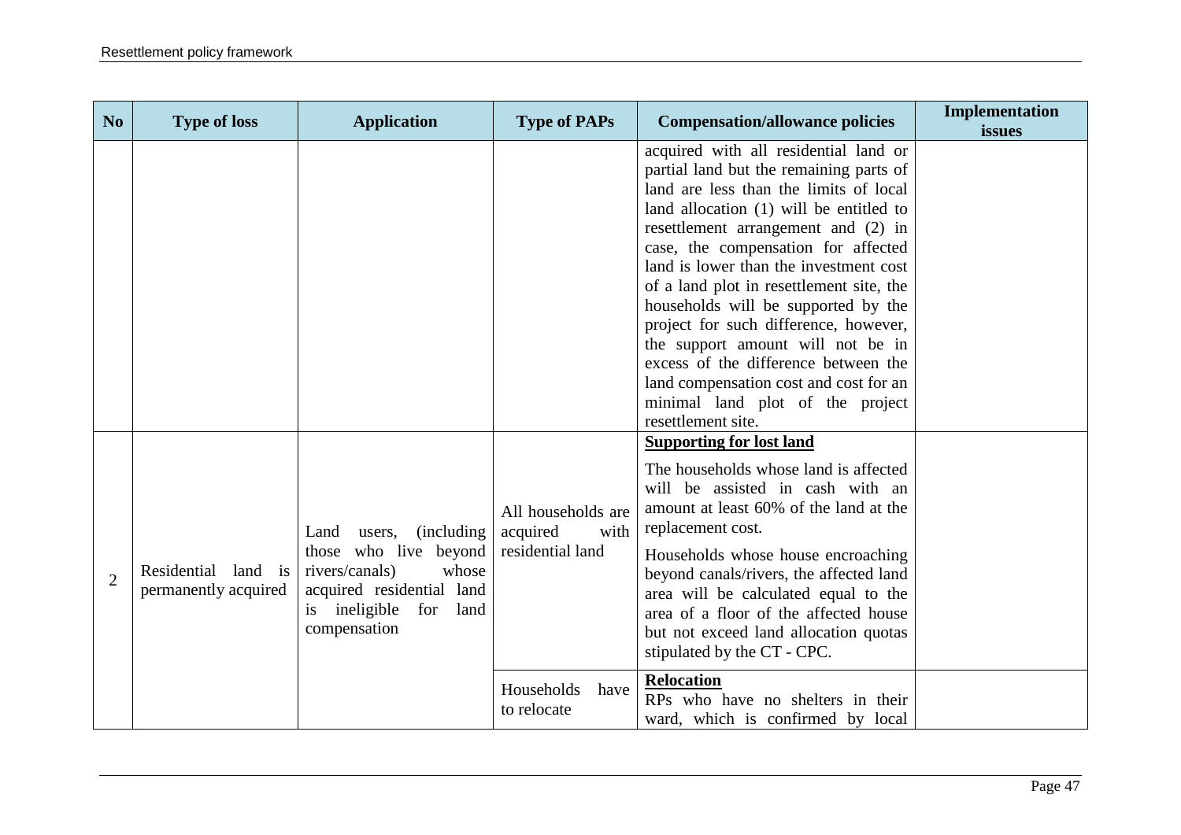| No | Type of loss | Application | Type of PAPs | Compensation/allowance policies | Implementation issues |
|---|---|---|---|---|---|
| | | | | acquired with all residential land or partial land but the remaining parts of land are less than the limits of local land allocation (1) will be entitled to resettlement arrangement and (2) in case, the compensation for affected land is lower than the investment cost of a land plot in resettlement site, the households will be supported by the project for such difference, however, the support amount will not be in excess of the difference between the land compensation cost and cost for an minimal land plot of the project resettlement site. | |
| 2 | Residential land is permanently acquired | Land users, (including those who live beyond rivers/canals) whose acquired residential land is ineligible for land compensation | All households are acquired with residential land | **<u>Supporting for lost land</u>**<br><br>The households whose land is affected will be assisted in cash with an amount at least 60% of the land at the replacement cost.<br><br>Households whose house encroaching beyond canals/rivers, the affected land area will be calculated equal to the area of a floor of the affected house but not exceed land allocation quotas stipulated by the CT - CPC. | |
| | | | Households have to relocate | **<u>Relocation</u>**<br>RPs who have no shelters in their ward, which is confirmed by local | |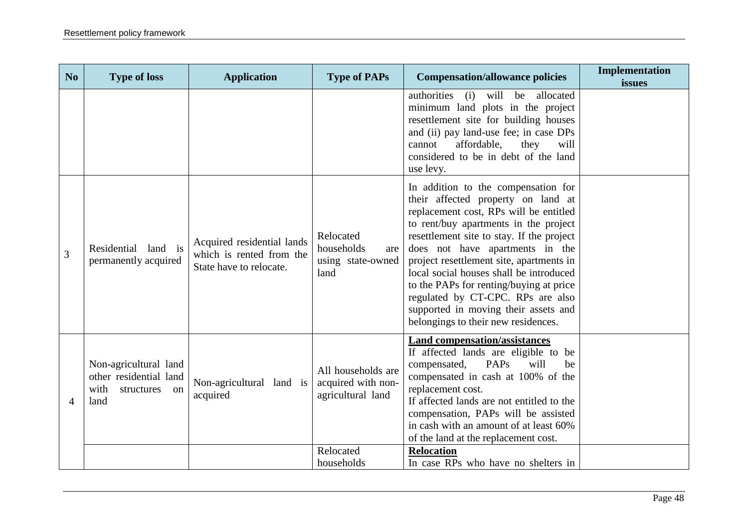| No | Type of loss | Application | Type of PAPs | Compensation/allowance policies | Implementation issues |
|---|---|---|---|---|---|
| | | | | authorities (i) will be allocated minimum land plots in the project resettlement site for building houses and (ii) pay land-use fee; in case DPs cannot affordable, they will considered to be in debt of the land use levy. | |
| 3 | Residential land is permanently acquired | Acquired residential lands which is rented from the State have to relocate. | Relocated households are using state-owned land | In addition to the compensation for their affected property on land at replacement cost, RPs will be entitled to rent/buy apartments in the project resettlement site to stay. If the project does not have apartments in the project resettlement site, apartments in local social houses shall be introduced to the PAPs for renting/buying at price regulated by CT-CPC. RPs are also supported in moving their assets and belongings to their new residences. | |
| 4 | Non-agricultural land other residential land with structures on land | Non-agricultural land is acquired | All households are acquired with non-agricultural land | **Land compensation/assistances**<br>If affected lands are eligible to be compensated, PAPs will be compensated in cash at 100% of the replacement cost.<br>If affected lands are not entitled to the compensation, PAPs will be assisted in cash with an amount of at least 60% of the land at the replacement cost. | |
| | | | Relocated households | **Relocation**<br>In case RPs who have no shelters in | |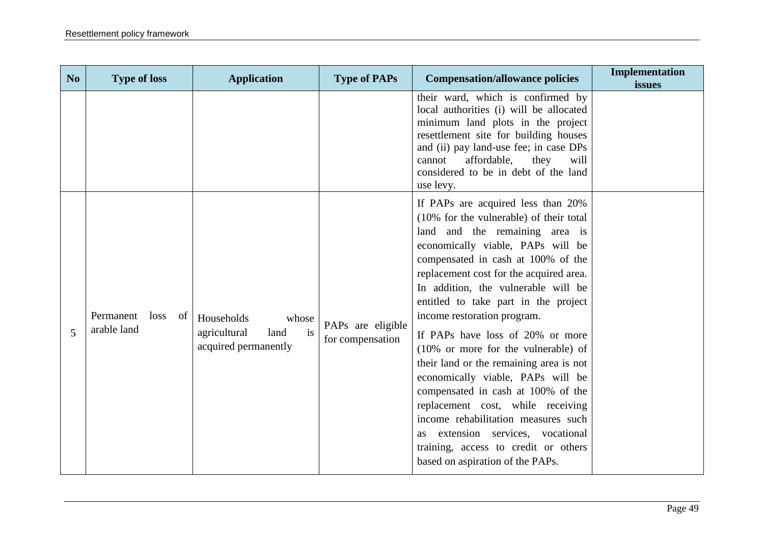| No | Type of loss | Application | Type of PAPs | Compensation/allowance policies | Implementation issues |
|---|---|---|---|---|---|
| | | | | their ward, which is confirmed by local authorities (i) will be allocated minimum land plots in the project resettlement site for building houses and (ii) pay land-use fee; in case DPs cannot affordable, they will considered to be in debt of the land use levy. | |
| 5 | Permanent loss of arable land | Households whose agricultural land is acquired permanently | PAPs are eligible for compensation | If PAPs are acquired less than 20% (10% for the vulnerable) of their total land and the remaining area is economically viable, PAPs will be compensated in cash at 100% of the replacement cost for the acquired area. In addition, the vulnerable will be entitled to take part in the project income restoration program.<br><br>If PAPs have loss of 20% or more (10% or more for the vulnerable) of their land or the remaining area is not economically viable, PAPs will be compensated in cash at 100% of the replacement cost, while receiving income rehabilitation measures such as extension services, vocational training, access to credit or others based on aspiration of the PAPs. | |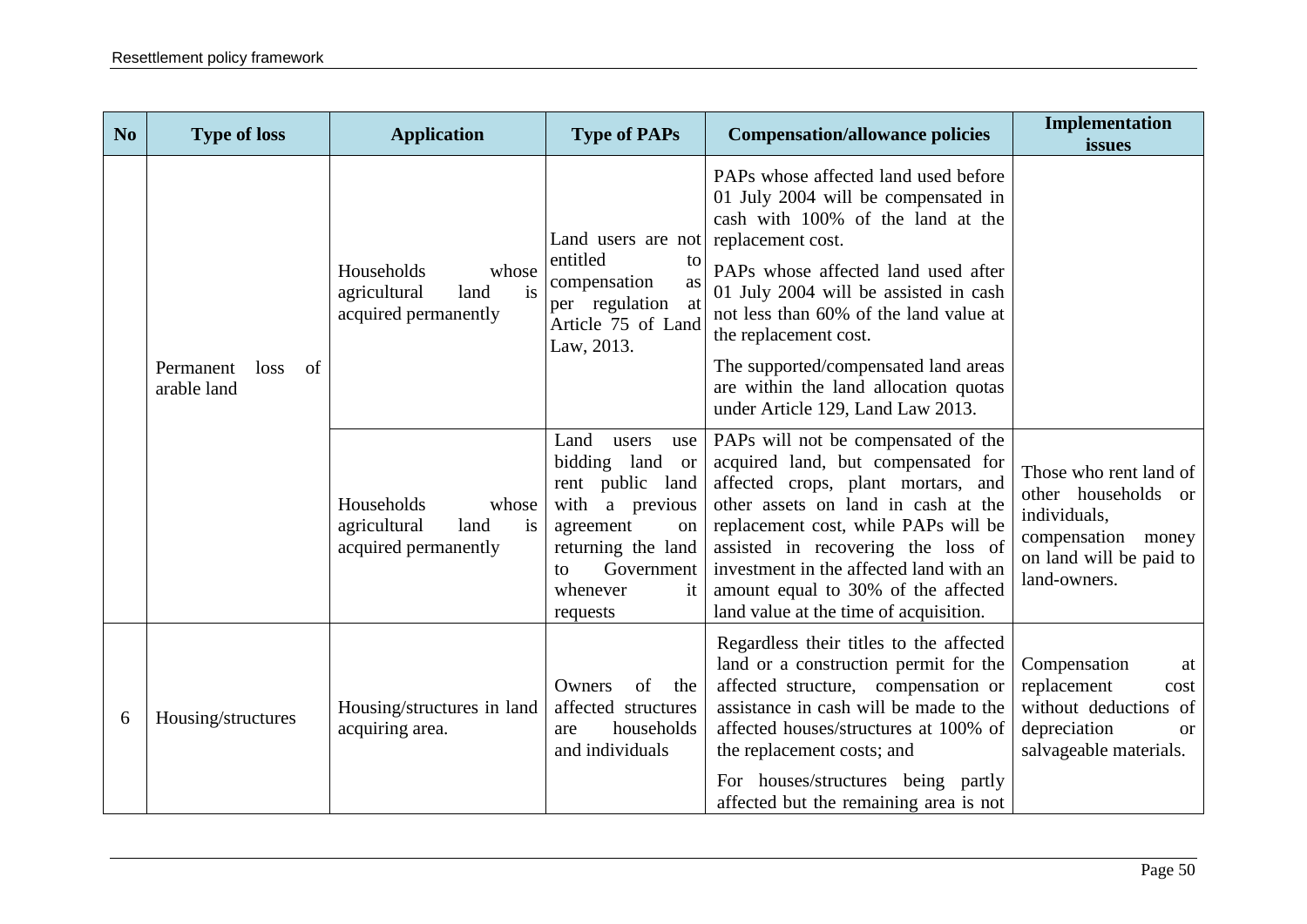| No | Type of loss | Application | Type of PAPs | Compensation/allowance policies | Implementation issues |
|---|---|---|---|---|---|
| | Permanent loss of arable land | Households whose agricultural land is acquired permanently | Land users are not entitled to compensation as per regulation at Article 75 of Land Law, 2013. | PAPs whose affected land used before 01 July 2004 will be compensated in cash with 100% of the land at the replacement cost.<br><br>PAPs whose affected land used after 01 July 2004 will be assisted in cash not less than 60% of the land value at the replacement cost.<br><br>The supported/compensated land areas are within the land allocation quotas under Article 129, Land Law 2013. | |
| | | Households whose agricultural land is acquired permanently | Land users use bidding land or rent public land with a previous agreement on returning the land to Government whenever it requests | PAPs will not be compensated of the acquired land, but compensated for affected crops, plant mortars, and other assets on land in cash at the replacement cost, while PAPs will be assisted in recovering the loss of investment in the affected land with an amount equal to 30% of the affected land value at the time of acquisition. | Those who rent land of other households or individuals, compensation money on land will be paid to land-owners. |
| 6 | Housing/structures | Housing/structures in land acquiring area. | Owners of the affected structures are households and individuals | Regardless their titles to the affected land or a construction permit for the affected structure, compensation or assistance in cash will be made to the affected houses/structures at 100% of the replacement costs; and<br><br>For houses/structures being partly affected but the remaining area is not | Compensation at replacement cost without deductions of depreciation or salvageable materials. |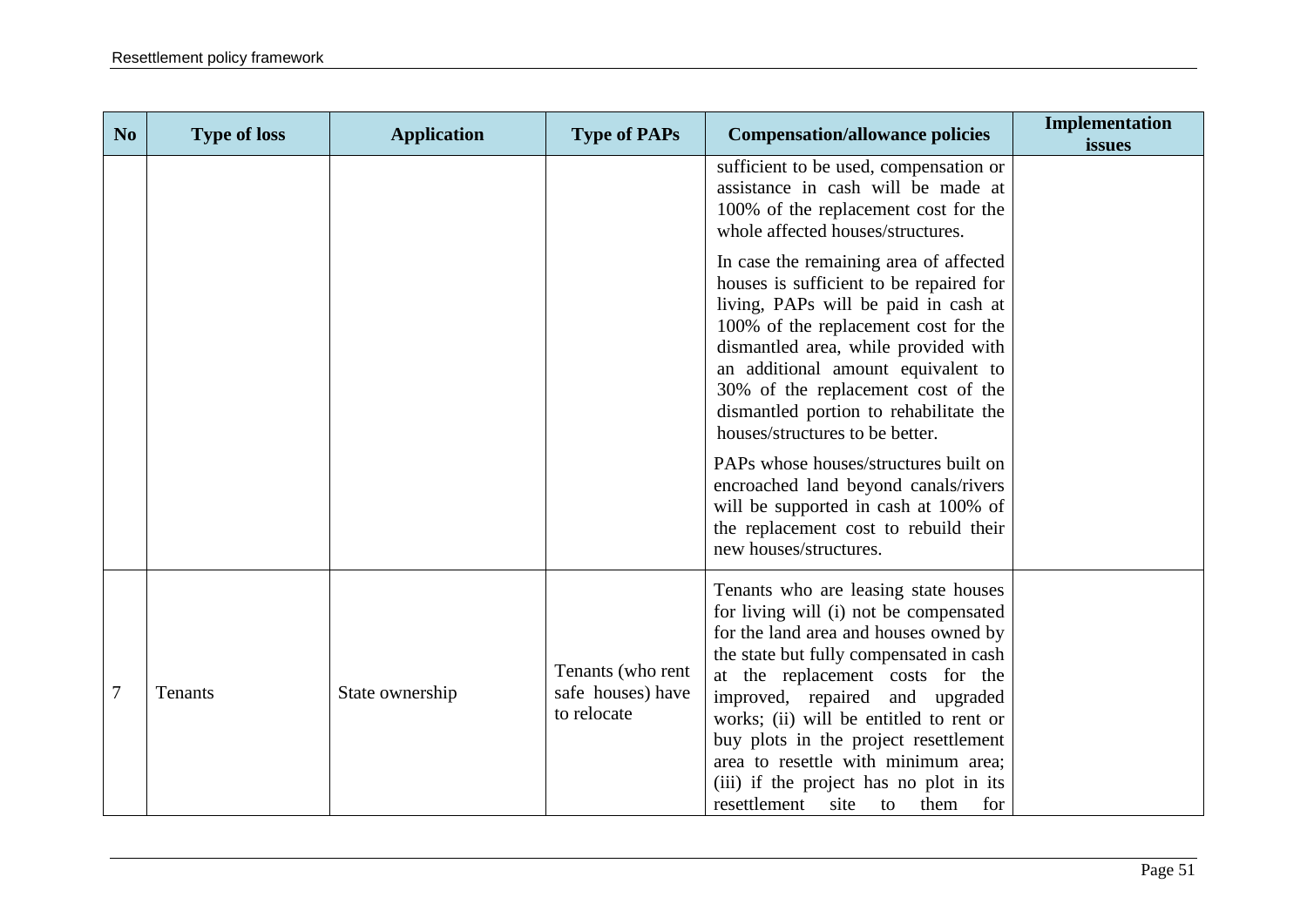| No | Type of loss | Application | Type of PAPs | Compensation/allowance policies | Implementation issues |
|---|---|---|---|---|---|
| | | | | sufficient to be used, compensation or assistance in cash will be made at 100% of the replacement cost for the whole affected houses/structures.<br><br>In case the remaining area of affected houses is sufficient to be repaired for living, PAPs will be paid in cash at 100% of the replacement cost for the dismantled area, while provided with an additional amount equivalent to 30% of the replacement cost of the dismantled portion to rehabilitate the houses/structures to be better.<br><br>PAPs whose houses/structures built on encroached land beyond canals/rivers will be supported in cash at 100% of the replacement cost to rebuild their new houses/structures. | |
| 7 | Tenants | State ownership | Tenants (who rent safe houses) have to relocate | Tenants who are leasing state houses for living will (i) not be compensated for the land area and houses owned by the state but fully compensated in cash at the replacement costs for the improved, repaired and upgraded works; (ii) will be entitled to rent or buy plots in the project resettlement area to resettle with minimum area; (iii) if the project has no plot in its resettlement site to them for | |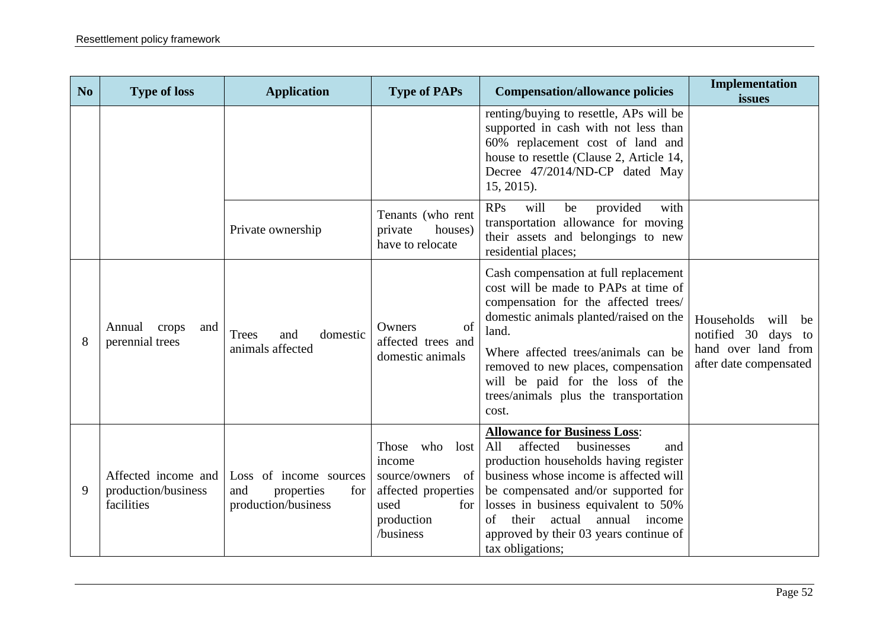| No | Type of loss | Application | Type of PAPs | Compensation/allowance policies | Implementation issues |
|---|---|---|---|---|---|
| | | | | renting/buying to resettle, APs will be supported in cash with not less than 60% replacement cost of land and house to resettle (Clause 2, Article 14, Decree 47/2014/ND-CP dated May 15, 2015). | |
| | | Private ownership | Tenants (who rent private houses) have to relocate | RPs will be provided with transportation allowance for moving their assets and belongings to new residential places; | |
| 8 | Annual crops and perennial trees | Trees and domestic animals affected | Owners of affected trees and domestic animals | Cash compensation at full replacement cost will be made to PAPs at time of compensation for the affected trees/ domestic animals planted/raised on the land.<br><br>Where affected trees/animals can be removed to new places, compensation will be paid for the loss of the trees/animals plus the transportation cost. | Households will be notified 30 days to hand over land from after date compensated |
| 9 | Affected income and production/business facilities | Loss of income sources and properties for production/business | Those who lost income source/owners of affected properties used for production /business | **Allowance for Business Loss**:<br>All affected businesses and production households having register business whose income is affected will be compensated and/or supported for losses in business equivalent to 50% of their actual annual income approved by their 03 years continue of tax obligations; | |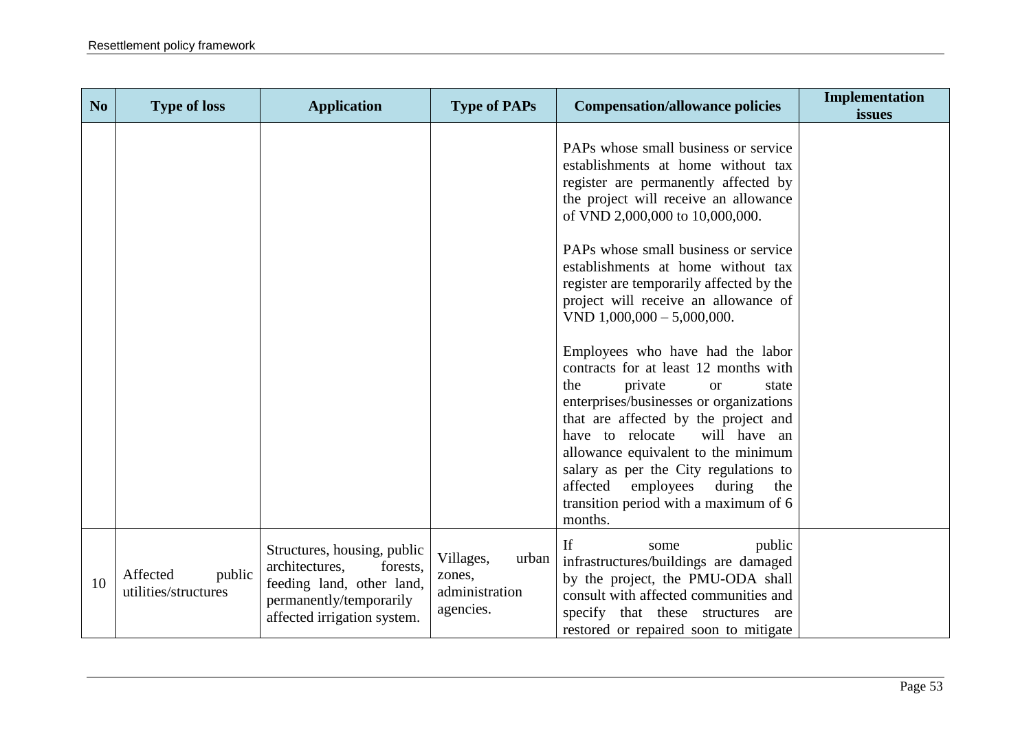| No | Type of loss | Application | Type of PAPs | Compensation/allowance policies | Implementation issues |
|---|---|---|---|---|---|
| | | | | PAPs whose small business or service establishments at home without tax register are permanently affected by the project will receive an allowance of VND 2,000,000 to 10,000,000.<br><br>PAPs whose small business or service establishments at home without tax register are temporarily affected by the project will receive an allowance of VND 1,000,000 – 5,000,000.<br><br>Employees who have had the labor contracts for at least 12 months with the private or state enterprises/businesses or organizations that are affected by the project and have to relocate will have an allowance equivalent to the minimum salary as per the City regulations to affected employees during the transition period with a maximum of 6 months. | |
| 10 | Affected public utilities/structures | Structures, housing, public architectures, forests, feeding land, other land, permanently/temporarily affected irrigation system. | Villages, urban zones, administration agencies. | If some public infrastructures/buildings are damaged by the project, the PMU-ODA shall consult with affected communities and specify that these structures are restored or repaired soon to mitigate | |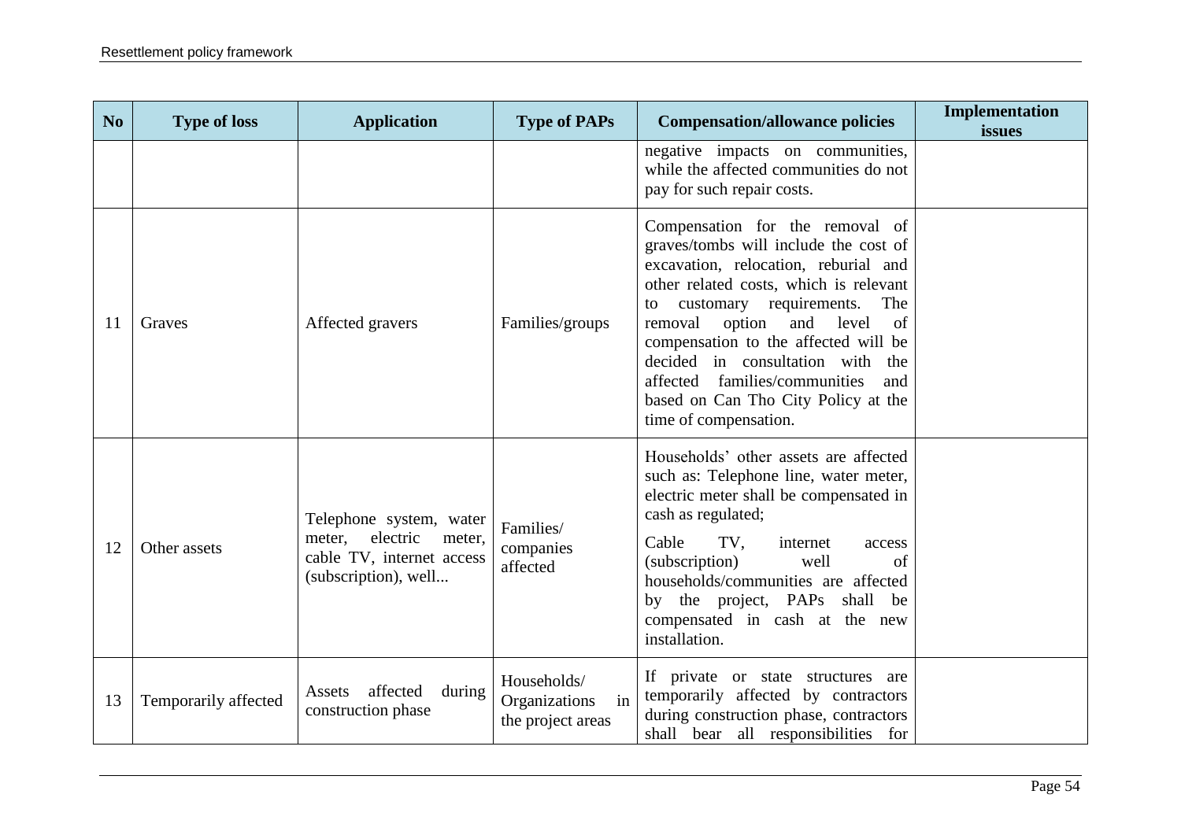| No | Type of loss | Application | Type of PAPs | Compensation/allowance policies | Implementation issues |
|---|---|---|---|---|---|
| | | | | negative impacts on communities, while the affected communities do not pay for such repair costs. | |
| 11 | Graves | Affected gravers | Families/groups | Compensation for the removal of graves/tombs will include the cost of excavation, relocation, reburial and other related costs, which is relevant to customary requirements. The removal option and level of compensation to the affected will be decided in consultation with the affected families/communities and based on Can Tho City Policy at the time of compensation. | |
| 12 | Other assets | Telephone system, water meter, electric meter, cable TV, internet access (subscription), well... | Families/ companies affected | Households' other assets are affected such as: Telephone line, water meter, electric meter shall be compensated in cash as regulated;<br><br>Cable TV, internet access (subscription) well of households/communities are affected by the project, PAPs shall be compensated in cash at the new installation. | |
| 13 | Temporarily affected | Assets affected during construction phase | Households/ Organizations in the project areas | If private or state structures are temporarily affected by contractors during construction phase, contractors shall bear all responsibilities for | |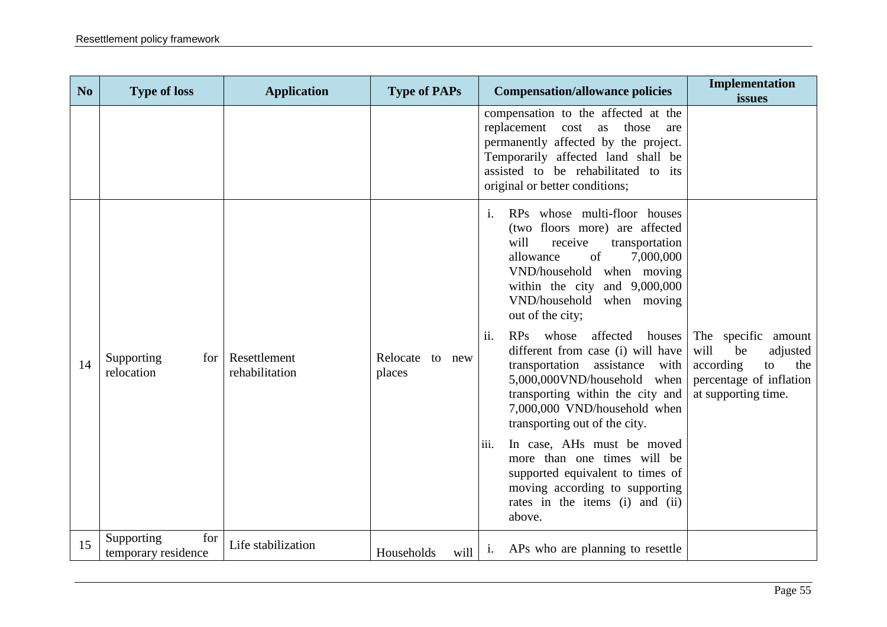| No | Type of loss | Application | Type of PAPs | Compensation/allowance policies | Implementation issues |
|---|---|---|---|---|---|
| | | | | compensation to the affected at the replacement cost as those are permanently affected by the project. Temporarily affected land shall be assisted to be rehabilitated to its original or better conditions; | |
| 14 | Supporting for relocation | Resettlement rehabilitation | Relocate to new places | i. RPs whose multi-floor houses (two floors more) are affected will receive transportation allowance of 7,000,000 VND/household when moving within the city and 9,000,000 VND/household when moving out of the city;<br>ii. RPs whose affected houses different from case (i) will have transportation assistance with 5,000,000VND/household when transporting within the city and 7,000,000 VND/household when transporting out of the city.<br>iii. In case, AHs must be moved more than one times will be supported equivalent to times of moving according to supporting rates in the items (i) and (ii) above. | The specific amount will be adjusted according to the percentage of inflation at supporting time. |
| 15 | Supporting for temporary residence | Life stabilization | Households will | i. APs who are planning to resettle | |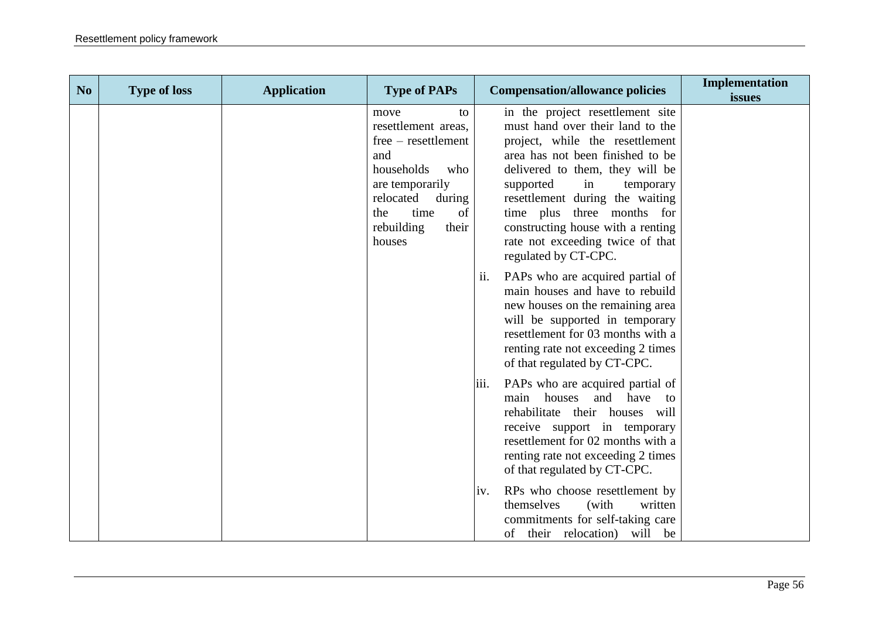| No | Type of loss | Application | Type of PAPs | Compensation/allowance policies | Implementation issues |
|---|---|---|---|---|---|
| | | | move to resettlement areas, free – resettlement and households who are temporarily relocated during the time of rebuilding their houses | in the project resettlement site must hand over their land to the project, while the resettlement area has not been finished to be delivered to them, they will be supported in temporary resettlement during the waiting time plus three months for constructing house with a renting rate not exceeding twice of that regulated by CT-CPC.<br><br>ii. PAPs who are acquired partial of main houses and have to rebuild new houses on the remaining area will be supported in temporary resettlement for 03 months with a renting rate not exceeding 2 times of that regulated by CT-CPC.<br><br>iii. PAPs who are acquired partial of main houses and have to rehabilitate their houses will receive support in temporary resettlement for 02 months with a renting rate not exceeding 2 times of that regulated by CT-CPC.<br><br>iv. RPs who choose resettlement by themselves (with written commitments for self-taking care of their relocation) will be | |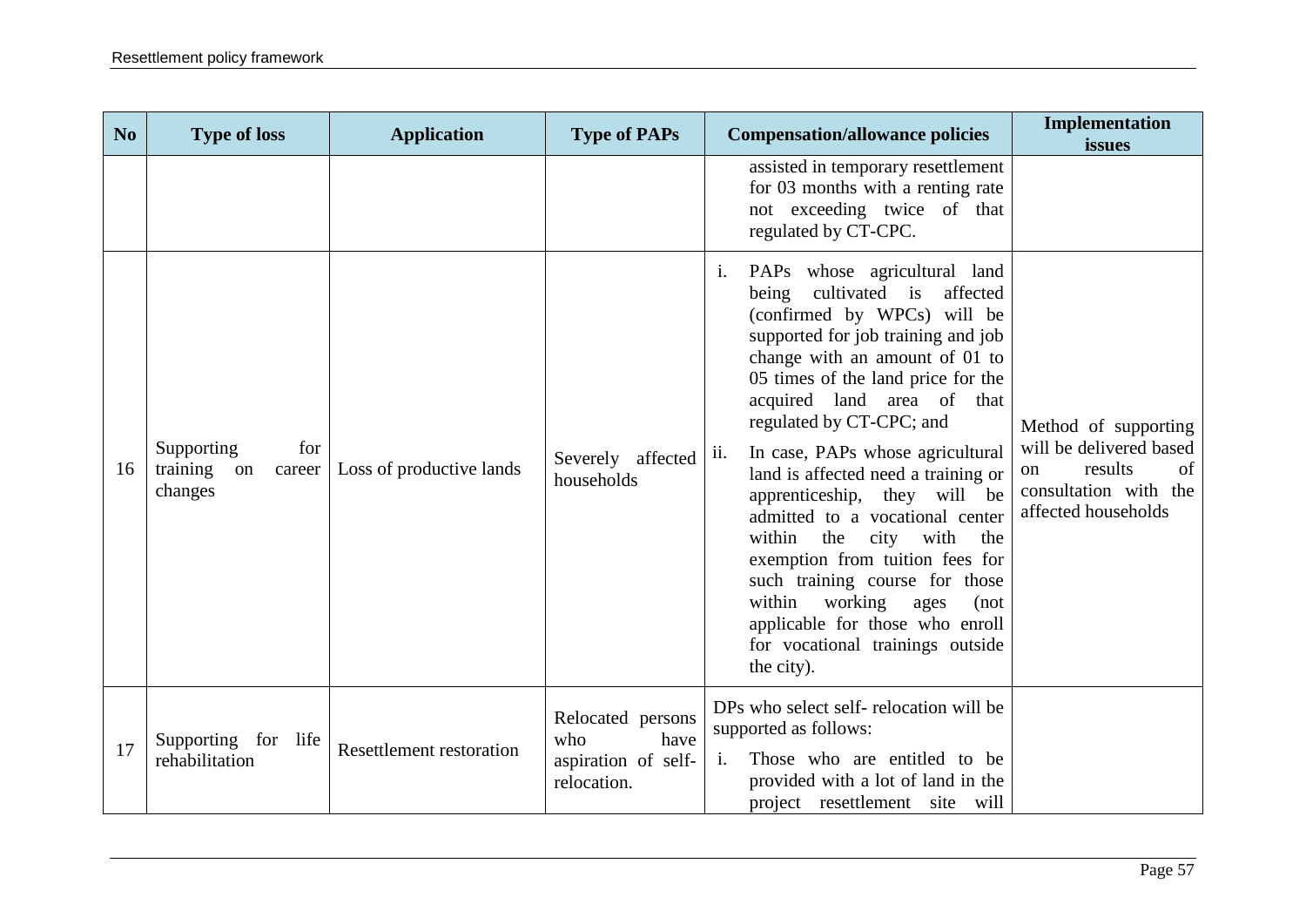| No | Type of loss | Application | Type of PAPs | Compensation/allowance policies | Implementation issues |
|---|---|---|---|---|---|
| | | | | assisted in temporary resettlement for 03 months with a renting rate not exceeding twice of that regulated by CT-CPC. | |
| 16 | Supporting for training on career changes | Loss of productive lands | Severely affected households | i. PAPs whose agricultural land being cultivated is affected (confirmed by WPCs) will be supported for job training and job change with an amount of 01 to 05 times of the land price for the acquired land area of that regulated by CT-CPC; and<br>ii. In case, PAPs whose agricultural land is affected need a training or apprenticeship, they will be admitted to a vocational center within the city with the exemption from tuition fees for such training course for those within working ages (not applicable for those who enroll for vocational trainings outside the city). | Method of supporting will be delivered based on results of consultation with the affected households |
| 17 | Supporting for life rehabilitation | Resettlement restoration | Relocated persons who have aspiration of self-relocation. | DPs who select self- relocation will be supported as follows:<br>i. Those who are entitled to be provided with a lot of land in the project resettlement site will | |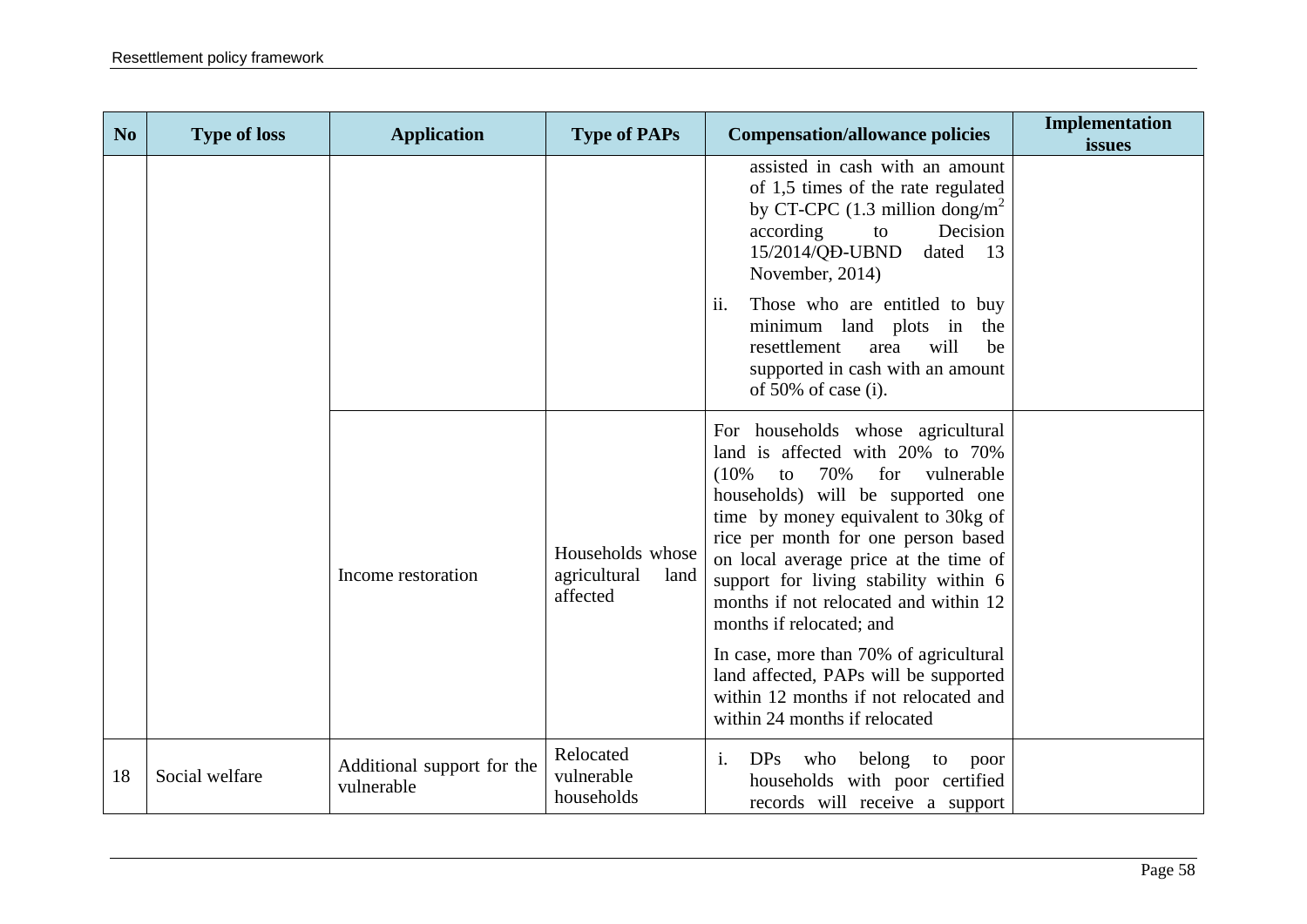| No | Type of loss | Application | Type of PAPs | Compensation/allowance policies | Implementation issues |
|---|---|---|---|---|---|
| | | | | assisted in cash with an amount of 1,5 times of the rate regulated by CT-CPC (1.3 million dong/$m^2$ according to Decision 15/2014/QĐ-UBND dated 13 November, 2014)<br>ii. Those who are entitled to buy minimum land plots in the resettlement area will be supported in cash with an amount of 50% of case (i). | |
| | | Income restoration | Households whose agricultural land affected | For households whose agricultural land is affected with 20% to 70% (10% to 70% for vulnerable households) will be supported one time by money equivalent to 30kg of rice per month for one person based on local average price at the time of support for living stability within 6 months if not relocated and within 12 months if relocated; and<br>In case, more than 70% of agricultural land affected, PAPs will be supported within 12 months if not relocated and within 24 months if relocated | |
| 18 | Social welfare | Additional support for the vulnerable | Relocated vulnerable households | i. DPs who belong to poor households with poor certified records will receive a support | |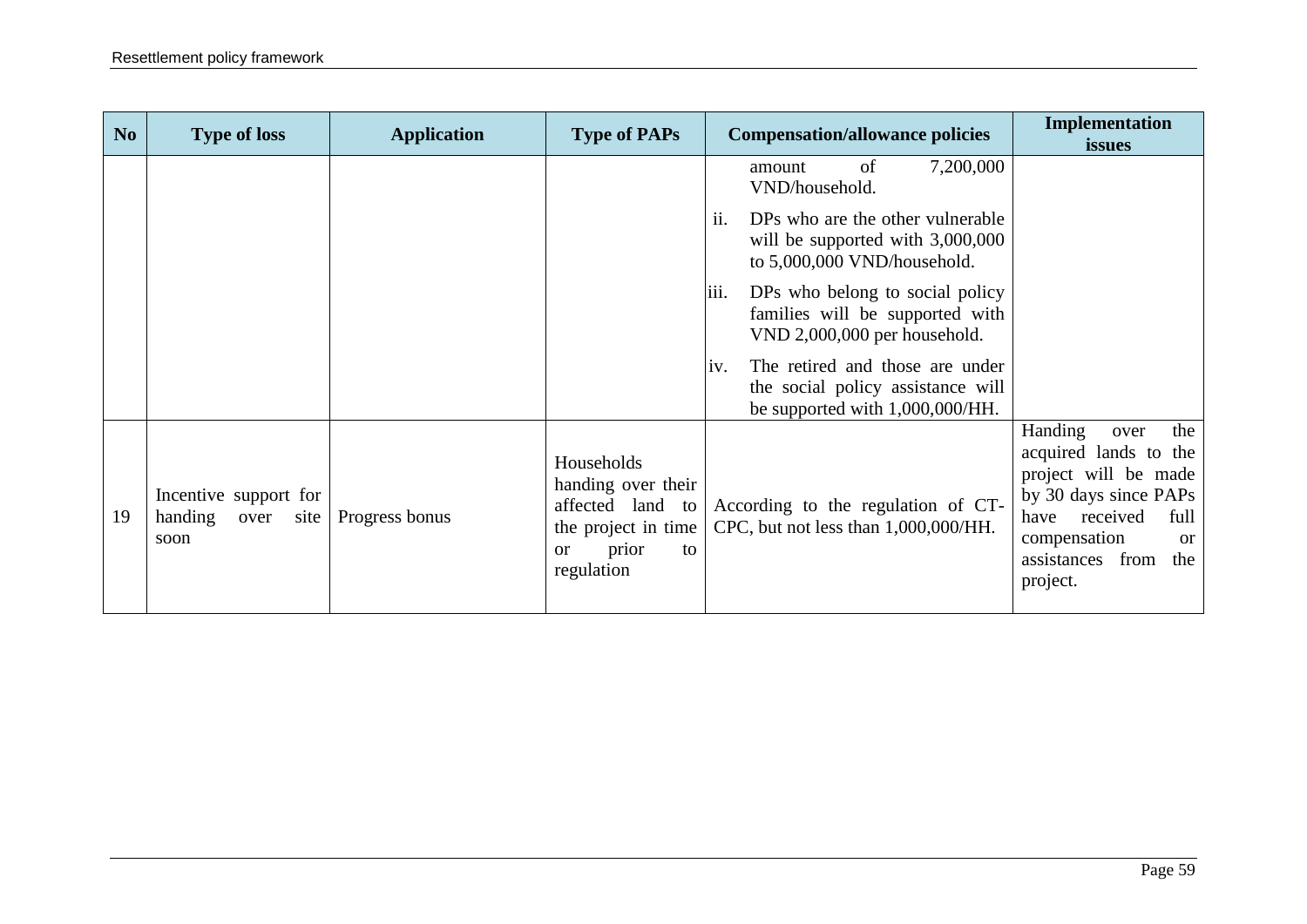| No | Type of loss | Application | Type of PAPs | Compensation/allowance policies | Implementation issues |
|---|---|---|---|---|---|
| | | | | amount of 7,200,000 VND/household.<br>ii. DPs who are the other vulnerable will be supported with 3,000,000 to 5,000,000 VND/household.<br>iii. DPs who belong to social policy families will be supported with VND 2,000,000 per household.<br>iv. The retired and those are under the social policy assistance will be supported with 1,000,000/HH. | |
| 19 | Incentive support for handing over site soon | Progress bonus | Households handing over their affected land to the project in time or prior to regulation | According to the regulation of CT-CPC, but not less than 1,000,000/HH. | Handing over the acquired lands to the project will be made by 30 days since PAPs have received full compensation or assistances from the project. |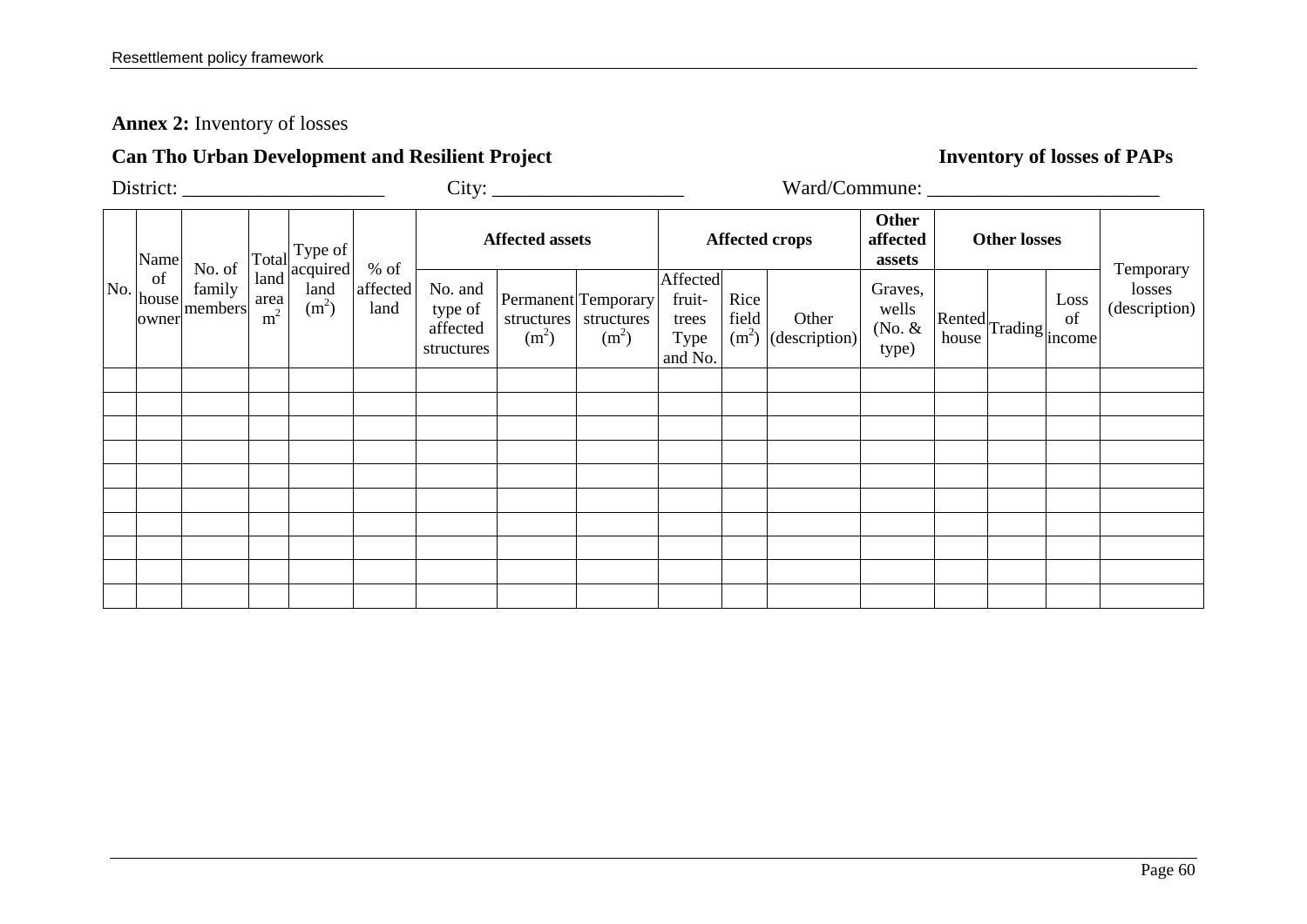**Annex 2:** Inventory of losses

**Can Tho Urban Development and Resilient Project** **Inventory of losses of PAPs**

District: ____________________ City: ___________________ Ward/Commune: _______________________

| No. | Name of house owner | No. of family members | Total land area $m^2$ | Type of acquired land ($m^2$) | % of affected land | **Affected assets** | | | **Affected crops** | | | **Other affected assets** | **Other losses** | | | Temporary losses (description) |
|---|---|---|---|---|---|---|---|---|---|---|---|---|---|---|---|---|
| | | | | | | No. and type of affected structures | Permanent structures ($m^2$) | Temporary structures ($m^2$) | Affected fruit-trees Type and No. | Rice field ($m^2$) | Other (description) | Graves, wells (No. & type) | Rented house | Trading | Loss of income | |
| | | | | | | | | | | | | | | | | |
| | | | | | | | | | | | | | | | | |
| | | | | | | | | | | | | | | | | |
| | | | | | | | | | | | | | | | | |
| | | | | | | | | | | | | | | | | |
| | | | | | | | | | | | | | | | | |
| | | | | | | | | | | | | | | | | |
| | | | | | | | | | | | | | | | | |
| | | | | | | | | | | | | | | | | |
| | | | | | | | | | | | | | | | | |